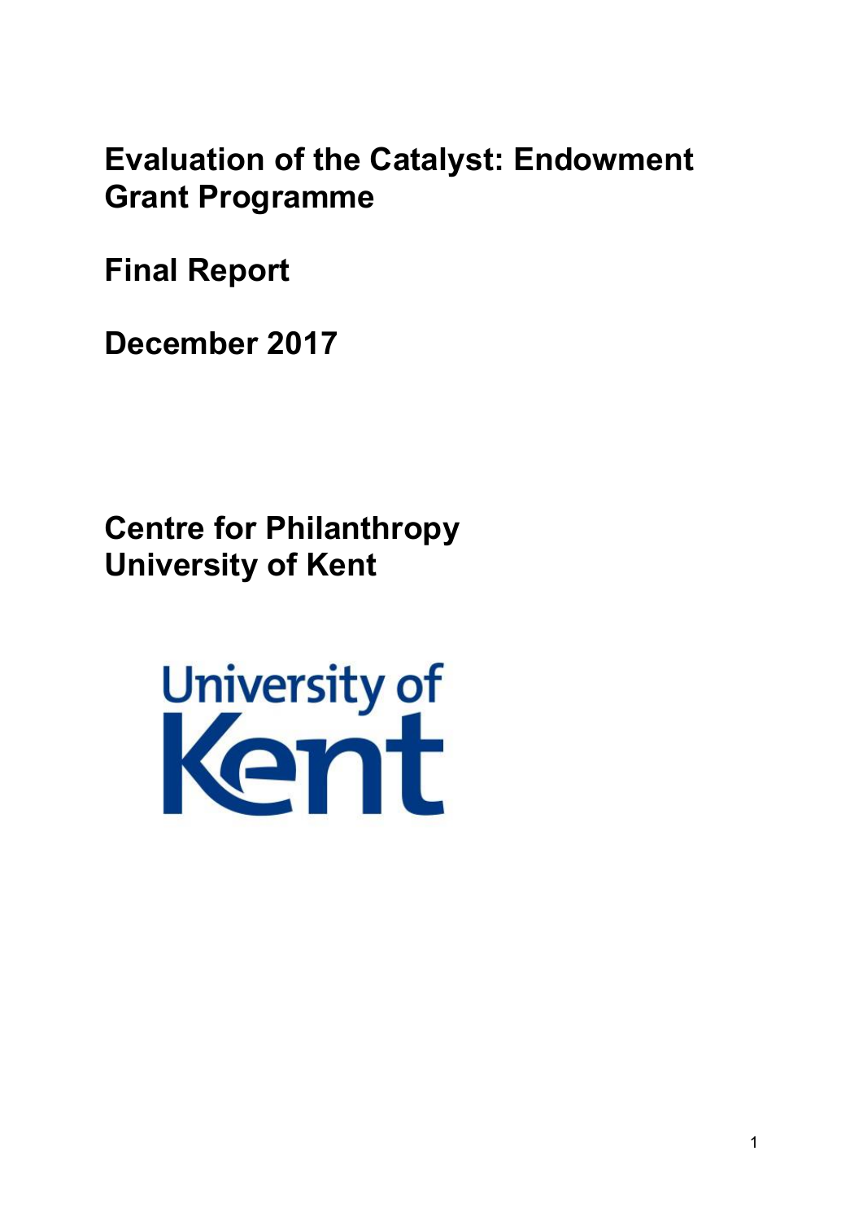# Evaluation of the Catalyst: Endowment Grant Programme

**Final Report**

**December 2017**

**Centre for Philanthropy**
**University of Kent**

University of Kent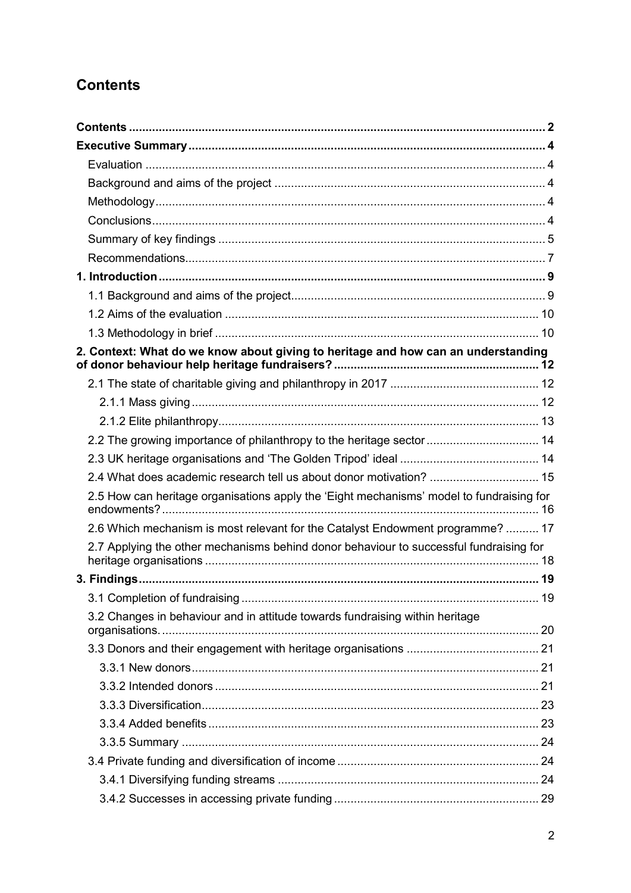## Contents

Contents ........ 2
Executive Summary ........ 4
- Evaluation ........ 4
- Background and aims of the project ........ 4
- Methodology ........ 4
- Conclusions ........ 4
- Summary of key findings ........ 5
- Recommendations ........ 7

1. Introduction ........ 9
- 1.1 Background and aims of the project ........ 9
- 1.2 Aims of the evaluation ........ 10
- 1.3 Methodology in brief ........ 10

2. Context: What do we know about giving to heritage and how can an understanding of donor behaviour help heritage fundraisers? ........ 12
- 2.1 The state of charitable giving and philanthropy in 2017 ........ 12
  - 2.1.1 Mass giving ........ 12
  - 2.1.2 Elite philanthropy ........ 13
- 2.2 The growing importance of philanthropy to the heritage sector ........ 14
- 2.3 UK heritage organisations and 'The Golden Tripod' ideal ........ 14
- 2.4 What does academic research tell us about donor motivation? ........ 15
- 2.5 How can heritage organisations apply the 'Eight mechanisms' model to fundraising for endowments? ........ 16
- 2.6 Which mechanism is most relevant for the Catalyst Endowment programme? ........ 17
- 2.7 Applying the other mechanisms behind donor behaviour to successful fundraising for heritage organisations ........ 18

3. Findings ........ 19
- 3.1 Completion of fundraising ........ 19
- 3.2 Changes in behaviour and in attitude towards fundraising within heritage organisations. ........ 20
- 3.3 Donors and their engagement with heritage organisations ........ 21
  - 3.3.1 New donors ........ 21
  - 3.3.2 Intended donors ........ 21
  - 3.3.3 Diversification ........ 23
  - 3.3.4 Added benefits ........ 23
  - 3.3.5 Summary ........ 24
- 3.4 Private funding and diversification of income ........ 24
  - 3.4.1 Diversifying funding streams ........ 24
  - 3.4.2 Successes in accessing private funding ........ 29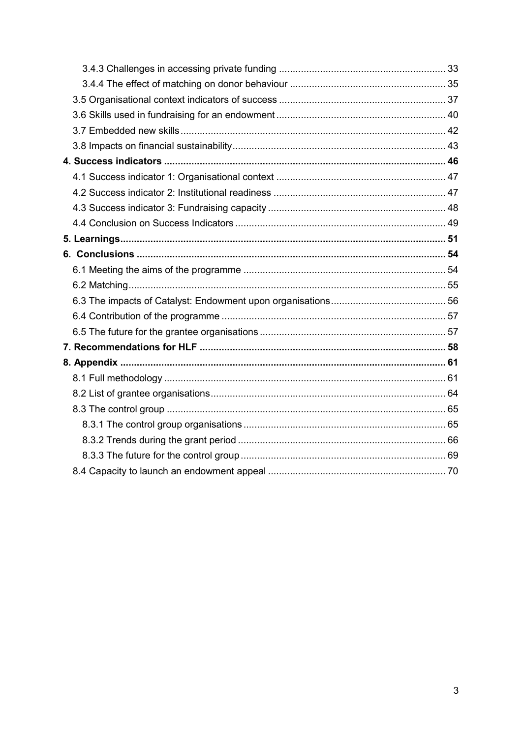3.4.3 Challenges in accessing private funding ............................................................. 33

3.4.4 The effect of matching on donor behaviour ......................................................... 35

3.5 Organisational context indicators of success ............................................................. 37

3.6 Skills used in fundraising for an endowment .............................................................. 40

3.7 Embedded new skills ................................................................................................ 42

3.8 Impacts on financial sustainability .............................................................................. 43

**4. Success indicators ....................................................................................................... 46**

4.1 Success indicator 1: Organisational context .............................................................. 47

4.2 Success indicator 2: Institutional readiness ............................................................... 47

4.3 Success indicator 3: Fundraising capacity ................................................................. 48

4.4 Conclusion on Success Indicators ............................................................................. 49

**5. Learnings ...................................................................................................................... 51**

**6. Conclusions ................................................................................................................. 54**

6.1 Meeting the aims of the programme .......................................................................... 54

6.2 Matching .................................................................................................................... 55

6.3 The impacts of Catalyst: Endowment upon organisations .......................................... 56

6.4 Contribution of the programme .................................................................................. 57

6.5 The future for the grantee organisations .................................................................... 57

**7. Recommendations for HLF .......................................................................................... 58**

**8. Appendix ...................................................................................................................... 61**

8.1 Full methodology ....................................................................................................... 61

8.2 List of grantee organisations ...................................................................................... 64

8.3 The control group ...................................................................................................... 65

8.3.1 The control group organisations ........................................................................... 65

8.3.2 Trends during the grant period ............................................................................. 66

8.3.3 The future for the control group ........................................................................... 69

8.4 Capacity to launch an endowment appeal ................................................................. 70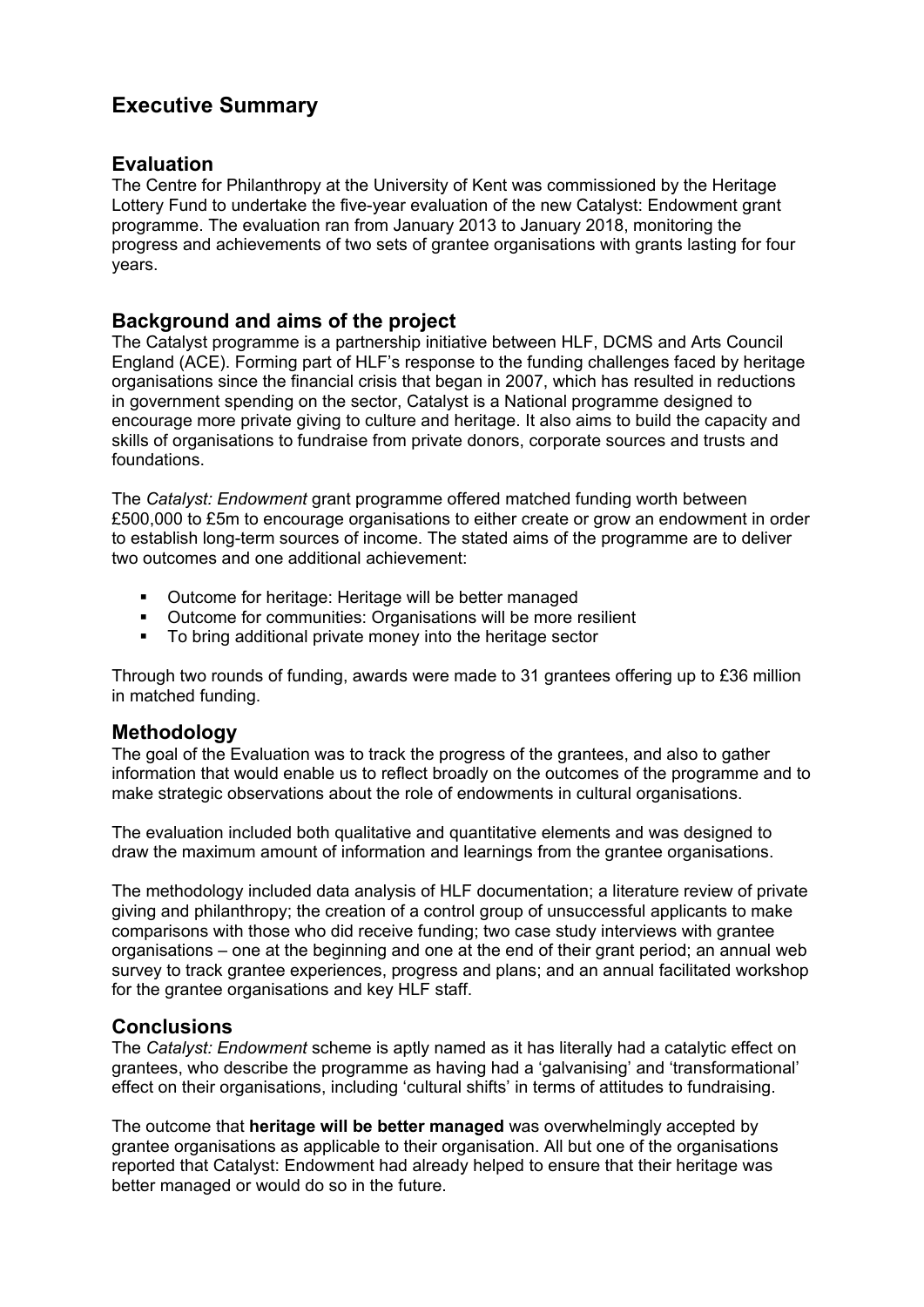# Executive Summary

## Evaluation

The Centre for Philanthropy at the University of Kent was commissioned by the Heritage Lottery Fund to undertake the five-year evaluation of the new Catalyst: Endowment grant programme. The evaluation ran from January 2013 to January 2018, monitoring the progress and achievements of two sets of grantee organisations with grants lasting for four years.

## Background and aims of the project

The Catalyst programme is a partnership initiative between HLF, DCMS and Arts Council England (ACE). Forming part of HLF's response to the funding challenges faced by heritage organisations since the financial crisis that began in 2007, which has resulted in reductions in government spending on the sector, Catalyst is a National programme designed to encourage more private giving to culture and heritage. It also aims to build the capacity and skills of organisations to fundraise from private donors, corporate sources and trusts and foundations.

The *Catalyst: Endowment* grant programme offered matched funding worth between £500,000 to £5m to encourage organisations to either create or grow an endowment in order to establish long-term sources of income. The stated aims of the programme are to deliver two outcomes and one additional achievement:

- Outcome for heritage: Heritage will be better managed
- Outcome for communities: Organisations will be more resilient
- To bring additional private money into the heritage sector

Through two rounds of funding, awards were made to 31 grantees offering up to £36 million in matched funding.

## Methodology

The goal of the Evaluation was to track the progress of the grantees, and also to gather information that would enable us to reflect broadly on the outcomes of the programme and to make strategic observations about the role of endowments in cultural organisations.

The evaluation included both qualitative and quantitative elements and was designed to draw the maximum amount of information and learnings from the grantee organisations.

The methodology included data analysis of HLF documentation; a literature review of private giving and philanthropy; the creation of a control group of unsuccessful applicants to make comparisons with those who did receive funding; two case study interviews with grantee organisations – one at the beginning and one at the end of their grant period; an annual web survey to track grantee experiences, progress and plans; and an annual facilitated workshop for the grantee organisations and key HLF staff.

## Conclusions

The *Catalyst: Endowment* scheme is aptly named as it has literally had a catalytic effect on grantees, who describe the programme as having had a 'galvanising' and 'transformational' effect on their organisations, including 'cultural shifts' in terms of attitudes to fundraising.

The outcome that **heritage will be better managed** was overwhelmingly accepted by grantee organisations as applicable to their organisation. All but one of the organisations reported that Catalyst: Endowment had already helped to ensure that their heritage was better managed or would do so in the future.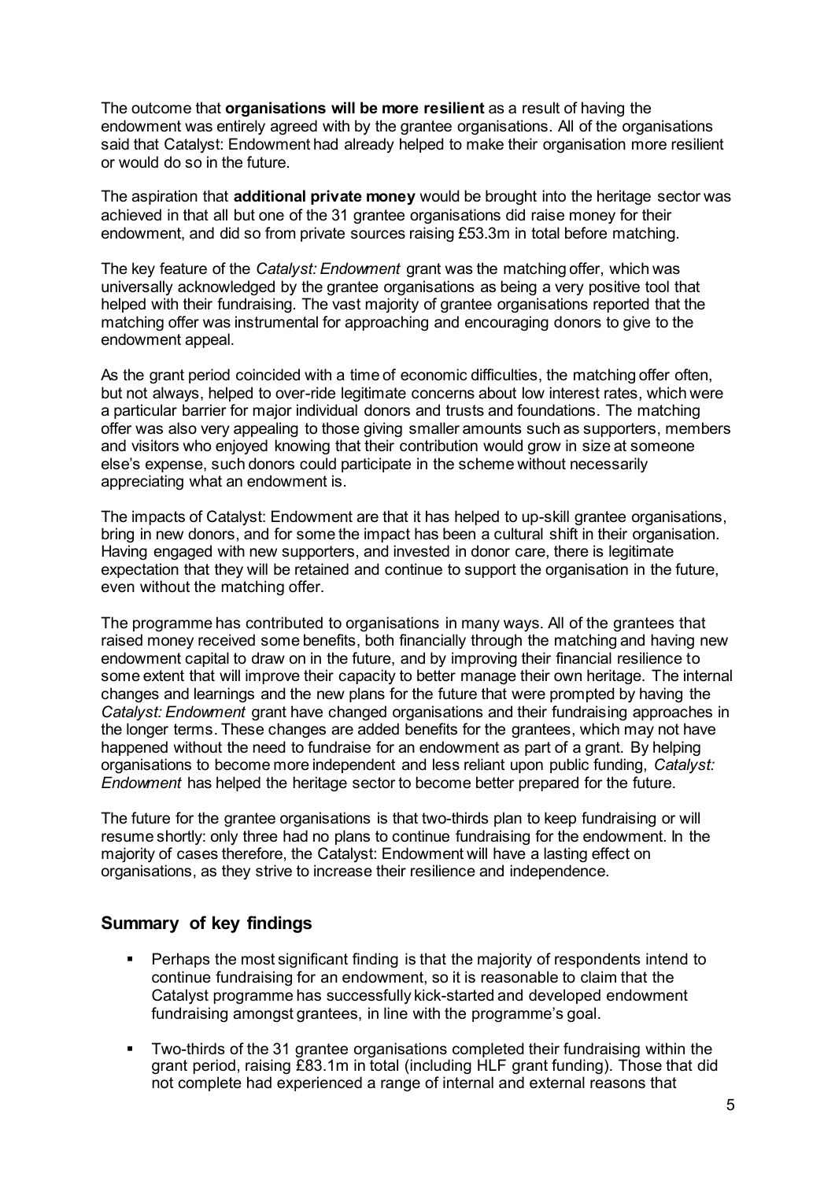The outcome that **organisations will be more resilient** as a result of having the endowment was entirely agreed with by the grantee organisations. All of the organisations said that Catalyst: Endowment had already helped to make their organisation more resilient or would do so in the future.

The aspiration that **additional private money** would be brought into the heritage sector was achieved in that all but one of the 31 grantee organisations did raise money for their endowment, and did so from private sources raising £53.3m in total before matching.

The key feature of the *Catalyst: Endowment* grant was the matching offer, which was universally acknowledged by the grantee organisations as being a very positive tool that helped with their fundraising. The vast majority of grantee organisations reported that the matching offer was instrumental for approaching and encouraging donors to give to the endowment appeal.

As the grant period coincided with a time of economic difficulties, the matching offer often, but not always, helped to over-ride legitimate concerns about low interest rates, which were a particular barrier for major individual donors and trusts and foundations. The matching offer was also very appealing to those giving smaller amounts such as supporters, members and visitors who enjoyed knowing that their contribution would grow in size at someone else's expense, such donors could participate in the scheme without necessarily appreciating what an endowment is.

The impacts of Catalyst: Endowment are that it has helped to up-skill grantee organisations, bring in new donors, and for some the impact has been a cultural shift in their organisation. Having engaged with new supporters, and invested in donor care, there is legitimate expectation that they will be retained and continue to support the organisation in the future, even without the matching offer.

The programme has contributed to organisations in many ways. All of the grantees that raised money received some benefits, both financially through the matching and having new endowment capital to draw on in the future, and by improving their financial resilience to some extent that will improve their capacity to better manage their own heritage. The internal changes and learnings and the new plans for the future that were prompted by having the *Catalyst: Endowment* grant have changed organisations and their fundraising approaches in the longer terms. These changes are added benefits for the grantees, which may not have happened without the need to fundraise for an endowment as part of a grant. By helping organisations to become more independent and less reliant upon public funding, *Catalyst: Endowment* has helped the heritage sector to become better prepared for the future.

The future for the grantee organisations is that two-thirds plan to keep fundraising or will resume shortly: only three had no plans to continue fundraising for the endowment. In the majority of cases therefore, the Catalyst: Endowment will have a lasting effect on organisations, as they strive to increase their resilience and independence.

## Summary of key findings

- Perhaps the most significant finding is that the majority of respondents intend to continue fundraising for an endowment, so it is reasonable to claim that the Catalyst programme has successfully kick-started and developed endowment fundraising amongst grantees, in line with the programme's goal.
- Two-thirds of the 31 grantee organisations completed their fundraising within the grant period, raising £83.1m in total (including HLF grant funding). Those that did not complete had experienced a range of internal and external reasons that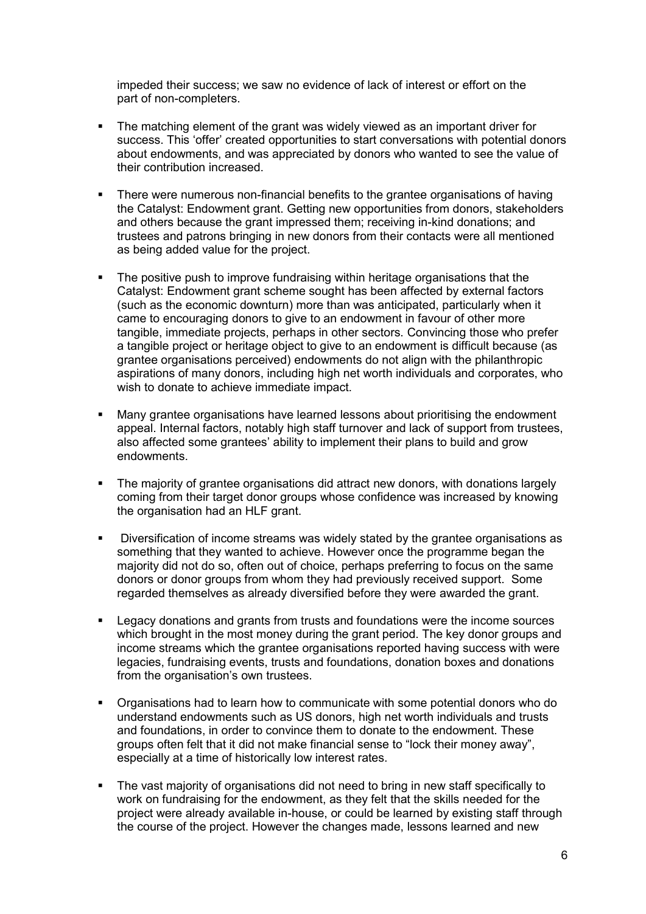impeded their success; we saw no evidence of lack of interest or effort on the part of non-completers.

- The matching element of the grant was widely viewed as an important driver for success. This 'offer' created opportunities to start conversations with potential donors about endowments, and was appreciated by donors who wanted to see the value of their contribution increased.

- There were numerous non-financial benefits to the grantee organisations of having the Catalyst: Endowment grant. Getting new opportunities from donors, stakeholders and others because the grant impressed them; receiving in-kind donations; and trustees and patrons bringing in new donors from their contacts were all mentioned as being added value for the project.

- The positive push to improve fundraising within heritage organisations that the Catalyst: Endowment grant scheme sought has been affected by external factors (such as the economic downturn) more than was anticipated, particularly when it came to encouraging donors to give to an endowment in favour of other more tangible, immediate projects, perhaps in other sectors. Convincing those who prefer a tangible project or heritage object to give to an endowment is difficult because (as grantee organisations perceived) endowments do not align with the philanthropic aspirations of many donors, including high net worth individuals and corporates, who wish to donate to achieve immediate impact.

- Many grantee organisations have learned lessons about prioritising the endowment appeal. Internal factors, notably high staff turnover and lack of support from trustees, also affected some grantees' ability to implement their plans to build and grow endowments.

- The majority of grantee organisations did attract new donors, with donations largely coming from their target donor groups whose confidence was increased by knowing the organisation had an HLF grant.

- Diversification of income streams was widely stated by the grantee organisations as something that they wanted to achieve. However once the programme began the majority did not do so, often out of choice, perhaps preferring to focus on the same donors or donor groups from whom they had previously received support. Some regarded themselves as already diversified before they were awarded the grant.

- Legacy donations and grants from trusts and foundations were the income sources which brought in the most money during the grant period. The key donor groups and income streams which the grantee organisations reported having success with were legacies, fundraising events, trusts and foundations, donation boxes and donations from the organisation's own trustees.

- Organisations had to learn how to communicate with some potential donors who do understand endowments such as US donors, high net worth individuals and trusts and foundations, in order to convince them to donate to the endowment. These groups often felt that it did not make financial sense to "lock their money away", especially at a time of historically low interest rates.

- The vast majority of organisations did not need to bring in new staff specifically to work on fundraising for the endowment, as they felt that the skills needed for the project were already available in-house, or could be learned by existing staff through the course of the project. However the changes made, lessons learned and new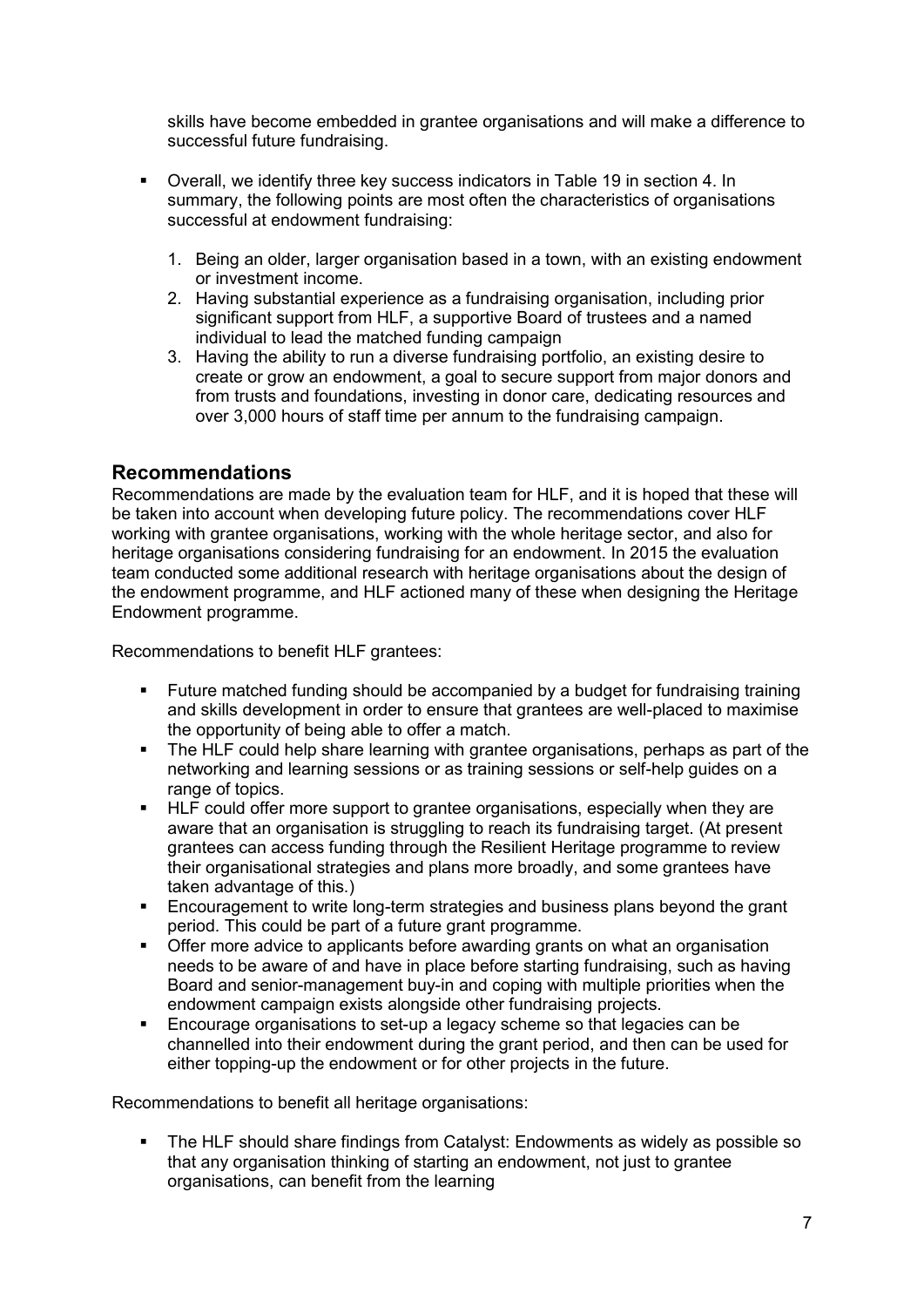skills have become embedded in grantee organisations and will make a difference to successful future fundraising.

- Overall, we identify three key success indicators in Table 19 in section 4. In summary, the following points are most often the characteristics of organisations successful at endowment fundraising:

    1. Being an older, larger organisation based in a town, with an existing endowment or investment income.
    2. Having substantial experience as a fundraising organisation, including prior significant support from HLF, a supportive Board of trustees and a named individual to lead the matched funding campaign
    3. Having the ability to run a diverse fundraising portfolio, an existing desire to create or grow an endowment, a goal to secure support from major donors and from trusts and foundations, investing in donor care, dedicating resources and over 3,000 hours of staff time per annum to the fundraising campaign.

## Recommendations

Recommendations are made by the evaluation team for HLF, and it is hoped that these will be taken into account when developing future policy. The recommendations cover HLF working with grantee organisations, working with the whole heritage sector, and also for heritage organisations considering fundraising for an endowment. In 2015 the evaluation team conducted some additional research with heritage organisations about the design of the endowment programme, and HLF actioned many of these when designing the Heritage Endowment programme.

Recommendations to benefit HLF grantees:

- Future matched funding should be accompanied by a budget for fundraising training and skills development in order to ensure that grantees are well-placed to maximise the opportunity of being able to offer a match.
- The HLF could help share learning with grantee organisations, perhaps as part of the networking and learning sessions or as training sessions or self-help guides on a range of topics.
- HLF could offer more support to grantee organisations, especially when they are aware that an organisation is struggling to reach its fundraising target. (At present grantees can access funding through the Resilient Heritage programme to review their organisational strategies and plans more broadly, and some grantees have taken advantage of this.)
- Encouragement to write long-term strategies and business plans beyond the grant period. This could be part of a future grant programme.
- Offer more advice to applicants before awarding grants on what an organisation needs to be aware of and have in place before starting fundraising, such as having Board and senior-management buy-in and coping with multiple priorities when the endowment campaign exists alongside other fundraising projects.
- Encourage organisations to set-up a legacy scheme so that legacies can be channelled into their endowment during the grant period, and then can be used for either topping-up the endowment or for other projects in the future.

Recommendations to benefit all heritage organisations:

- The HLF should share findings from Catalyst: Endowments as widely as possible so that any organisation thinking of starting an endowment, not just to grantee organisations, can benefit from the learning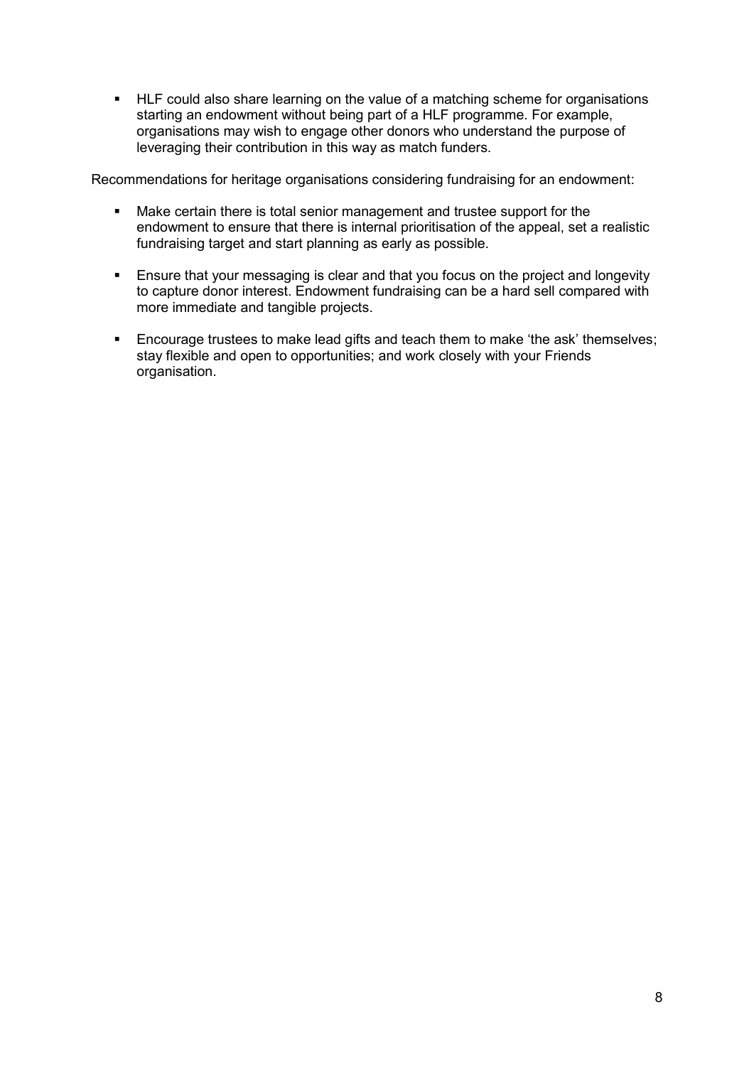- HLF could also share learning on the value of a matching scheme for organisations starting an endowment without being part of a HLF programme. For example, organisations may wish to engage other donors who understand the purpose of leveraging their contribution in this way as match funders.

Recommendations for heritage organisations considering fundraising for an endowment:

- Make certain there is total senior management and trustee support for the endowment to ensure that there is internal prioritisation of the appeal, set a realistic fundraising target and start planning as early as possible.
- Ensure that your messaging is clear and that you focus on the project and longevity to capture donor interest. Endowment fundraising can be a hard sell compared with more immediate and tangible projects.
- Encourage trustees to make lead gifts and teach them to make 'the ask' themselves; stay flexible and open to opportunities; and work closely with your Friends organisation.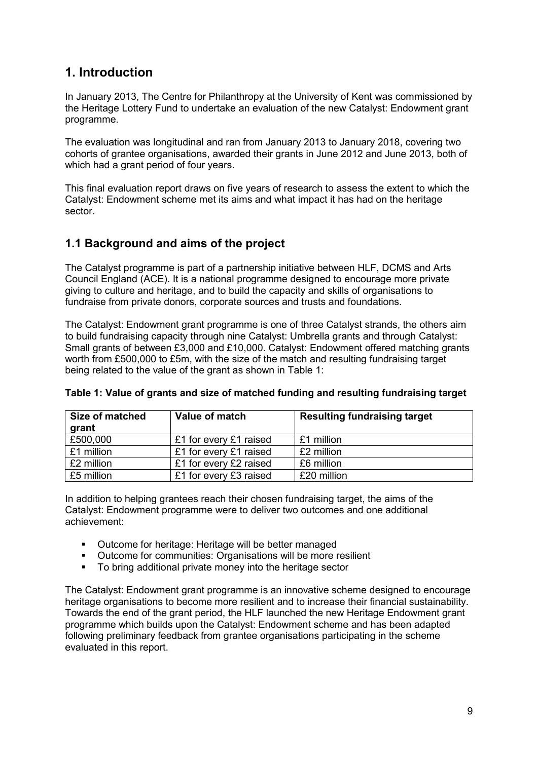# 1. Introduction

In January 2013, The Centre for Philanthropy at the University of Kent was commissioned by the Heritage Lottery Fund to undertake an evaluation of the new Catalyst: Endowment grant programme.

The evaluation was longitudinal and ran from January 2013 to January 2018, covering two cohorts of grantee organisations, awarded their grants in June 2012 and June 2013, both of which had a grant period of four years.

This final evaluation report draws on five years of research to assess the extent to which the Catalyst: Endowment scheme met its aims and what impact it has had on the heritage sector.

## 1.1 Background and aims of the project

The Catalyst programme is part of a partnership initiative between HLF, DCMS and Arts Council England (ACE). It is a national programme designed to encourage more private giving to culture and heritage, and to build the capacity and skills of organisations to fundraise from private donors, corporate sources and trusts and foundations.

The Catalyst: Endowment grant programme is one of three Catalyst strands, the others aim to build fundraising capacity through nine Catalyst: Umbrella grants and through Catalyst: Small grants of between £3,000 and £10,000. Catalyst: Endowment offered matching grants worth from £500,000 to £5m, with the size of the match and resulting fundraising target being related to the value of the grant as shown in Table 1:

**Table 1: Value of grants and size of matched funding and resulting fundraising target**

| Size of matched grant | Value of match | Resulting fundraising target |
|---|---|---|
| £500,000 | £1 for every £1 raised | £1 million |
| £1 million | £1 for every £1 raised | £2 million |
| £2 million | £1 for every £2 raised | £6 million |
| £5 million | £1 for every £3 raised | £20 million |

In addition to helping grantees reach their chosen fundraising target, the aims of the Catalyst: Endowment programme were to deliver two outcomes and one additional achievement:

- Outcome for heritage: Heritage will be better managed
- Outcome for communities: Organisations will be more resilient
- To bring additional private money into the heritage sector

The Catalyst: Endowment grant programme is an innovative scheme designed to encourage heritage organisations to become more resilient and to increase their financial sustainability. Towards the end of the grant period, the HLF launched the new Heritage Endowment grant programme which builds upon the Catalyst: Endowment scheme and has been adapted following preliminary feedback from grantee organisations participating in the scheme evaluated in this report.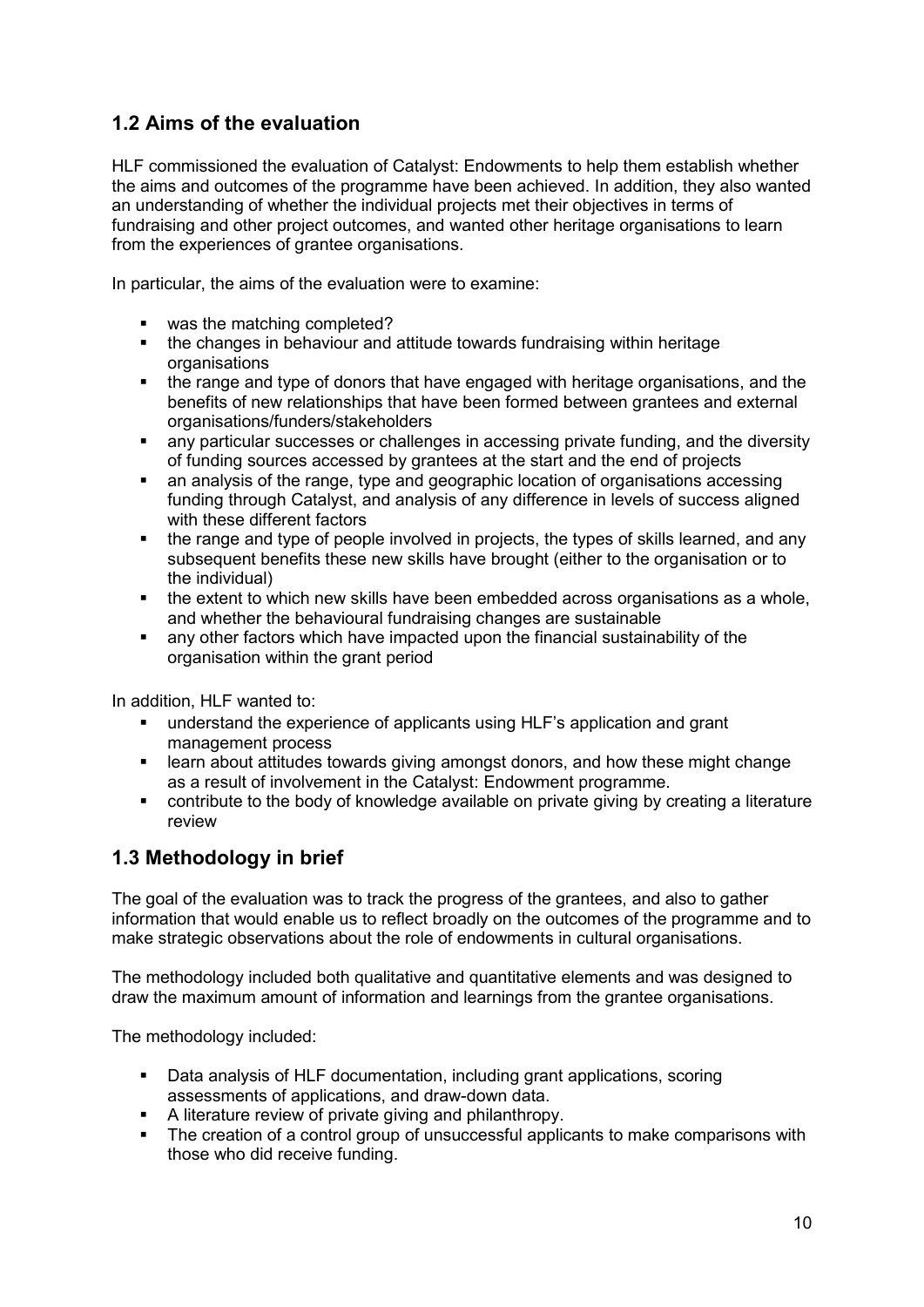## 1.2 Aims of the evaluation

HLF commissioned the evaluation of Catalyst: Endowments to help them establish whether the aims and outcomes of the programme have been achieved. In addition, they also wanted an understanding of whether the individual projects met their objectives in terms of fundraising and other project outcomes, and wanted other heritage organisations to learn from the experiences of grantee organisations.

In particular, the aims of the evaluation were to examine:

- was the matching completed?
- the changes in behaviour and attitude towards fundraising within heritage organisations
- the range and type of donors that have engaged with heritage organisations, and the benefits of new relationships that have been formed between grantees and external organisations/funders/stakeholders
- any particular successes or challenges in accessing private funding, and the diversity of funding sources accessed by grantees at the start and the end of projects
- an analysis of the range, type and geographic location of organisations accessing funding through Catalyst, and analysis of any difference in levels of success aligned with these different factors
- the range and type of people involved in projects, the types of skills learned, and any subsequent benefits these new skills have brought (either to the organisation or to the individual)
- the extent to which new skills have been embedded across organisations as a whole, and whether the behavioural fundraising changes are sustainable
- any other factors which have impacted upon the financial sustainability of the organisation within the grant period

In addition, HLF wanted to:

- understand the experience of applicants using HLF's application and grant management process
- learn about attitudes towards giving amongst donors, and how these might change as a result of involvement in the Catalyst: Endowment programme.
- contribute to the body of knowledge available on private giving by creating a literature review

## 1.3 Methodology in brief

The goal of the evaluation was to track the progress of the grantees, and also to gather information that would enable us to reflect broadly on the outcomes of the programme and to make strategic observations about the role of endowments in cultural organisations.

The methodology included both qualitative and quantitative elements and was designed to draw the maximum amount of information and learnings from the grantee organisations.

The methodology included:

- Data analysis of HLF documentation, including grant applications, scoring assessments of applications, and draw-down data.
- A literature review of private giving and philanthropy.
- The creation of a control group of unsuccessful applicants to make comparisons with those who did receive funding.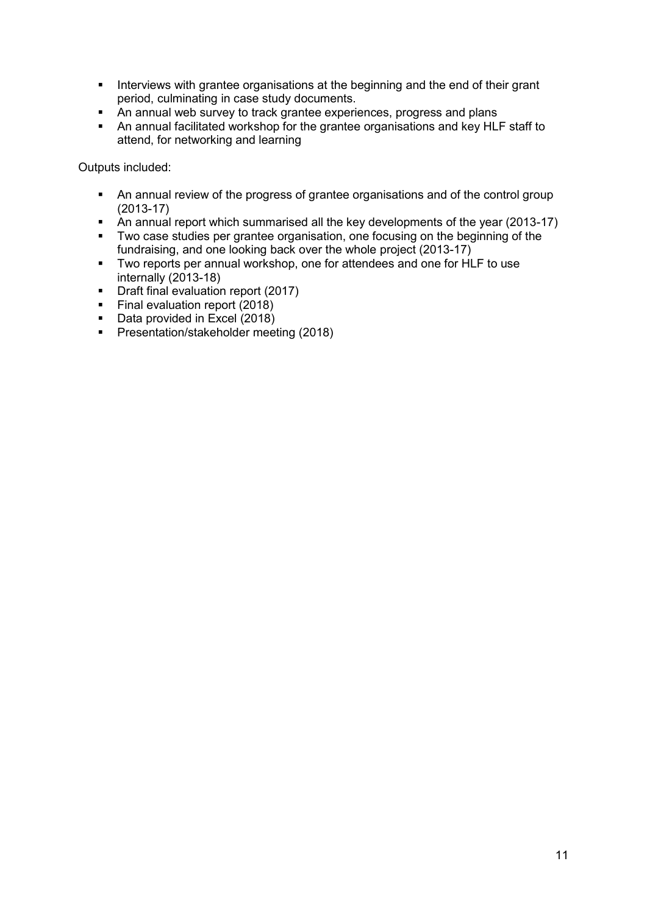- Interviews with grantee organisations at the beginning and the end of their grant period, culminating in case study documents.
- An annual web survey to track grantee experiences, progress and plans
- An annual facilitated workshop for the grantee organisations and key HLF staff to attend, for networking and learning

Outputs included:

- An annual review of the progress of grantee organisations and of the control group (2013-17)
- An annual report which summarised all the key developments of the year (2013-17)
- Two case studies per grantee organisation, one focusing on the beginning of the fundraising, and one looking back over the whole project (2013-17)
- Two reports per annual workshop, one for attendees and one for HLF to use internally (2013-18)
- Draft final evaluation report (2017)
- Final evaluation report (2018)
- Data provided in Excel (2018)
- Presentation/stakeholder meeting (2018)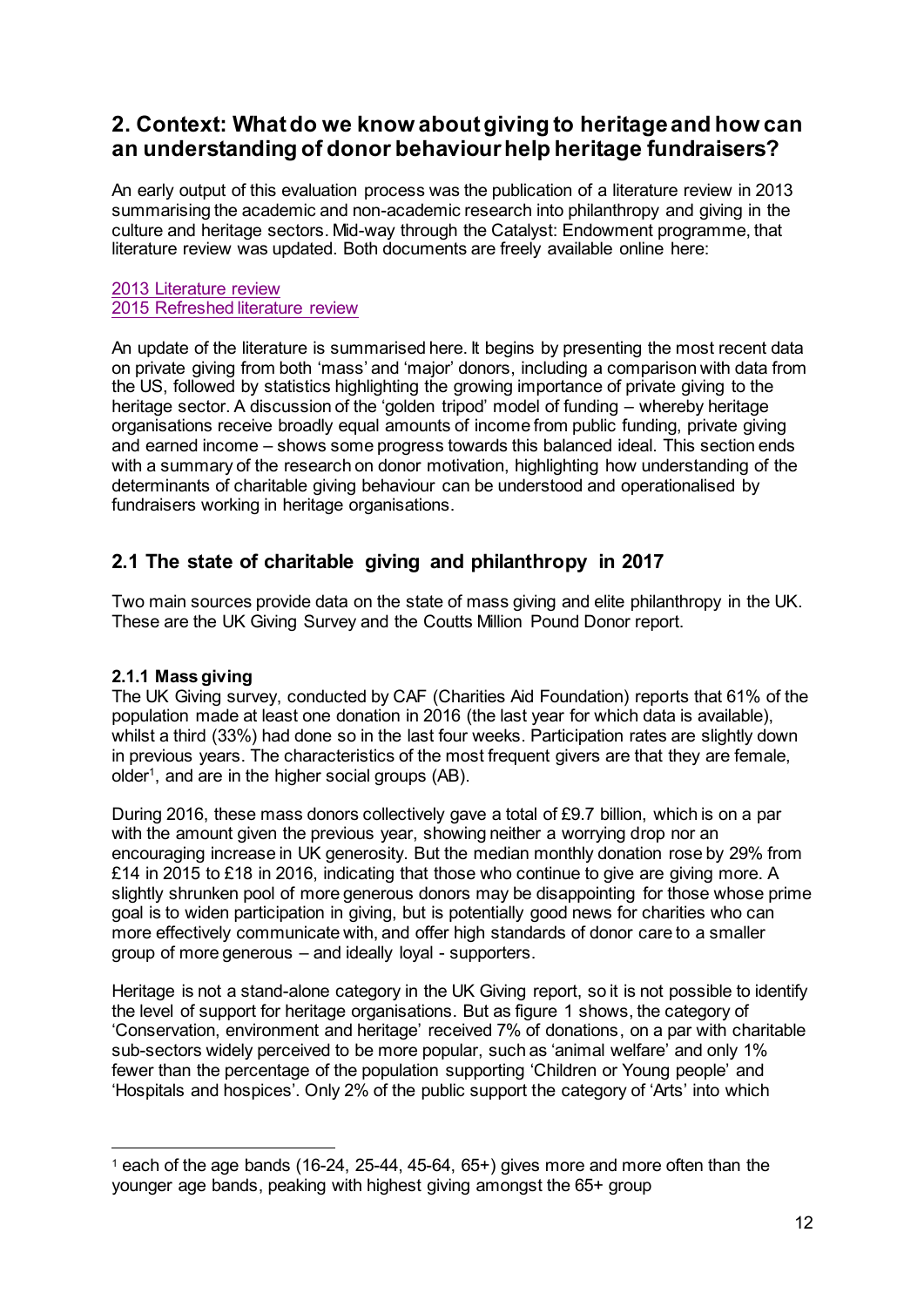## 2. Context: What do we know about giving to heritage and how can an understanding of donor behaviour help heritage fundraisers?

An early output of this evaluation process was the publication of a literature review in 2013 summarising the academic and non-academic research into philanthropy and giving in the culture and heritage sectors. Mid-way through the Catalyst: Endowment programme, that literature review was updated. Both documents are freely available online here:

2013 Literature review
2015 Refreshed literature review

An update of the literature is summarised here. It begins by presenting the most recent data on private giving from both 'mass' and 'major' donors, including a comparison with data from the US, followed by statistics highlighting the growing importance of private giving to the heritage sector. A discussion of the 'golden tripod' model of funding – whereby heritage organisations receive broadly equal amounts of income from public funding, private giving and earned income – shows some progress towards this balanced ideal. This section ends with a summary of the research on donor motivation, highlighting how understanding of the determinants of charitable giving behaviour can be understood and operationalised by fundraisers working in heritage organisations.

### 2.1 The state of charitable giving and philanthropy in 2017

Two main sources provide data on the state of mass giving and elite philanthropy in the UK. These are the UK Giving Survey and the Coutts Million Pound Donor report.

#### 2.1.1 Mass giving

The UK Giving survey, conducted by CAF (Charities Aid Foundation) reports that 61% of the population made at least one donation in 2016 (the last year for which data is available), whilst a third (33%) had done so in the last four weeks. Participation rates are slightly down in previous years. The characteristics of the most frequent givers are that they are female, older[1], and are in the higher social groups (AB).

During 2016, these mass donors collectively gave a total of £9.7 billion, which is on a par with the amount given the previous year, showing neither a worrying drop nor an encouraging increase in UK generosity. But the median monthly donation rose by 29% from £14 in 2015 to £18 in 2016, indicating that those who continue to give are giving more. A slightly shrunken pool of more generous donors may be disappointing for those whose prime goal is to widen participation in giving, but is potentially good news for charities who can more effectively communicate with, and offer high standards of donor care to a smaller group of more generous – and ideally loyal - supporters.

Heritage is not a stand-alone category in the UK Giving report, so it is not possible to identify the level of support for heritage organisations. But as figure 1 shows, the category of 'Conservation, environment and heritage' received 7% of donations, on a par with charitable sub-sectors widely perceived to be more popular, such as 'animal welfare' and only 1% fewer than the percentage of the population supporting 'Children or Young people' and 'Hospitals and hospices'. Only 2% of the public support the category of 'Arts' into which

[1] each of the age bands (16-24, 25-44, 45-64, 65+) gives more and more often than the younger age bands, peaking with highest giving amongst the 65+ group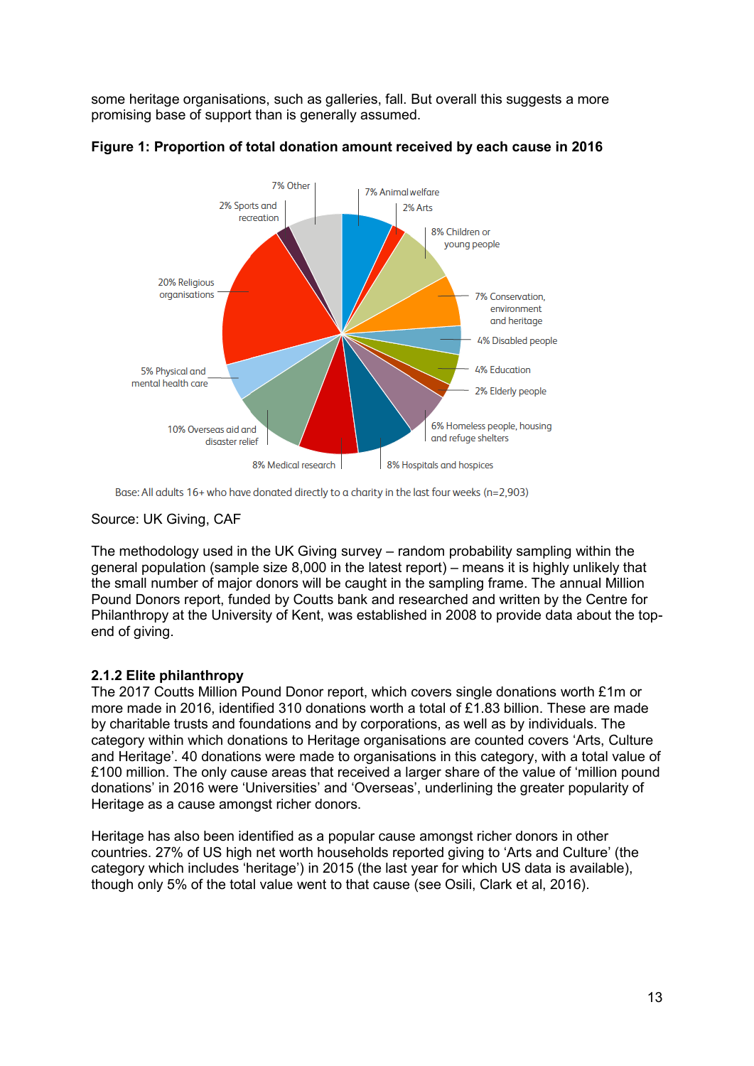some heritage organisations, such as galleries, fall. But overall this suggests a more promising base of support than is generally assumed.

**Figure 1: Proportion of total donation amount received by each cause in 2016**

- 7% Animal welfare
- 2% Arts
- 8% Children or young people
- 7% Conservation, environment and heritage
- 4% Disabled people
- 4% Education
- 2% Elderly people
- 6% Homeless people, housing and refuge shelters
- 8% Hospitals and hospices
- 8% Medical research
- 10% Overseas aid and disaster relief
- 5% Physical and mental health care
- 20% Religious organisations
- 2% Sports and recreation
- 7% Other

Base: All adults 16+ who have donated directly to a charity in the last four weeks (n=2,903)

Source: UK Giving, CAF

The methodology used in the UK Giving survey – random probability sampling within the general population (sample size 8,000 in the latest report) – means it is highly unlikely that the small number of major donors will be caught in the sampling frame. The annual Million Pound Donors report, funded by Coutts bank and researched and written by the Centre for Philanthropy at the University of Kent, was established in 2008 to provide data about the top-end of giving.

### 2.1.2 Elite philanthropy

The 2017 Coutts Million Pound Donor report, which covers single donations worth £1m or more made in 2016, identified 310 donations worth a total of £1.83 billion. These are made by charitable trusts and foundations and by corporations, as well as by individuals. The category within which donations to Heritage organisations are counted covers ‘Arts, Culture and Heritage’. 40 donations were made to organisations in this category, with a total value of £100 million. The only cause areas that received a larger share of the value of ‘million pound donations’ in 2016 were ‘Universities’ and ‘Overseas’, underlining the greater popularity of Heritage as a cause amongst richer donors.

Heritage has also been identified as a popular cause amongst richer donors in other countries. 27% of US high net worth households reported giving to ‘Arts and Culture’ (the category which includes ‘heritage’) in 2015 (the last year for which US data is available), though only 5% of the total value went to that cause (see Osili, Clark et al, 2016).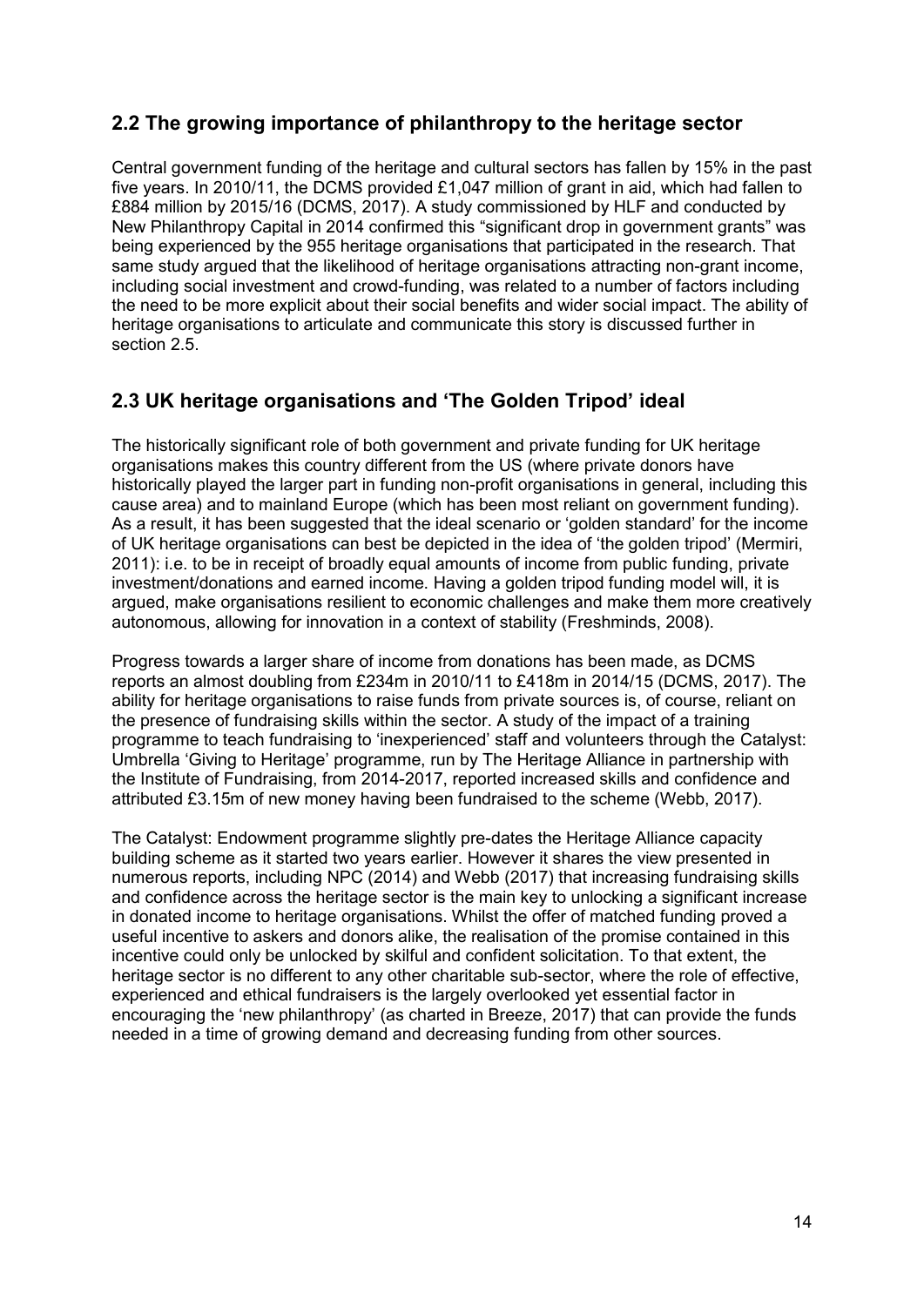## 2.2 The growing importance of philanthropy to the heritage sector

Central government funding of the heritage and cultural sectors has fallen by 15% in the past five years. In 2010/11, the DCMS provided £1,047 million of grant in aid, which had fallen to £884 million by 2015/16 (DCMS, 2017). A study commissioned by HLF and conducted by New Philanthropy Capital in 2014 confirmed this "significant drop in government grants" was being experienced by the 955 heritage organisations that participated in the research. That same study argued that the likelihood of heritage organisations attracting non-grant income, including social investment and crowd-funding, was related to a number of factors including the need to be more explicit about their social benefits and wider social impact. The ability of heritage organisations to articulate and communicate this story is discussed further in section 2.5.

## 2.3 UK heritage organisations and 'The Golden Tripod' ideal

The historically significant role of both government and private funding for UK heritage organisations makes this country different from the US (where private donors have historically played the larger part in funding non-profit organisations in general, including this cause area) and to mainland Europe (which has been most reliant on government funding). As a result, it has been suggested that the ideal scenario or 'golden standard' for the income of UK heritage organisations can best be depicted in the idea of 'the golden tripod' (Mermiri, 2011): i.e. to be in receipt of broadly equal amounts of income from public funding, private investment/donations and earned income. Having a golden tripod funding model will, it is argued, make organisations resilient to economic challenges and make them more creatively autonomous, allowing for innovation in a context of stability (Freshminds, 2008).

Progress towards a larger share of income from donations has been made, as DCMS reports an almost doubling from £234m in 2010/11 to £418m in 2014/15 (DCMS, 2017). The ability for heritage organisations to raise funds from private sources is, of course, reliant on the presence of fundraising skills within the sector. A study of the impact of a training programme to teach fundraising to 'inexperienced' staff and volunteers through the Catalyst: Umbrella 'Giving to Heritage' programme, run by The Heritage Alliance in partnership with the Institute of Fundraising, from 2014-2017, reported increased skills and confidence and attributed £3.15m of new money having been fundraised to the scheme (Webb, 2017).

The Catalyst: Endowment programme slightly pre-dates the Heritage Alliance capacity building scheme as it started two years earlier. However it shares the view presented in numerous reports, including NPC (2014) and Webb (2017) that increasing fundraising skills and confidence across the heritage sector is the main key to unlocking a significant increase in donated income to heritage organisations. Whilst the offer of matched funding proved a useful incentive to askers and donors alike, the realisation of the promise contained in this incentive could only be unlocked by skilful and confident solicitation. To that extent, the heritage sector is no different to any other charitable sub-sector, where the role of effective, experienced and ethical fundraisers is the largely overlooked yet essential factor in encouraging the 'new philanthropy' (as charted in Breeze, 2017) that can provide the funds needed in a time of growing demand and decreasing funding from other sources.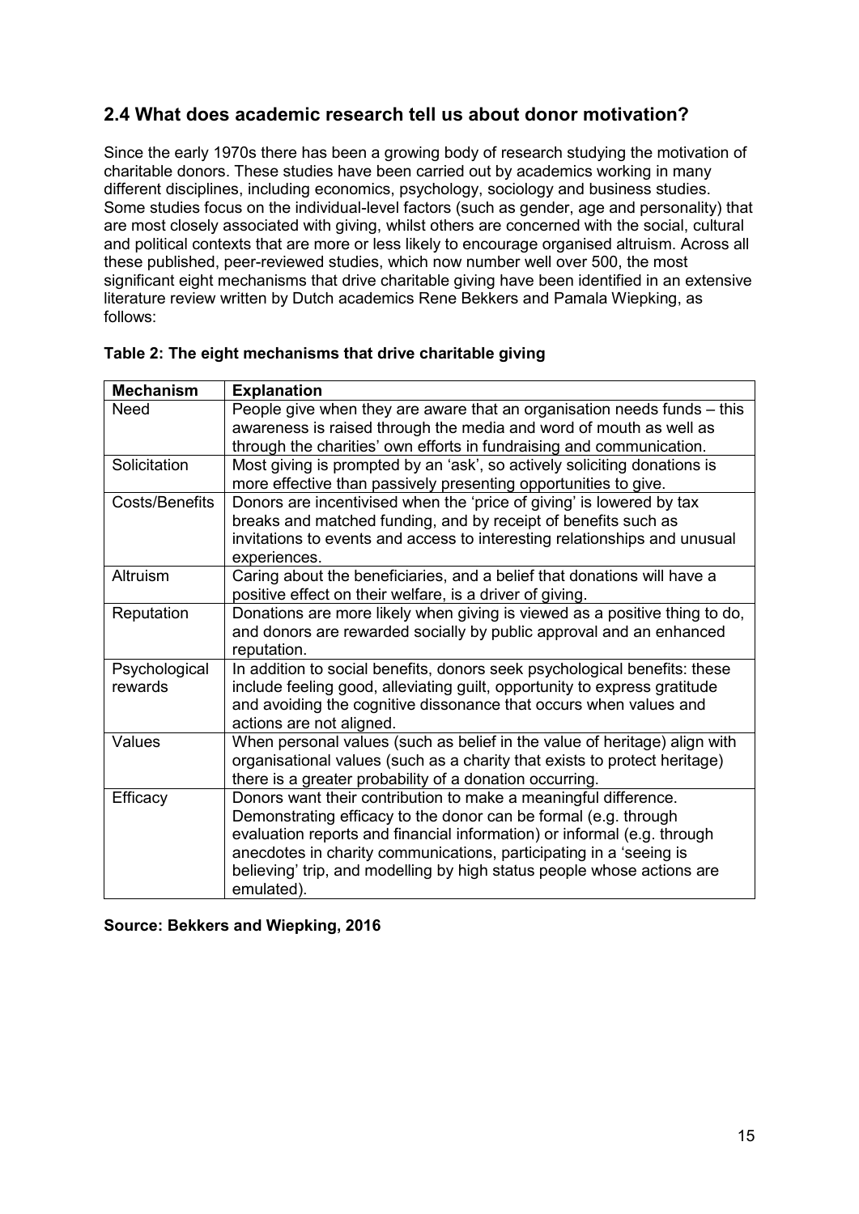## 2.4 What does academic research tell us about donor motivation?

Since the early 1970s there has been a growing body of research studying the motivation of charitable donors. These studies have been carried out by academics working in many different disciplines, including economics, psychology, sociology and business studies. Some studies focus on the individual-level factors (such as gender, age and personality) that are most closely associated with giving, whilst others are concerned with the social, cultural and political contexts that are more or less likely to encourage organised altruism. Across all these published, peer-reviewed studies, which now number well over 500, the most significant eight mechanisms that drive charitable giving have been identified in an extensive literature review written by Dutch academics Rene Bekkers and Pamala Wiepking, as follows:

**Table 2: The eight mechanisms that drive charitable giving**

| Mechanism | Explanation |
| --- | --- |
| Need | People give when they are aware that an organisation needs funds – this awareness is raised through the media and word of mouth as well as through the charities' own efforts in fundraising and communication. |
| Solicitation | Most giving is prompted by an 'ask', so actively soliciting donations is more effective than passively presenting opportunities to give. |
| Costs/Benefits | Donors are incentivised when the 'price of giving' is lowered by tax breaks and matched funding, and by receipt of benefits such as invitations to events and access to interesting relationships and unusual experiences. |
| Altruism | Caring about the beneficiaries, and a belief that donations will have a positive effect on their welfare, is a driver of giving. |
| Reputation | Donations are more likely when giving is viewed as a positive thing to do, and donors are rewarded socially by public approval and an enhanced reputation. |
| Psychological rewards | In addition to social benefits, donors seek psychological benefits: these include feeling good, alleviating guilt, opportunity to express gratitude and avoiding the cognitive dissonance that occurs when values and actions are not aligned. |
| Values | When personal values (such as belief in the value of heritage) align with organisational values (such as a charity that exists to protect heritage) there is a greater probability of a donation occurring. |
| Efficacy | Donors want their contribution to make a meaningful difference. Demonstrating efficacy to the donor can be formal (e.g. through evaluation reports and financial information) or informal (e.g. through anecdotes in charity communications, participating in a 'seeing is believing' trip, and modelling by high status people whose actions are emulated). |

**Source: Bekkers and Wiepking, 2016**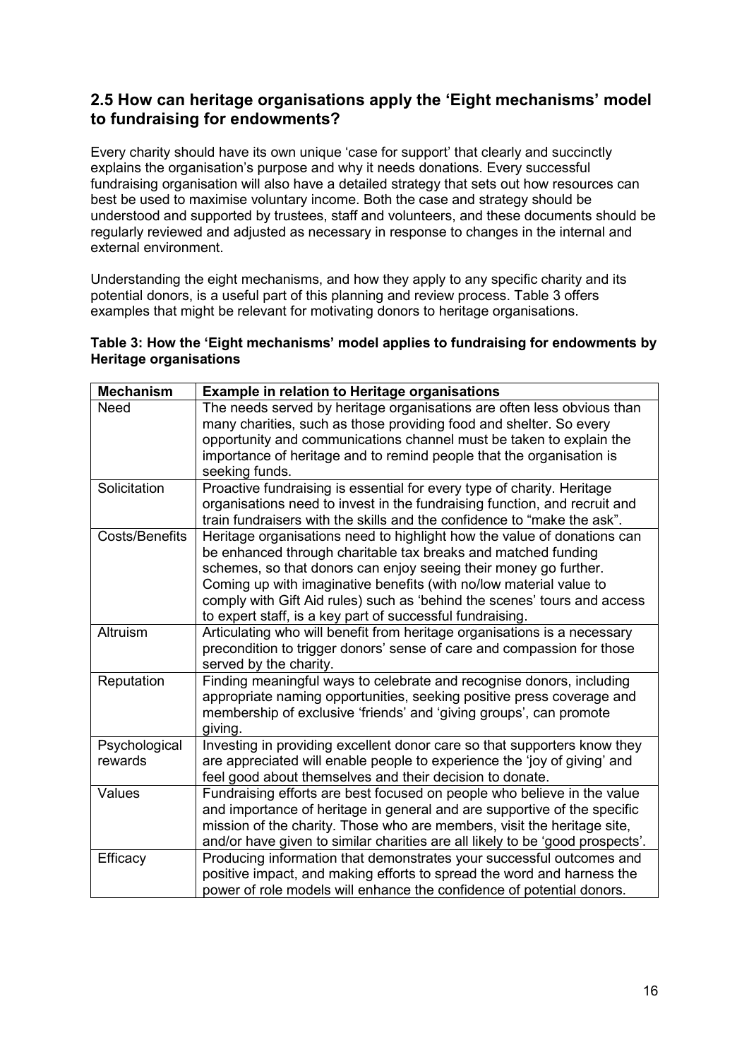## 2.5 How can heritage organisations apply the 'Eight mechanisms' model to fundraising for endowments?

Every charity should have its own unique 'case for support' that clearly and succinctly explains the organisation's purpose and why it needs donations. Every successful fundraising organisation will also have a detailed strategy that sets out how resources can best be used to maximise voluntary income. Both the case and strategy should be understood and supported by trustees, staff and volunteers, and these documents should be regularly reviewed and adjusted as necessary in response to changes in the internal and external environment.

Understanding the eight mechanisms, and how they apply to any specific charity and its potential donors, is a useful part of this planning and review process. Table 3 offers examples that might be relevant for motivating donors to heritage organisations.

**Table 3: How the 'Eight mechanisms' model applies to fundraising for endowments by Heritage organisations**

| Mechanism | Example in relation to Heritage organisations |
|---|---|
| Need | The needs served by heritage organisations are often less obvious than many charities, such as those providing food and shelter. So every opportunity and communications channel must be taken to explain the importance of heritage and to remind people that the organisation is seeking funds. |
| Solicitation | Proactive fundraising is essential for every type of charity. Heritage organisations need to invest in the fundraising function, and recruit and train fundraisers with the skills and the confidence to "make the ask". |
| Costs/Benefits | Heritage organisations need to highlight how the value of donations can be enhanced through charitable tax breaks and matched funding schemes, so that donors can enjoy seeing their money go further. Coming up with imaginative benefits (with no/low material value to comply with Gift Aid rules) such as 'behind the scenes' tours and access to expert staff, is a key part of successful fundraising. |
| Altruism | Articulating who will benefit from heritage organisations is a necessary precondition to trigger donors' sense of care and compassion for those served by the charity. |
| Reputation | Finding meaningful ways to celebrate and recognise donors, including appropriate naming opportunities, seeking positive press coverage and membership of exclusive 'friends' and 'giving groups', can promote giving. |
| Psychological rewards | Investing in providing excellent donor care so that supporters know they are appreciated will enable people to experience the 'joy of giving' and feel good about themselves and their decision to donate. |
| Values | Fundraising efforts are best focused on people who believe in the value and importance of heritage in general and are supportive of the specific mission of the charity. Those who are members, visit the heritage site, and/or have given to similar charities are all likely to be 'good prospects'. |
| Efficacy | Producing information that demonstrates your successful outcomes and positive impact, and making efforts to spread the word and harness the power of role models will enhance the confidence of potential donors. |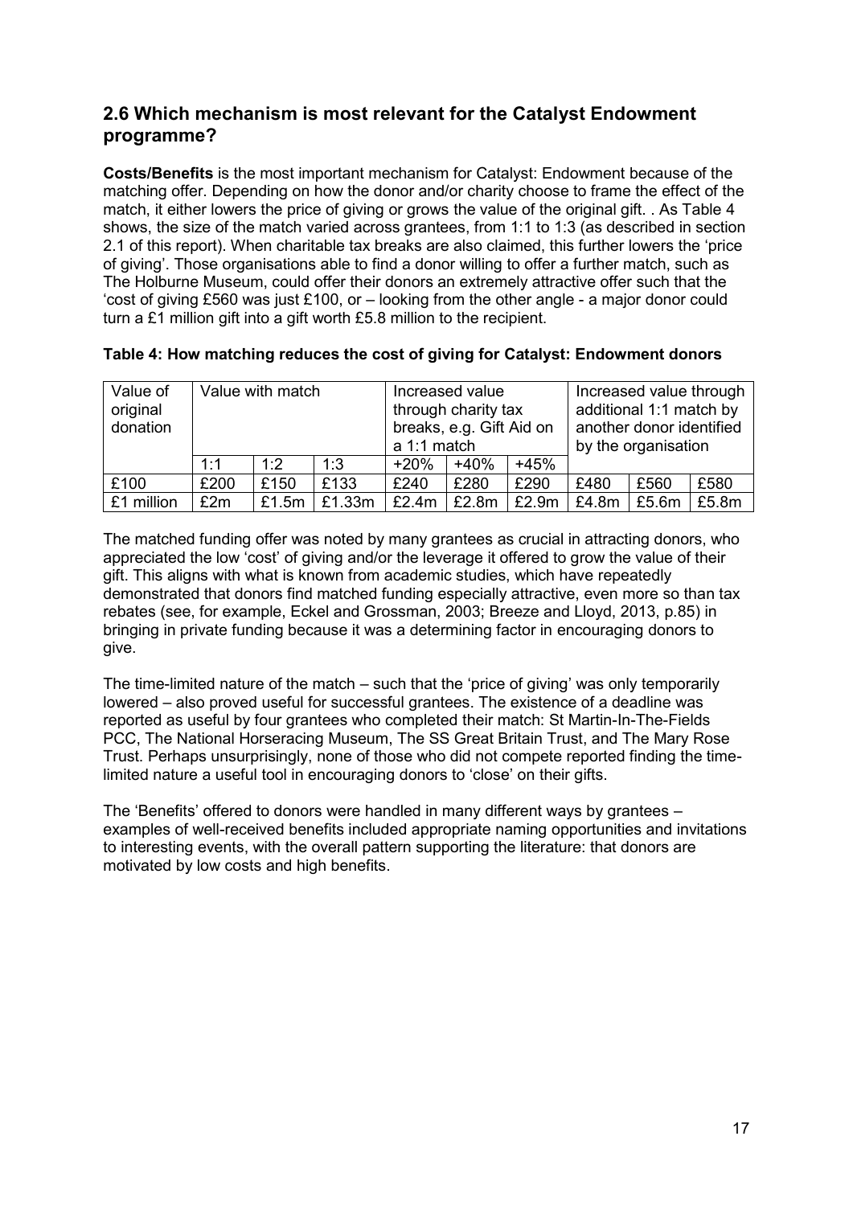## 2.6 Which mechanism is most relevant for the Catalyst Endowment programme?

**Costs/Benefits** is the most important mechanism for Catalyst: Endowment because of the matching offer. Depending on how the donor and/or charity choose to frame the effect of the match, it either lowers the price of giving or grows the value of the original gift. . As Table 4 shows, the size of the match varied across grantees, from 1:1 to 1:3 (as described in section 2.1 of this report). When charitable tax breaks are also claimed, this further lowers the 'price of giving'. Those organisations able to find a donor willing to offer a further match, such as The Holburne Museum, could offer their donors an extremely attractive offer such that the 'cost of giving £560 was just £100, or – looking from the other angle - a major donor could turn a £1 million gift into a gift worth £5.8 million to the recipient.

**Table 4: How matching reduces the cost of giving for Catalyst: Endowment donors**

| Value of original donation | Value with match | | | Increased value through charity tax breaks, e.g. Gift Aid on a 1:1 match | | | Increased value through additional 1:1 match by another donor identified by the organisation | | |
|---|---|---|---|---|---|---|---|---|---|
| | 1:1 | 1:2 | 1:3 | +20% | +40% | +45% | | | |
| £100 | £200 | £150 | £133 | £240 | £280 | £290 | £480 | £560 | £580 |
| £1 million | £2m | £1.5m | £1.33m | £2.4m | £2.8m | £2.9m | £4.8m | £5.6m | £5.8m |

The matched funding offer was noted by many grantees as crucial in attracting donors, who appreciated the low 'cost' of giving and/or the leverage it offered to grow the value of their gift. This aligns with what is known from academic studies, which have repeatedly demonstrated that donors find matched funding especially attractive, even more so than tax rebates (see, for example, Eckel and Grossman, 2003; Breeze and Lloyd, 2013, p.85) in bringing in private funding because it was a determining factor in encouraging donors to give.

The time-limited nature of the match – such that the 'price of giving' was only temporarily lowered – also proved useful for successful grantees. The existence of a deadline was reported as useful by four grantees who completed their match: St Martin-In-The-Fields PCC, The National Horseracing Museum, The SS Great Britain Trust, and The Mary Rose Trust. Perhaps unsurprisingly, none of those who did not compete reported finding the time-limited nature a useful tool in encouraging donors to 'close' on their gifts.

The 'Benefits' offered to donors were handled in many different ways by grantees – examples of well-received benefits included appropriate naming opportunities and invitations to interesting events, with the overall pattern supporting the literature: that donors are motivated by low costs and high benefits.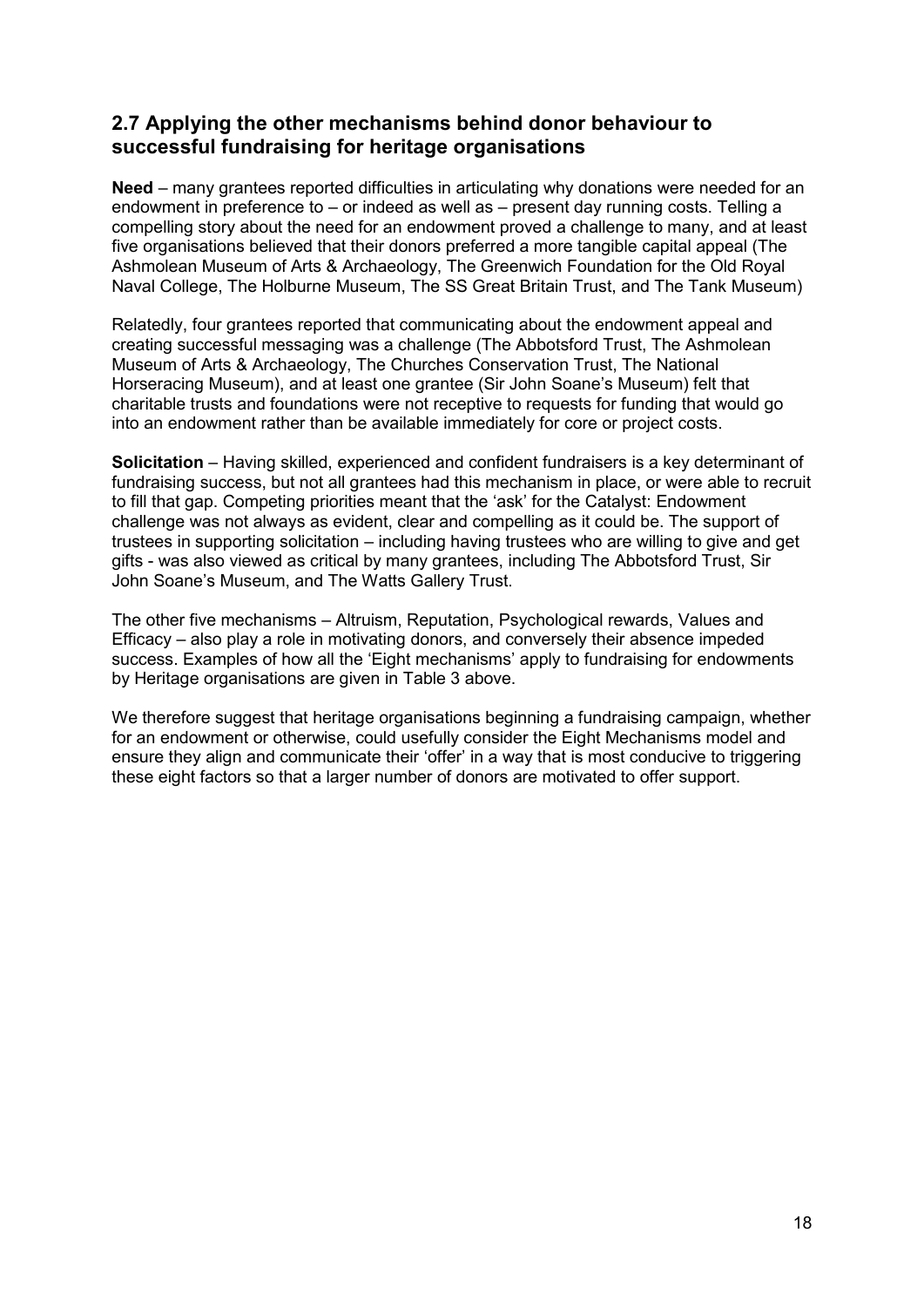## 2.7 Applying the other mechanisms behind donor behaviour to successful fundraising for heritage organisations

**Need** – many grantees reported difficulties in articulating why donations were needed for an endowment in preference to – or indeed as well as – present day running costs. Telling a compelling story about the need for an endowment proved a challenge to many, and at least five organisations believed that their donors preferred a more tangible capital appeal (The Ashmolean Museum of Arts & Archaeology, The Greenwich Foundation for the Old Royal Naval College, The Holburne Museum, The SS Great Britain Trust, and The Tank Museum)

Relatedly, four grantees reported that communicating about the endowment appeal and creating successful messaging was a challenge (The Abbotsford Trust, The Ashmolean Museum of Arts & Archaeology, The Churches Conservation Trust, The National Horseracing Museum), and at least one grantee (Sir John Soane's Museum) felt that charitable trusts and foundations were not receptive to requests for funding that would go into an endowment rather than be available immediately for core or project costs.

**Solicitation** – Having skilled, experienced and confident fundraisers is a key determinant of fundraising success, but not all grantees had this mechanism in place, or were able to recruit to fill that gap. Competing priorities meant that the 'ask' for the Catalyst: Endowment challenge was not always as evident, clear and compelling as it could be. The support of trustees in supporting solicitation – including having trustees who are willing to give and get gifts - was also viewed as critical by many grantees, including The Abbotsford Trust, Sir John Soane's Museum, and The Watts Gallery Trust.

The other five mechanisms – Altruism, Reputation, Psychological rewards, Values and Efficacy – also play a role in motivating donors, and conversely their absence impeded success. Examples of how all the 'Eight mechanisms' apply to fundraising for endowments by Heritage organisations are given in Table 3 above.

We therefore suggest that heritage organisations beginning a fundraising campaign, whether for an endowment or otherwise, could usefully consider the Eight Mechanisms model and ensure they align and communicate their 'offer' in a way that is most conducive to triggering these eight factors so that a larger number of donors are motivated to offer support.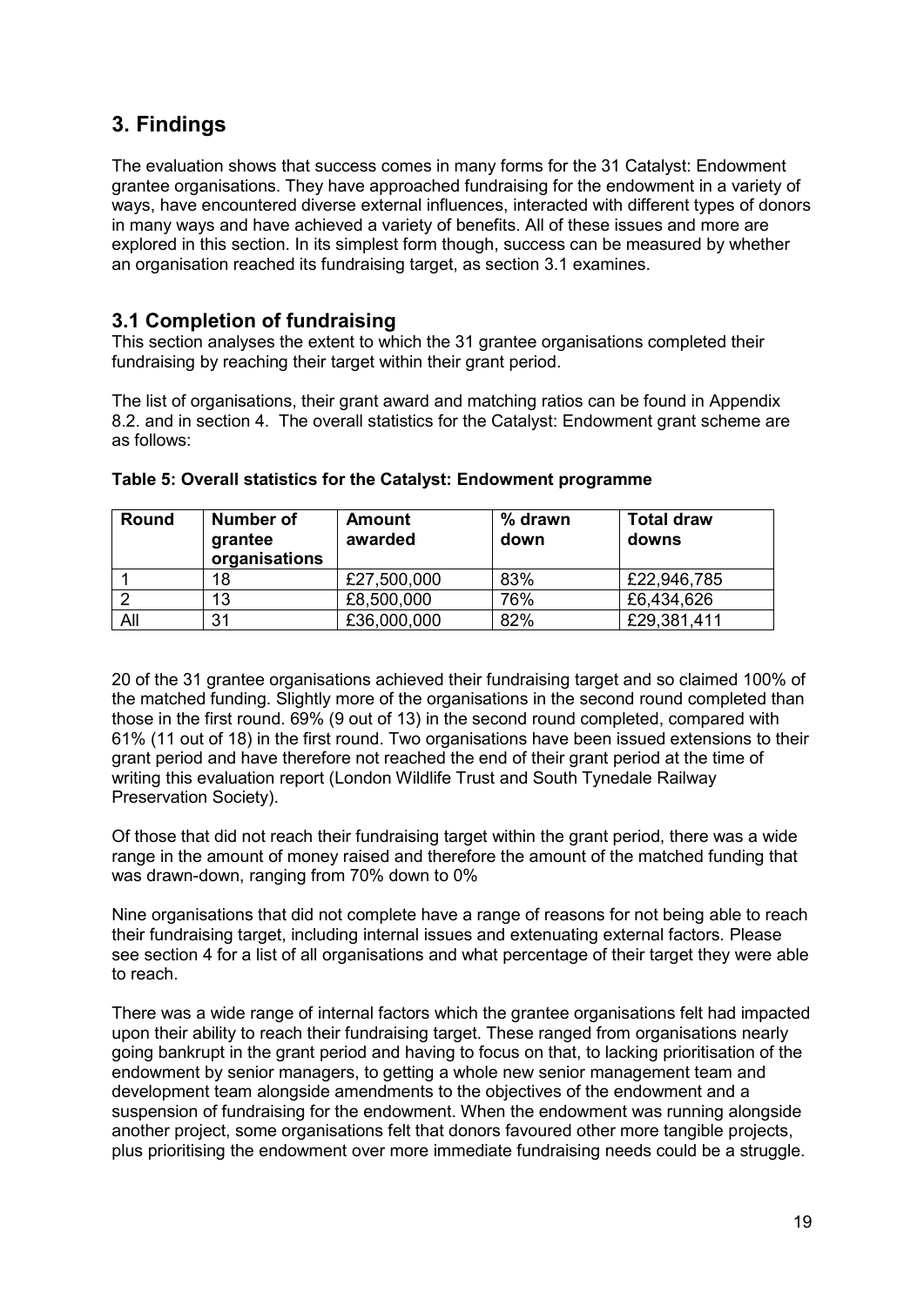# 3. Findings

The evaluation shows that success comes in many forms for the 31 Catalyst: Endowment grantee organisations. They have approached fundraising for the endowment in a variety of ways, have encountered diverse external influences, interacted with different types of donors in many ways and have achieved a variety of benefits. All of these issues and more are explored in this section. In its simplest form though, success can be measured by whether an organisation reached its fundraising target, as section 3.1 examines.

## 3.1 Completion of fundraising

This section analyses the extent to which the 31 grantee organisations completed their fundraising by reaching their target within their grant period.

The list of organisations, their grant award and matching ratios can be found in Appendix 8.2. and in section 4. The overall statistics for the Catalyst: Endowment grant scheme are as follows:

**Table 5: Overall statistics for the Catalyst: Endowment programme**

| Round | Number of grantee organisations | Amount awarded | % drawn down | Total draw downs |
|---|---|---|---|---|
| 1 | 18 | £27,500,000 | 83% | £22,946,785 |
| 2 | 13 | £8,500,000 | 76% | £6,434,626 |
| All | 31 | £36,000,000 | 82% | £29,381,411 |

20 of the 31 grantee organisations achieved their fundraising target and so claimed 100% of the matched funding. Slightly more of the organisations in the second round completed than those in the first round. 69% (9 out of 13) in the second round completed, compared with 61% (11 out of 18) in the first round. Two organisations have been issued extensions to their grant period and have therefore not reached the end of their grant period at the time of writing this evaluation report (London Wildlife Trust and South Tynedale Railway Preservation Society).

Of those that did not reach their fundraising target within the grant period, there was a wide range in the amount of money raised and therefore the amount of the matched funding that was drawn-down, ranging from 70% down to 0%

Nine organisations that did not complete have a range of reasons for not being able to reach their fundraising target, including internal issues and extenuating external factors. Please see section 4 for a list of all organisations and what percentage of their target they were able to reach.

There was a wide range of internal factors which the grantee organisations felt had impacted upon their ability to reach their fundraising target. These ranged from organisations nearly going bankrupt in the grant period and having to focus on that, to lacking prioritisation of the endowment by senior managers, to getting a whole new senior management team and development team alongside amendments to the objectives of the endowment and a suspension of fundraising for the endowment. When the endowment was running alongside another project, some organisations felt that donors favoured other more tangible projects, plus prioritising the endowment over more immediate fundraising needs could be a struggle.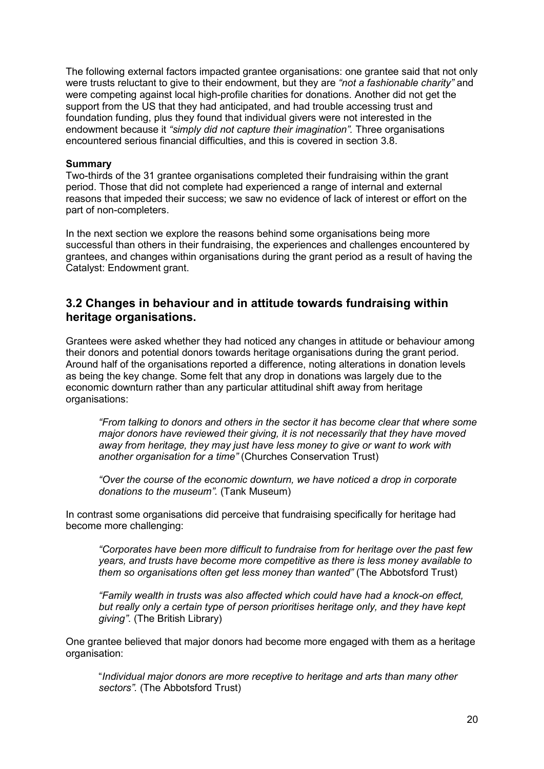The following external factors impacted grantee organisations: one grantee said that not only were trusts reluctant to give to their endowment, but they are *"not a fashionable charity"* and were competing against local high-profile charities for donations. Another did not get the support from the US that they had anticipated, and had trouble accessing trust and foundation funding, plus they found that individual givers were not interested in the endowment because it *"simply did not capture their imagination".* Three organisations encountered serious financial difficulties, and this is covered in section 3.8.

**Summary**

Two-thirds of the 31 grantee organisations completed their fundraising within the grant period. Those that did not complete had experienced a range of internal and external reasons that impeded their success; we saw no evidence of lack of interest or effort on the part of non-completers.

In the next section we explore the reasons behind some organisations being more successful than others in their fundraising, the experiences and challenges encountered by grantees, and changes within organisations during the grant period as a result of having the Catalyst: Endowment grant.

## 3.2 Changes in behaviour and in attitude towards fundraising within heritage organisations.

Grantees were asked whether they had noticed any changes in attitude or behaviour among their donors and potential donors towards heritage organisations during the grant period. Around half of the organisations reported a difference, noting alterations in donation levels as being the key change. Some felt that any drop in donations was largely due to the economic downturn rather than any particular attitudinal shift away from heritage organisations:

> *"From talking to donors and others in the sector it has become clear that where some major donors have reviewed their giving, it is not necessarily that they have moved away from heritage, they may just have less money to give or want to work with another organisation for a time"* (Churches Conservation Trust)

> *"Over the course of the economic downturn, we have noticed a drop in corporate donations to the museum".* (Tank Museum)

In contrast some organisations did perceive that fundraising specifically for heritage had become more challenging:

> *"Corporates have been more difficult to fundraise from for heritage over the past few years, and trusts have become more competitive as there is less money available to them so organisations often get less money than wanted"* (The Abbotsford Trust)

> *"Family wealth in trusts was also affected which could have had a knock-on effect, but really only a certain type of person prioritises heritage only, and they have kept giving".* (The British Library)

One grantee believed that major donors had become more engaged with them as a heritage organisation:

> "*Individual major donors are more receptive to heritage and arts than many other sectors".* (The Abbotsford Trust)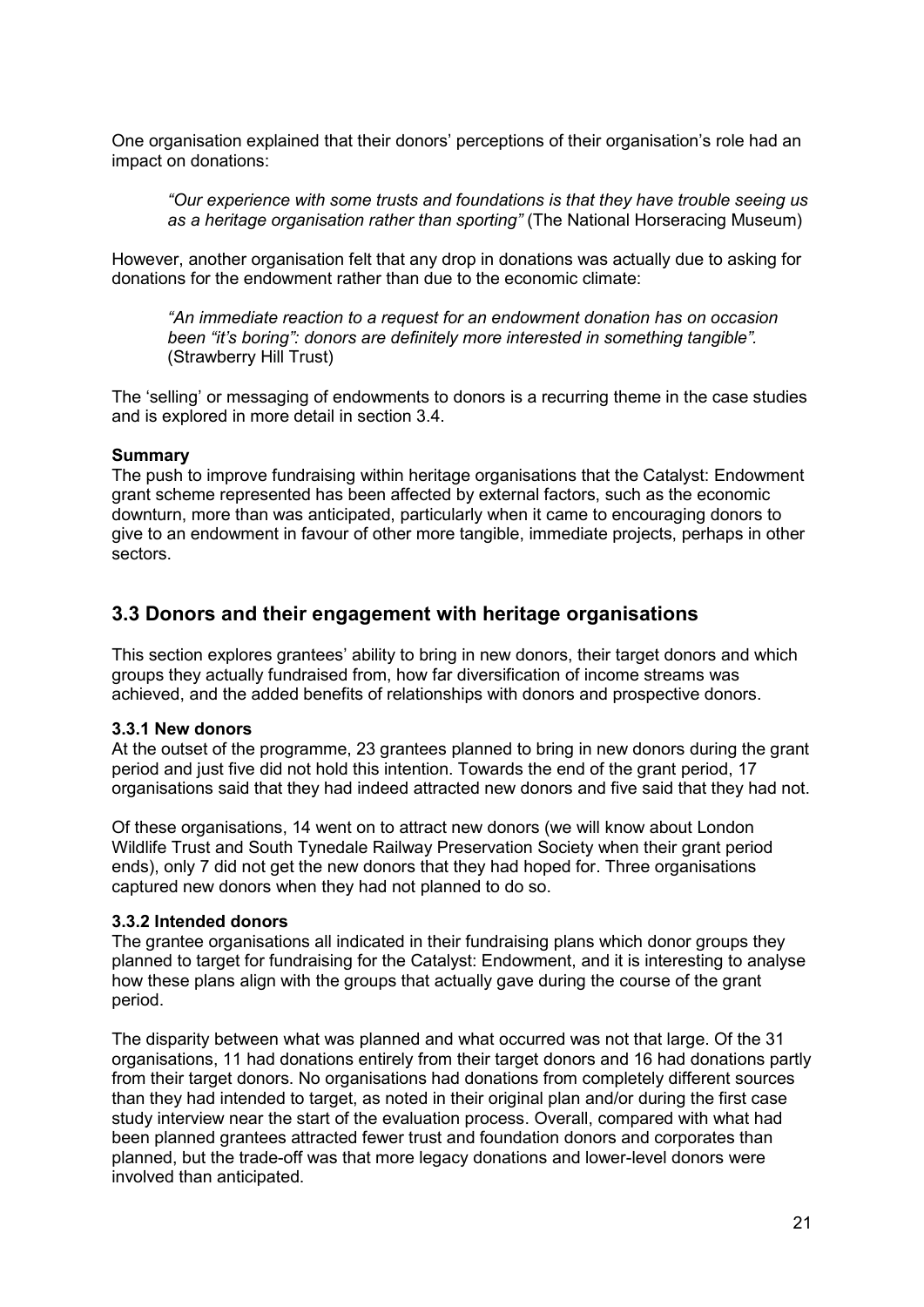One organisation explained that their donors' perceptions of their organisation's role had an impact on donations:

> *"Our experience with some trusts and foundations is that they have trouble seeing us as a heritage organisation rather than sporting"* (The National Horseracing Museum)

However, another organisation felt that any drop in donations was actually due to asking for donations for the endowment rather than due to the economic climate:

> *"An immediate reaction to a request for an endowment donation has on occasion been "it's boring": donors are definitely more interested in something tangible".* (Strawberry Hill Trust)

The 'selling' or messaging of endowments to donors is a recurring theme in the case studies and is explored in more detail in section 3.4.

**Summary**
The push to improve fundraising within heritage organisations that the Catalyst: Endowment grant scheme represented has been affected by external factors, such as the economic downturn, more than was anticipated, particularly when it came to encouraging donors to give to an endowment in favour of other more tangible, immediate projects, perhaps in other sectors.

## 3.3 Donors and their engagement with heritage organisations

This section explores grantees' ability to bring in new donors, their target donors and which groups they actually fundraised from, how far diversification of income streams was achieved, and the added benefits of relationships with donors and prospective donors.

### 3.3.1 New donors

At the outset of the programme, 23 grantees planned to bring in new donors during the grant period and just five did not hold this intention. Towards the end of the grant period, 17 organisations said that they had indeed attracted new donors and five said that they had not.

Of these organisations, 14 went on to attract new donors (we will know about London Wildlife Trust and South Tynedale Railway Preservation Society when their grant period ends), only 7 did not get the new donors that they had hoped for. Three organisations captured new donors when they had not planned to do so.

### 3.3.2 Intended donors

The grantee organisations all indicated in their fundraising plans which donor groups they planned to target for fundraising for the Catalyst: Endowment, and it is interesting to analyse how these plans align with the groups that actually gave during the course of the grant period.

The disparity between what was planned and what occurred was not that large. Of the 31 organisations, 11 had donations entirely from their target donors and 16 had donations partly from their target donors. No organisations had donations from completely different sources than they had intended to target, as noted in their original plan and/or during the first case study interview near the start of the evaluation process. Overall, compared with what had been planned grantees attracted fewer trust and foundation donors and corporates than planned, but the trade-off was that more legacy donations and lower-level donors were involved than anticipated.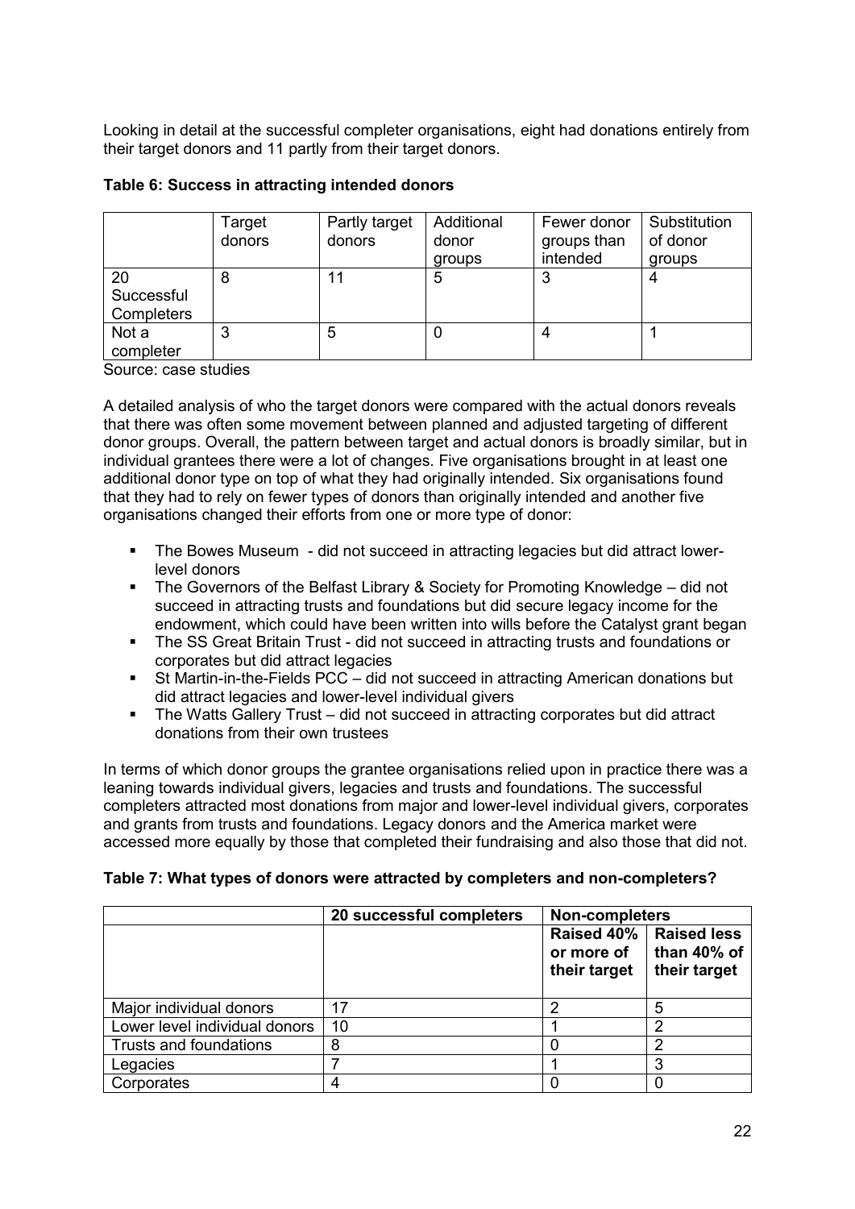Looking in detail at the successful completer organisations, eight had donations entirely from their target donors and 11 partly from their target donors.

**Table 6: Success in attracting intended donors**

| | Target donors | Partly target donors | Additional donor groups | Fewer donor groups than intended | Substitution of donor groups |
|---|---|---|---|---|---|
| 20 Successful Completers | 8 | 11 | 5 | 3 | 4 |
| Not a completer | 3 | 5 | 0 | 4 | 1 |

Source: case studies

A detailed analysis of who the target donors were compared with the actual donors reveals that there was often some movement between planned and adjusted targeting of different donor groups. Overall, the pattern between target and actual donors is broadly similar, but in individual grantees there were a lot of changes. Five organisations brought in at least one additional donor type on top of what they had originally intended. Six organisations found that they had to rely on fewer types of donors than originally intended and another five organisations changed their efforts from one or more type of donor:

- The Bowes Museum - did not succeed in attracting legacies but did attract lower-level donors
- The Governors of the Belfast Library & Society for Promoting Knowledge – did not succeed in attracting trusts and foundations but did secure legacy income for the endowment, which could have been written into wills before the Catalyst grant began
- The SS Great Britain Trust - did not succeed in attracting trusts and foundations or corporates but did attract legacies
- St Martin-in-the-Fields PCC – did not succeed in attracting American donations but did attract legacies and lower-level individual givers
- The Watts Gallery Trust – did not succeed in attracting corporates but did attract donations from their own trustees

In terms of which donor groups the grantee organisations relied upon in practice there was a leaning towards individual givers, legacies and trusts and foundations. The successful completers attracted most donations from major and lower-level individual givers, corporates and grants from trusts and foundations. Legacy donors and the America market were accessed more equally by those that completed their fundraising and also those that did not.

**Table 7: What types of donors were attracted by completers and non-completers?**

| | 20 successful completers | Non-completers | |
|---|---|---|---|
| | | **Raised 40% or more of their target** | **Raised less than 40% of their target** |
| Major individual donors | 17 | 2 | 5 |
| Lower level individual donors | 10 | 1 | 2 |
| Trusts and foundations | 8 | 0 | 2 |
| Legacies | 7 | 1 | 3 |
| Corporates | 4 | 0 | 0 |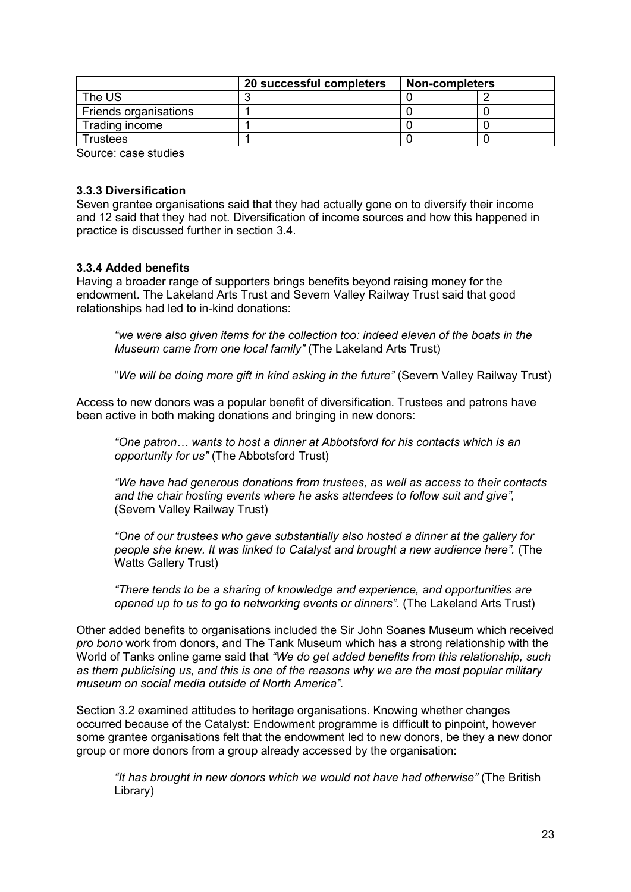| | 20 successful completers | Non-completers | |
|---|---|---|---|
| The US | 3 | 0 | 2 |
| Friends organisations | 1 | 0 | 0 |
| Trading income | 1 | 0 | 0 |
| Trustees | 1 | 0 | 0 |

Source: case studies

### 3.3.3 Diversification

Seven grantee organisations said that they had actually gone on to diversify their income and 12 said that they had not. Diversification of income sources and how this happened in practice is discussed further in section 3.4.

### 3.3.4 Added benefits

Having a broader range of supporters brings benefits beyond raising money for the endowment. The Lakeland Arts Trust and Severn Valley Railway Trust said that good relationships had led to in-kind donations:

> *"we were also given items for the collection too: indeed eleven of the boats in the Museum came from one local family"* (The Lakeland Arts Trust)
>
> "*We will be doing more gift in kind asking in the future"* (Severn Valley Railway Trust)

Access to new donors was a popular benefit of diversification. Trustees and patrons have been active in both making donations and bringing in new donors:

> *"One patron… wants to host a dinner at Abbotsford for his contacts which is an opportunity for us"* (The Abbotsford Trust)
>
> *"We have had generous donations from trustees, as well as access to their contacts and the chair hosting events where he asks attendees to follow suit and give",* (Severn Valley Railway Trust)
>
> *"One of our trustees who gave substantially also hosted a dinner at the gallery for people she knew. It was linked to Catalyst and brought a new audience here".* (The Watts Gallery Trust)
>
> *"There tends to be a sharing of knowledge and experience, and opportunities are opened up to us to go to networking events or dinners".* (The Lakeland Arts Trust)

Other added benefits to organisations included the Sir John Soanes Museum which received *pro bono* work from donors, and The Tank Museum which has a strong relationship with the World of Tanks online game said that *"We do get added benefits from this relationship, such as them publicising us, and this is one of the reasons why we are the most popular military museum on social media outside of North America".*

Section 3.2 examined attitudes to heritage organisations. Knowing whether changes occurred because of the Catalyst: Endowment programme is difficult to pinpoint, however some grantee organisations felt that the endowment led to new donors, be they a new donor group or more donors from a group already accessed by the organisation:

> *"It has brought in new donors which we would not have had otherwise"* (The British Library)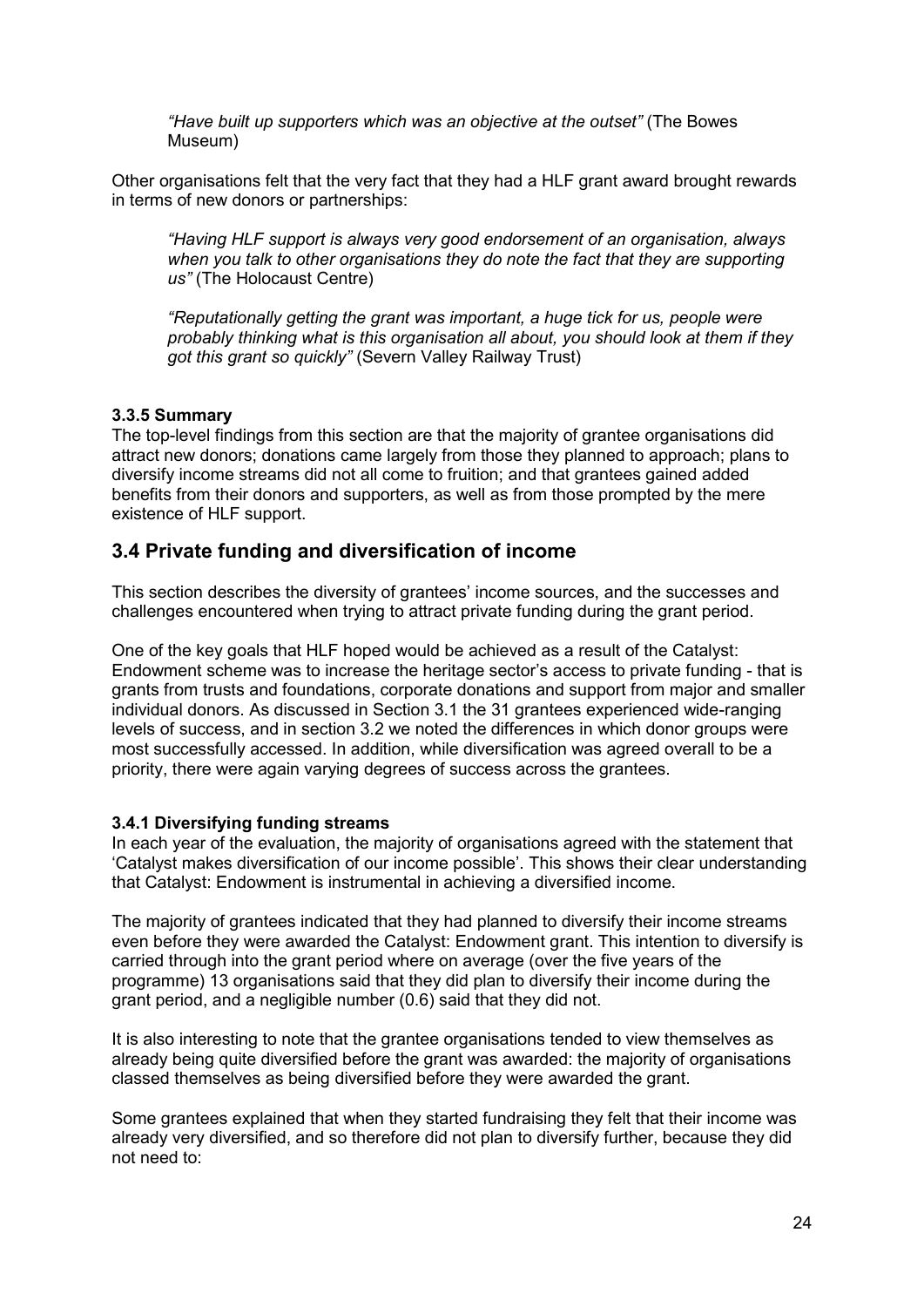> *"Have built up supporters which was an objective at the outset"* (The Bowes Museum)

Other organisations felt that the very fact that they had a HLF grant award brought rewards in terms of new donors or partnerships:

> *"Having HLF support is always very good endorsement of an organisation, always when you talk to other organisations they do note the fact that they are supporting us"* (The Holocaust Centre)
>
> *"Reputationally getting the grant was important, a huge tick for us, people were probably thinking what is this organisation all about, you should look at them if they got this grant so quickly"* (Severn Valley Railway Trust)

#### 3.3.5 Summary

The top-level findings from this section are that the majority of grantee organisations did attract new donors; donations came largely from those they planned to approach; plans to diversify income streams did not all come to fruition; and that grantees gained added benefits from their donors and supporters, as well as from those prompted by the mere existence of HLF support.

## 3.4 Private funding and diversification of income

This section describes the diversity of grantees' income sources, and the successes and challenges encountered when trying to attract private funding during the grant period.

One of the key goals that HLF hoped would be achieved as a result of the Catalyst: Endowment scheme was to increase the heritage sector's access to private funding - that is grants from trusts and foundations, corporate donations and support from major and smaller individual donors. As discussed in Section 3.1 the 31 grantees experienced wide-ranging levels of success, and in section 3.2 we noted the differences in which donor groups were most successfully accessed. In addition, while diversification was agreed overall to be a priority, there were again varying degrees of success across the grantees.

#### 3.4.1 Diversifying funding streams

In each year of the evaluation, the majority of organisations agreed with the statement that 'Catalyst makes diversification of our income possible'. This shows their clear understanding that Catalyst: Endowment is instrumental in achieving a diversified income.

The majority of grantees indicated that they had planned to diversify their income streams even before they were awarded the Catalyst: Endowment grant. This intention to diversify is carried through into the grant period where on average (over the five years of the programme) 13 organisations said that they did plan to diversify their income during the grant period, and a negligible number (0.6) said that they did not.

It is also interesting to note that the grantee organisations tended to view themselves as already being quite diversified before the grant was awarded: the majority of organisations classed themselves as being diversified before they were awarded the grant.

Some grantees explained that when they started fundraising they felt that their income was already very diversified, and so therefore did not plan to diversify further, because they did not need to: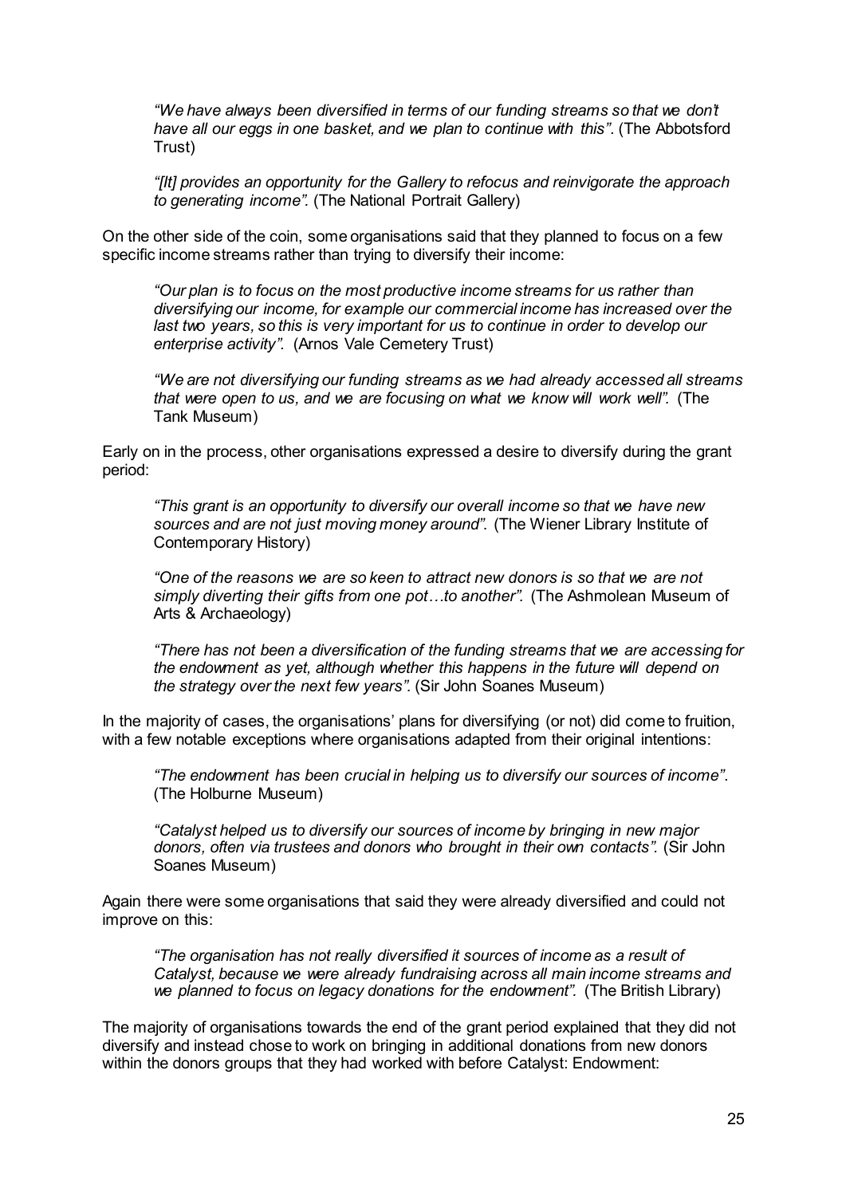*"We have always been diversified in terms of our funding streams so that we don't have all our eggs in one basket, and we plan to continue with this"*. (The Abbotsford Trust)

*"[It] provides an opportunity for the Gallery to refocus and reinvigorate the approach to generating income".* (The National Portrait Gallery)

On the other side of the coin, some organisations said that they planned to focus on a few specific income streams rather than trying to diversify their income:

*"Our plan is to focus on the most productive income streams for us rather than diversifying our income, for example our commercial income has increased over the last two years, so this is very important for us to continue in order to develop our enterprise activity".* (Arnos Vale Cemetery Trust)

*"We are not diversifying our funding streams as we had already accessed all streams that were open to us, and we are focusing on what we know will work well".* (The Tank Museum)

Early on in the process, other organisations expressed a desire to diversify during the grant period:

*"This grant is an opportunity to diversify our overall income so that we have new sources and are not just moving money around".* (The Wiener Library Institute of Contemporary History)

*"One of the reasons we are so keen to attract new donors is so that we are not simply diverting their gifts from one pot…to another".* (The Ashmolean Museum of Arts & Archaeology)

*"There has not been a diversification of the funding streams that we are accessing for the endowment as yet, although whether this happens in the future will depend on the strategy over the next few years".* (Sir John Soanes Museum)

In the majority of cases, the organisations' plans for diversifying (or not) did come to fruition, with a few notable exceptions where organisations adapted from their original intentions:

*"The endowment has been crucial in helping us to diversify our sources of income".* (The Holburne Museum)

*"Catalyst helped us to diversify our sources of income by bringing in new major donors, often via trustees and donors who brought in their own contacts".* (Sir John Soanes Museum)

Again there were some organisations that said they were already diversified and could not improve on this:

*"The organisation has not really diversified it sources of income as a result of Catalyst, because we were already fundraising across all main income streams and we planned to focus on legacy donations for the endowment".* (The British Library)

The majority of organisations towards the end of the grant period explained that they did not diversify and instead chose to work on bringing in additional donations from new donors within the donors groups that they had worked with before Catalyst: Endowment: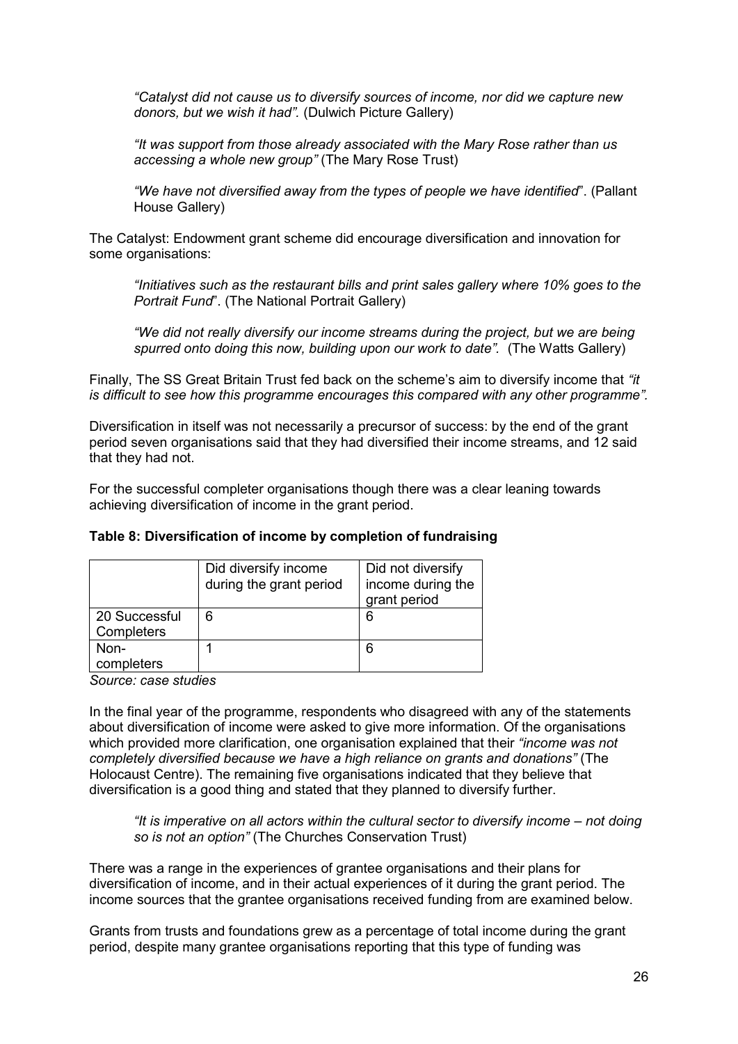> *"Catalyst did not cause us to diversify sources of income, nor did we capture new donors, but we wish it had".* (Dulwich Picture Gallery)

> *"It was support from those already associated with the Mary Rose rather than us accessing a whole new group"* (The Mary Rose Trust)

> *"We have not diversified away from the types of people we have identified*". (Pallant House Gallery)

The Catalyst: Endowment grant scheme did encourage diversification and innovation for some organisations:

> *"Initiatives such as the restaurant bills and print sales gallery where 10% goes to the Portrait Fund*". (The National Portrait Gallery)

> *"We did not really diversify our income streams during the project, but we are being spurred onto doing this now, building upon our work to date".* (The Watts Gallery)

Finally, The SS Great Britain Trust fed back on the scheme's aim to diversify income that *"it is difficult to see how this programme encourages this compared with any other programme".*

Diversification in itself was not necessarily a precursor of success: by the end of the grant period seven organisations said that they had diversified their income streams, and 12 said that they had not.

For the successful completer organisations though there was a clear leaning towards achieving diversification of income in the grant period.

**Table 8: Diversification of income by completion of fundraising**

| | Did diversify income during the grant period | Did not diversify income during the grant period |
|---|---|---|
| 20 Successful Completers | 6 | 6 |
| Non-completers | 1 | 6 |

*Source: case studies*

In the final year of the programme, respondents who disagreed with any of the statements about diversification of income were asked to give more information. Of the organisations which provided more clarification, one organisation explained that their *"income was not completely diversified because we have a high reliance on grants and donations"* (The Holocaust Centre). The remaining five organisations indicated that they believe that diversification is a good thing and stated that they planned to diversify further.

> *"It is imperative on all actors within the cultural sector to diversify income – not doing so is not an option"* (The Churches Conservation Trust)

There was a range in the experiences of grantee organisations and their plans for diversification of income, and in their actual experiences of it during the grant period. The income sources that the grantee organisations received funding from are examined below.

Grants from trusts and foundations grew as a percentage of total income during the grant period, despite many grantee organisations reporting that this type of funding was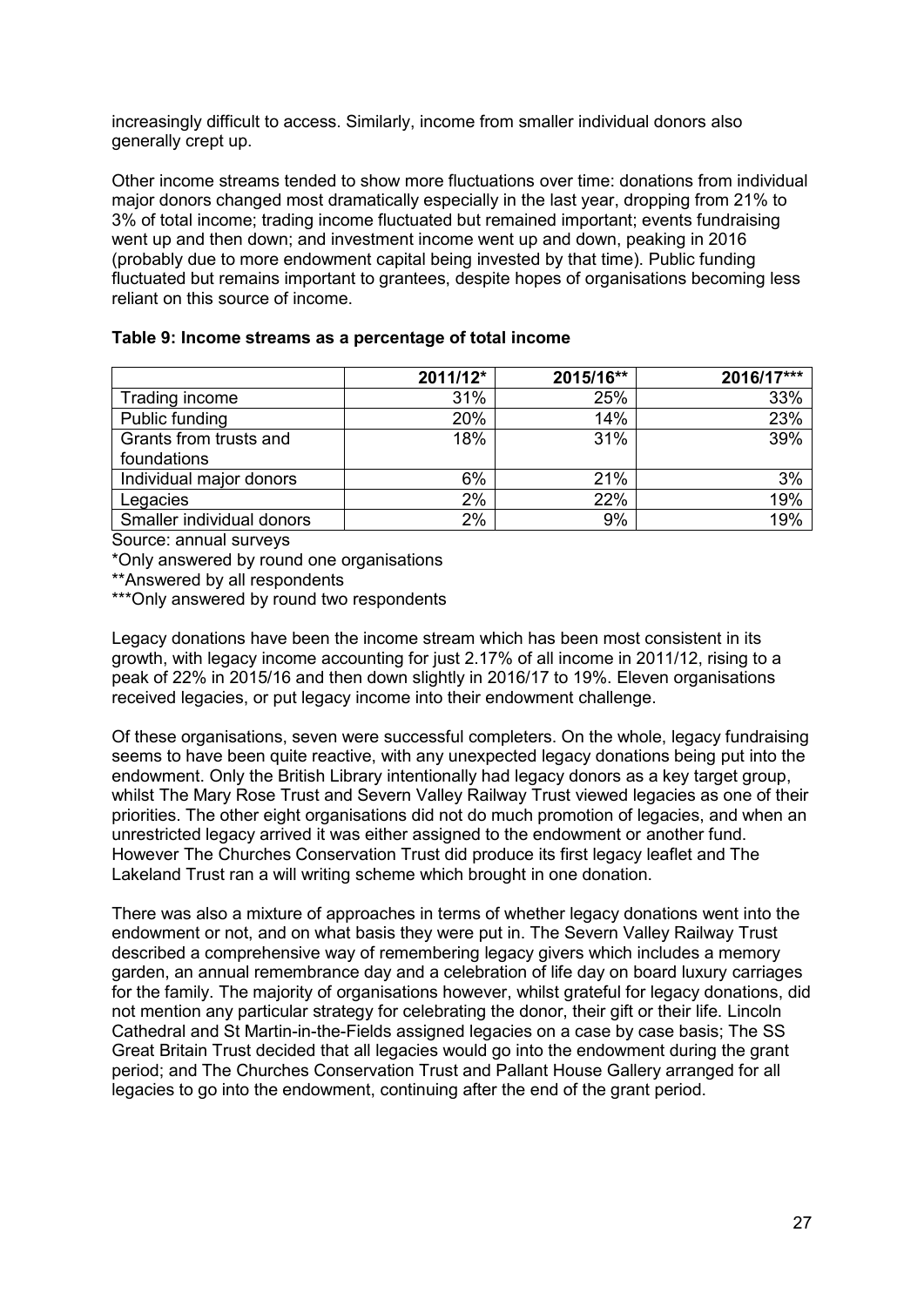increasingly difficult to access. Similarly, income from smaller individual donors also generally crept up.

Other income streams tended to show more fluctuations over time: donations from individual major donors changed most dramatically especially in the last year, dropping from 21% to 3% of total income; trading income fluctuated but remained important; events fundraising went up and then down; and investment income went up and down, peaking in 2016 (probably due to more endowment capital being invested by that time). Public funding fluctuated but remains important to grantees, despite hopes of organisations becoming less reliant on this source of income.

**Table 9: Income streams as a percentage of total income**

| | 2011/12* | 2015/16** | 2016/17*** |
|---|---|---|---|
| Trading income | 31% | 25% | 33% |
| Public funding | 20% | 14% | 23% |
| Grants from trusts and foundations | 18% | 31% | 39% |
| Individual major donors | 6% | 21% | 3% |
| Legacies | 2% | 22% | 19% |
| Smaller individual donors | 2% | 9% | 19% |

Source: annual surveys

*Only answered by round one organisations

**Answered by all respondents

***Only answered by round two respondents

Legacy donations have been the income stream which has been most consistent in its growth, with legacy income accounting for just 2.17% of all income in 2011/12, rising to a peak of 22% in 2015/16 and then down slightly in 2016/17 to 19%. Eleven organisations received legacies, or put legacy income into their endowment challenge.

Of these organisations, seven were successful completers. On the whole, legacy fundraising seems to have been quite reactive, with any unexpected legacy donations being put into the endowment. Only the British Library intentionally had legacy donors as a key target group, whilst The Mary Rose Trust and Severn Valley Railway Trust viewed legacies as one of their priorities. The other eight organisations did not do much promotion of legacies, and when an unrestricted legacy arrived it was either assigned to the endowment or another fund. However The Churches Conservation Trust did produce its first legacy leaflet and The Lakeland Trust ran a will writing scheme which brought in one donation.

There was also a mixture of approaches in terms of whether legacy donations went into the endowment or not, and on what basis they were put in. The Severn Valley Railway Trust described a comprehensive way of remembering legacy givers which includes a memory garden, an annual remembrance day and a celebration of life day on board luxury carriages for the family. The majority of organisations however, whilst grateful for legacy donations, did not mention any particular strategy for celebrating the donor, their gift or their life. Lincoln Cathedral and St Martin-in-the-Fields assigned legacies on a case by case basis; The SS Great Britain Trust decided that all legacies would go into the endowment during the grant period; and The Churches Conservation Trust and Pallant House Gallery arranged for all legacies to go into the endowment, continuing after the end of the grant period.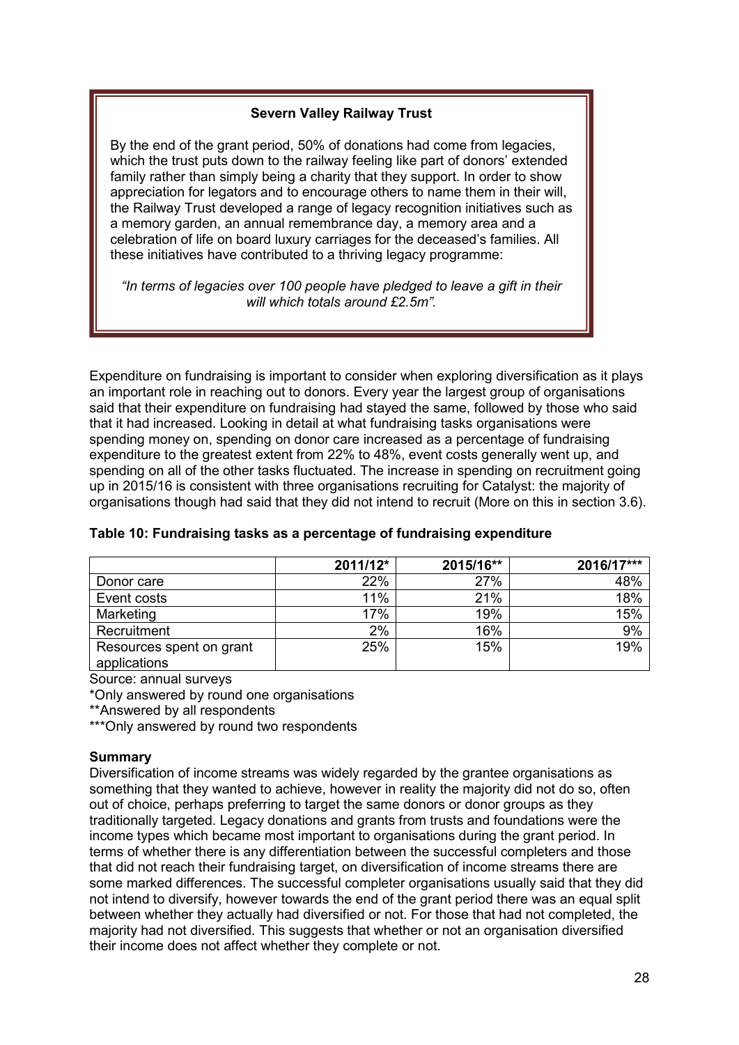**Severn Valley Railway Trust**

By the end of the grant period, 50% of donations had come from legacies, which the trust puts down to the railway feeling like part of donors' extended family rather than simply being a charity that they support. In order to show appreciation for legators and to encourage others to name them in their will, the Railway Trust developed a range of legacy recognition initiatives such as a memory garden, an annual remembrance day, a memory area and a celebration of life on board luxury carriages for the deceased's families. All these initiatives have contributed to a thriving legacy programme:

*"In terms of legacies over 100 people have pledged to leave a gift in their will which totals around £2.5m".*

Expenditure on fundraising is important to consider when exploring diversification as it plays an important role in reaching out to donors. Every year the largest group of organisations said that their expenditure on fundraising had stayed the same, followed by those who said that it had increased. Looking in detail at what fundraising tasks organisations were spending money on, spending on donor care increased as a percentage of fundraising expenditure to the greatest extent from 22% to 48%, event costs generally went up, and spending on all of the other tasks fluctuated. The increase in spending on recruitment going up in 2015/16 is consistent with three organisations recruiting for Catalyst: the majority of organisations though had said that they did not intend to recruit (More on this in section 3.6).

**Table 10: Fundraising tasks as a percentage of fundraising expenditure**

| | 2011/12* | 2015/16** | 2016/17*** |
|---|---|---|---|
| Donor care | 22% | 27% | 48% |
| Event costs | 11% | 21% | 18% |
| Marketing | 17% | 19% | 15% |
| Recruitment | 2% | 16% | 9% |
| Resources spent on grant applications | 25% | 15% | 19% |

Source: annual surveys

*Only answered by round one organisations

**Answered by all respondents

***Only answered by round two respondents

**Summary**

Diversification of income streams was widely regarded by the grantee organisations as something that they wanted to achieve, however in reality the majority did not do so, often out of choice, perhaps preferring to target the same donors or donor groups as they traditionally targeted. Legacy donations and grants from trusts and foundations were the income types which became most important to organisations during the grant period. In terms of whether there is any differentiation between the successful completers and those that did not reach their fundraising target, on diversification of income streams there are some marked differences. The successful completer organisations usually said that they did not intend to diversify, however towards the end of the grant period there was an equal split between whether they actually had diversified or not. For those that had not completed, the majority had not diversified. This suggests that whether or not an organisation diversified their income does not affect whether they complete or not.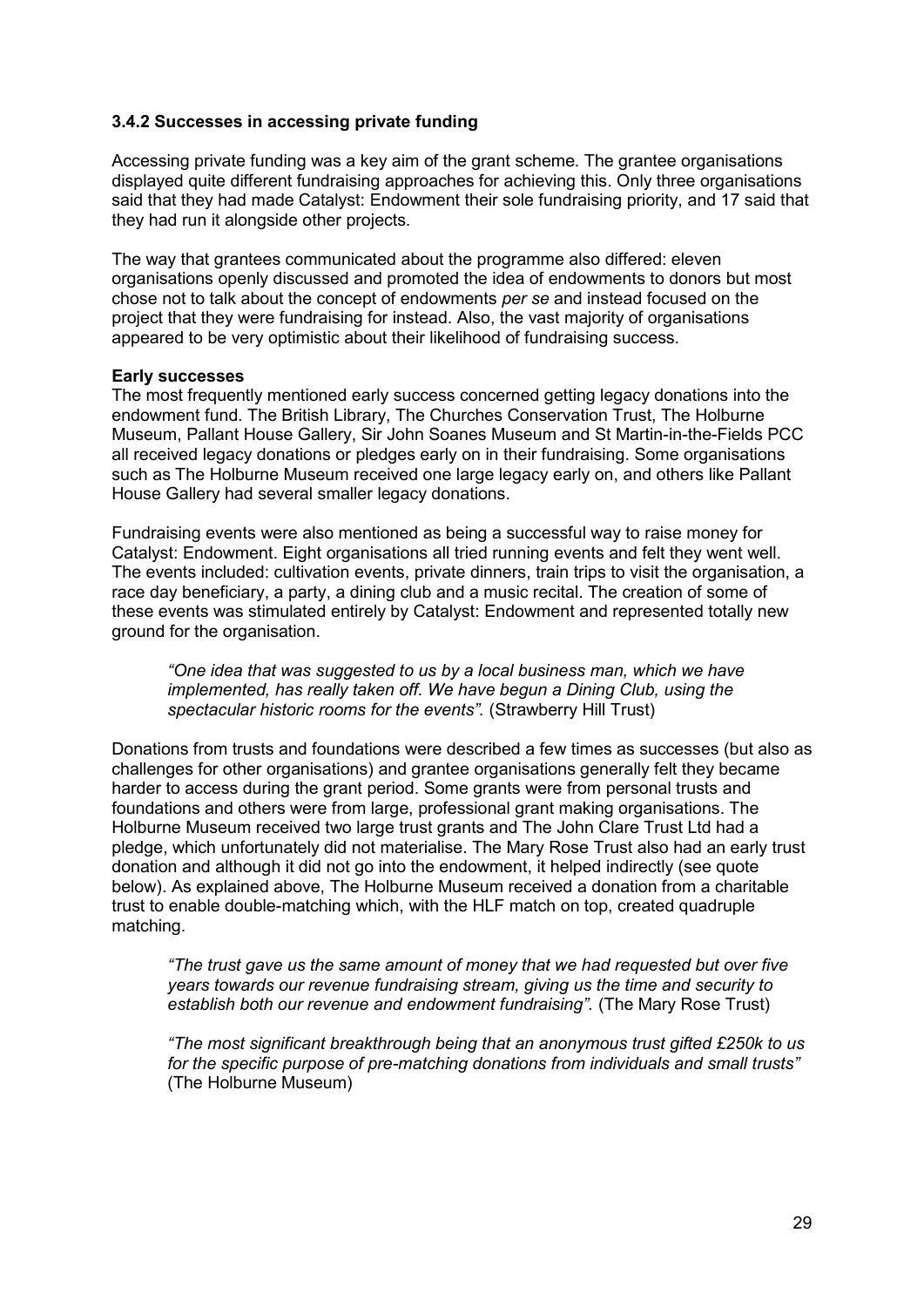### 3.4.2 Successes in accessing private funding

Accessing private funding was a key aim of the grant scheme. The grantee organisations displayed quite different fundraising approaches for achieving this. Only three organisations said that they had made Catalyst: Endowment their sole fundraising priority, and 17 said that they had run it alongside other projects.

The way that grantees communicated about the programme also differed: eleven organisations openly discussed and promoted the idea of endowments to donors but most chose not to talk about the concept of endowments *per se* and instead focused on the project that they were fundraising for instead. Also, the vast majority of organisations appeared to be very optimistic about their likelihood of fundraising success.

**Early successes**

The most frequently mentioned early success concerned getting legacy donations into the endowment fund. The British Library, The Churches Conservation Trust, The Holburne Museum, Pallant House Gallery, Sir John Soanes Museum and St Martin-in-the-Fields PCC all received legacy donations or pledges early on in their fundraising. Some organisations such as The Holburne Museum received one large legacy early on, and others like Pallant House Gallery had several smaller legacy donations.

Fundraising events were also mentioned as being a successful way to raise money for Catalyst: Endowment. Eight organisations all tried running events and felt they went well. The events included: cultivation events, private dinners, train trips to visit the organisation, a race day beneficiary, a party, a dining club and a music recital. The creation of some of these events was stimulated entirely by Catalyst: Endowment and represented totally new ground for the organisation.

> *"One idea that was suggested to us by a local business man, which we have implemented, has really taken off. We have begun a Dining Club, using the spectacular historic rooms for the events".* (Strawberry Hill Trust)

Donations from trusts and foundations were described a few times as successes (but also as challenges for other organisations) and grantee organisations generally felt they became harder to access during the grant period. Some grants were from personal trusts and foundations and others were from large, professional grant making organisations. The Holburne Museum received two large trust grants and The John Clare Trust Ltd had a pledge, which unfortunately did not materialise. The Mary Rose Trust also had an early trust donation and although it did not go into the endowment, it helped indirectly (see quote below). As explained above, The Holburne Museum received a donation from a charitable trust to enable double-matching which, with the HLF match on top, created quadruple matching.

> *"The trust gave us the same amount of money that we had requested but over five years towards our revenue fundraising stream, giving us the time and security to establish both our revenue and endowment fundraising".* (The Mary Rose Trust)

> *"The most significant breakthrough being that an anonymous trust gifted £250k to us for the specific purpose of pre-matching donations from individuals and small trusts"* (The Holburne Museum)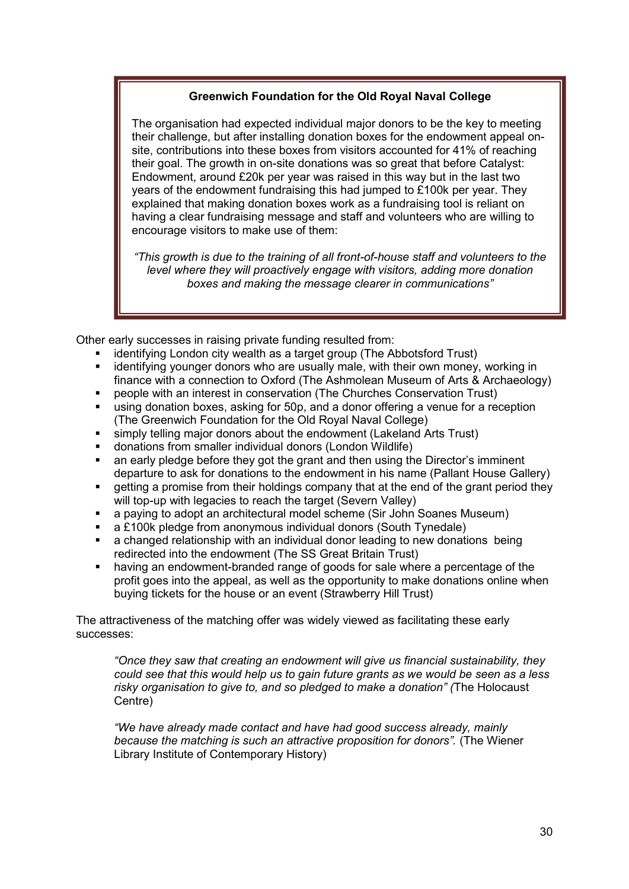**Greenwich Foundation for the Old Royal Naval College**

The organisation had expected individual major donors to be the key to meeting their challenge, but after installing donation boxes for the endowment appeal on-site, contributions into these boxes from visitors accounted for 41% of reaching their goal. The growth in on-site donations was so great that before Catalyst: Endowment, around £20k per year was raised in this way but in the last two years of the endowment fundraising this had jumped to £100k per year. They explained that making donation boxes work as a fundraising tool is reliant on having a clear fundraising message and staff and volunteers who are willing to encourage visitors to make use of them:

*"This growth is due to the training of all front-of-house staff and volunteers to the level where they will proactively engage with visitors, adding more donation boxes and making the message clearer in communications"*

Other early successes in raising private funding resulted from:

- identifying London city wealth as a target group (The Abbotsford Trust)
- identifying younger donors who are usually male, with their own money, working in finance with a connection to Oxford (The Ashmolean Museum of Arts & Archaeology)
- people with an interest in conservation (The Churches Conservation Trust)
- using donation boxes, asking for 50p, and a donor offering a venue for a reception (The Greenwich Foundation for the Old Royal Naval College)
- simply telling major donors about the endowment (Lakeland Arts Trust)
- donations from smaller individual donors (London Wildlife)
- an early pledge before they got the grant and then using the Director's imminent departure to ask for donations to the endowment in his name (Pallant House Gallery)
- getting a promise from their holdings company that at the end of the grant period they will top-up with legacies to reach the target (Severn Valley)
- a paying to adopt an architectural model scheme (Sir John Soanes Museum)
- a £100k pledge from anonymous individual donors (South Tynedale)
- a changed relationship with an individual donor leading to new donations being redirected into the endowment (The SS Great Britain Trust)
- having an endowment-branded range of goods for sale where a percentage of the profit goes into the appeal, as well as the opportunity to make donations online when buying tickets for the house or an event (Strawberry Hill Trust)

The attractiveness of the matching offer was widely viewed as facilitating these early successes:

> *"Once they saw that creating an endowment will give us financial sustainability, they could see that this would help us to gain future grants as we would be seen as a less risky organisation to give to, and so pledged to make a donation" (*The Holocaust Centre)

> *"We have already made contact and have had good success already, mainly because the matching is such an attractive proposition for donors".* (The Wiener Library Institute of Contemporary History)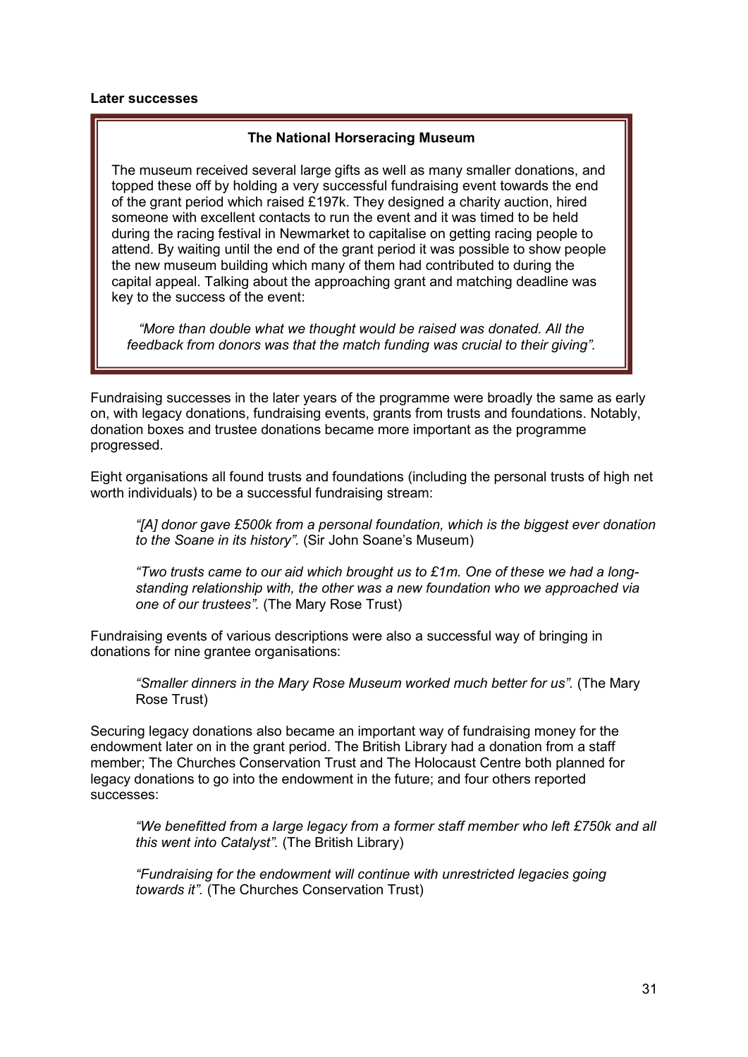**Later successes**

**The National Horseracing Museum**

The museum received several large gifts as well as many smaller donations, and topped these off by holding a very successful fundraising event towards the end of the grant period which raised £197k. They designed a charity auction, hired someone with excellent contacts to run the event and it was timed to be held during the racing festival in Newmarket to capitalise on getting racing people to attend. By waiting until the end of the grant period it was possible to show people the new museum building which many of them had contributed to during the capital appeal. Talking about the approaching grant and matching deadline was key to the success of the event:

*"More than double what we thought would be raised was donated. All the feedback from donors was that the match funding was crucial to their giving".*

Fundraising successes in the later years of the programme were broadly the same as early on, with legacy donations, fundraising events, grants from trusts and foundations. Notably, donation boxes and trustee donations became more important as the programme progressed.

Eight organisations all found trusts and foundations (including the personal trusts of high net worth individuals) to be a successful fundraising stream:

> *"[A] donor gave £500k from a personal foundation, which is the biggest ever donation to the Soane in its history".* (Sir John Soane's Museum)

> *"Two trusts came to our aid which brought us to £1m. One of these we had a long-standing relationship with, the other was a new foundation who we approached via one of our trustees".* (The Mary Rose Trust)

Fundraising events of various descriptions were also a successful way of bringing in donations for nine grantee organisations:

> *"Smaller dinners in the Mary Rose Museum worked much better for us".* (The Mary Rose Trust)

Securing legacy donations also became an important way of fundraising money for the endowment later on in the grant period. The British Library had a donation from a staff member; The Churches Conservation Trust and The Holocaust Centre both planned for legacy donations to go into the endowment in the future; and four others reported successes:

> *"We benefitted from a large legacy from a former staff member who left £750k and all this went into Catalyst".* (The British Library)

> *"Fundraising for the endowment will continue with unrestricted legacies going towards it".* (The Churches Conservation Trust)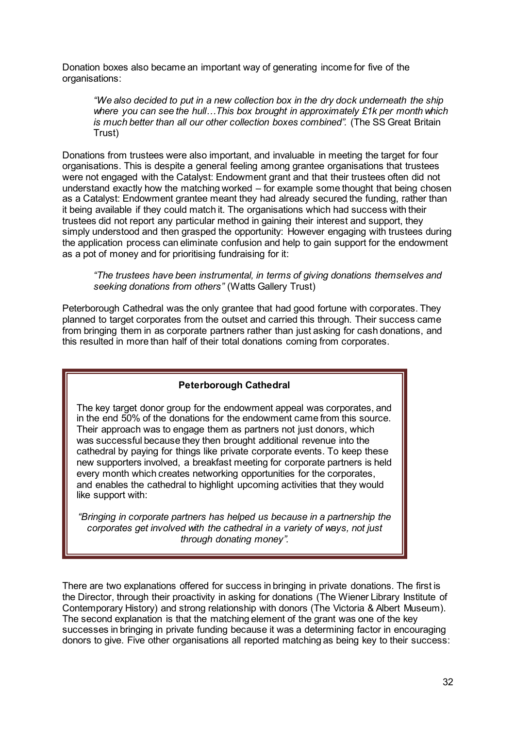Donation boxes also became an important way of generating income for five of the organisations:

> *"We also decided to put in a new collection box in the dry dock underneath the ship where you can see the hull…This box brought in approximately £1k per month which is much better than all our other collection boxes combined".* (The SS Great Britain Trust)

Donations from trustees were also important, and invaluable in meeting the target for four organisations. This is despite a general feeling among grantee organisations that trustees were not engaged with the Catalyst: Endowment grant and that their trustees often did not understand exactly how the matching worked – for example some thought that being chosen as a Catalyst: Endowment grantee meant they had already secured the funding, rather than it being available if they could match it. The organisations which had success with their trustees did not report any particular method in gaining their interest and support, they simply understood and then grasped the opportunity: However engaging with trustees during the application process can eliminate confusion and help to gain support for the endowment as a pot of money and for prioritising fundraising for it:

> *"The trustees have been instrumental, in terms of giving donations themselves and seeking donations from others"* (Watts Gallery Trust)

Peterborough Cathedral was the only grantee that had good fortune with corporates. They planned to target corporates from the outset and carried this through. Their success came from bringing them in as corporate partners rather than just asking for cash donations, and this resulted in more than half of their total donations coming from corporates.

> **Peterborough Cathedral**
>
> The key target donor group for the endowment appeal was corporates, and in the end 50% of the donations for the endowment came from this source. Their approach was to engage them as partners not just donors, which was successful because they then brought additional revenue into the cathedral by paying for things like private corporate events. To keep these new supporters involved, a breakfast meeting for corporate partners is held every month which creates networking opportunities for the corporates, and enables the cathedral to highlight upcoming activities that they would like support with:
>
> *"Bringing in corporate partners has helped us because in a partnership the corporates get involved with the cathedral in a variety of ways, not just through donating money".*

There are two explanations offered for success in bringing in private donations. The first is the Director, through their proactivity in asking for donations (The Wiener Library Institute of Contemporary History) and strong relationship with donors (The Victoria & Albert Museum). The second explanation is that the matching element of the grant was one of the key successes in bringing in private funding because it was a determining factor in encouraging donors to give. Five other organisations all reported matching as being key to their success: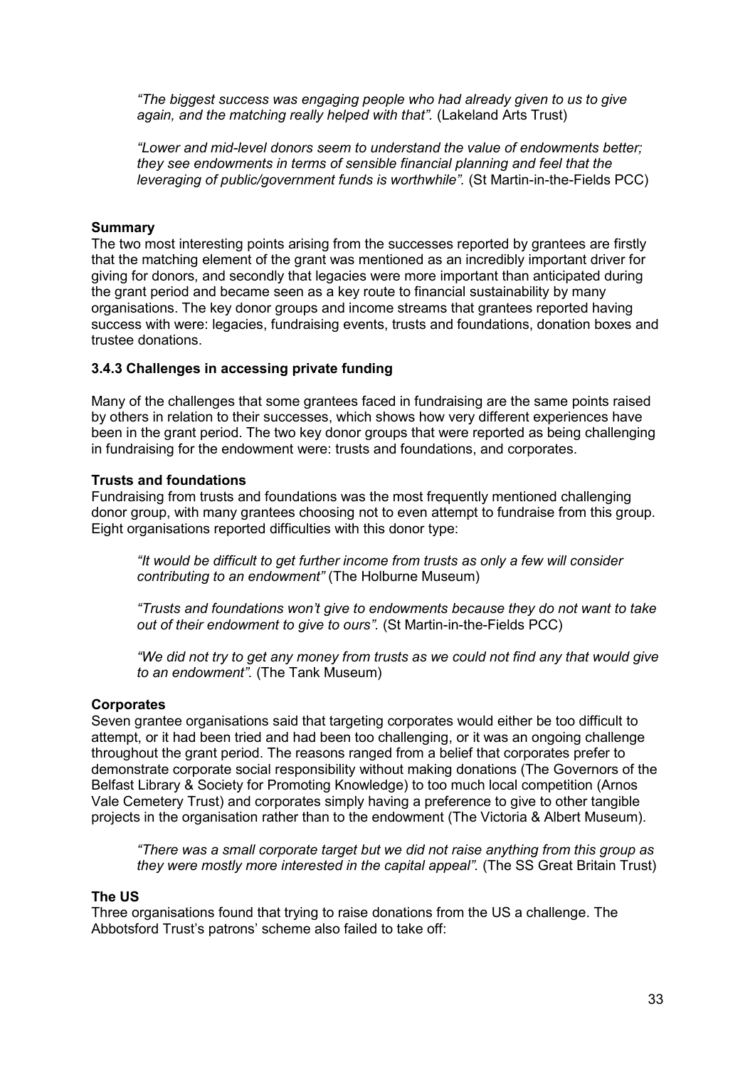*"The biggest success was engaging people who had already given to us to give again, and the matching really helped with that".* (Lakeland Arts Trust)

*"Lower and mid-level donors seem to understand the value of endowments better; they see endowments in terms of sensible financial planning and feel that the leveraging of public/government funds is worthwhile".* (St Martin-in-the-Fields PCC)

**Summary**

The two most interesting points arising from the successes reported by grantees are firstly that the matching element of the grant was mentioned as an incredibly important driver for giving for donors, and secondly that legacies were more important than anticipated during the grant period and became seen as a key route to financial sustainability by many organisations. The key donor groups and income streams that grantees reported having success with were: legacies, fundraising events, trusts and foundations, donation boxes and trustee donations.

### 3.4.3 Challenges in accessing private funding

Many of the challenges that some grantees faced in fundraising are the same points raised by others in relation to their successes, which shows how very different experiences have been in the grant period. The two key donor groups that were reported as being challenging in fundraising for the endowment were: trusts and foundations, and corporates.

**Trusts and foundations**

Fundraising from trusts and foundations was the most frequently mentioned challenging donor group, with many grantees choosing not to even attempt to fundraise from this group. Eight organisations reported difficulties with this donor type:

*"It would be difficult to get further income from trusts as only a few will consider contributing to an endowment"* (The Holburne Museum)

*"Trusts and foundations won't give to endowments because they do not want to take out of their endowment to give to ours".* (St Martin-in-the-Fields PCC)

*"We did not try to get any money from trusts as we could not find any that would give to an endowment".* (The Tank Museum)

**Corporates**

Seven grantee organisations said that targeting corporates would either be too difficult to attempt, or it had been tried and had been too challenging, or it was an ongoing challenge throughout the grant period. The reasons ranged from a belief that corporates prefer to demonstrate corporate social responsibility without making donations (The Governors of the Belfast Library & Society for Promoting Knowledge) to too much local competition (Arnos Vale Cemetery Trust) and corporates simply having a preference to give to other tangible projects in the organisation rather than to the endowment (The Victoria & Albert Museum).

*"There was a small corporate target but we did not raise anything from this group as they were mostly more interested in the capital appeal".* (The SS Great Britain Trust)

**The US**

Three organisations found that trying to raise donations from the US a challenge. The Abbotsford Trust's patrons' scheme also failed to take off: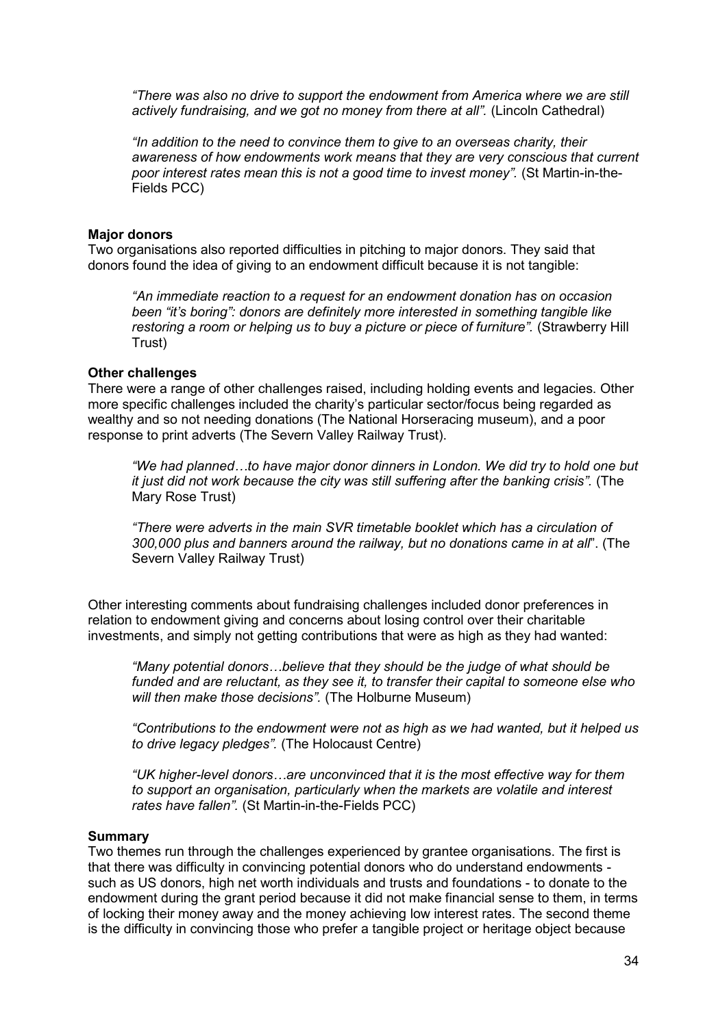*"There was also no drive to support the endowment from America where we are still actively fundraising, and we got no money from there at all".* (Lincoln Cathedral)

*"In addition to the need to convince them to give to an overseas charity, their awareness of how endowments work means that they are very conscious that current poor interest rates mean this is not a good time to invest money".* (St Martin-in-the-Fields PCC)

**Major donors**

Two organisations also reported difficulties in pitching to major donors. They said that donors found the idea of giving to an endowment difficult because it is not tangible:

*"An immediate reaction to a request for an endowment donation has on occasion been "it's boring": donors are definitely more interested in something tangible like restoring a room or helping us to buy a picture or piece of furniture".* (Strawberry Hill Trust)

**Other challenges**

There were a range of other challenges raised, including holding events and legacies. Other more specific challenges included the charity's particular sector/focus being regarded as wealthy and so not needing donations (The National Horseracing museum), and a poor response to print adverts (The Severn Valley Railway Trust).

*"We had planned…to have major donor dinners in London. We did try to hold one but it just did not work because the city was still suffering after the banking crisis".* (The Mary Rose Trust)

*"There were adverts in the main SVR timetable booklet which has a circulation of 300,000 plus and banners around the railway, but no donations came in at all*". (The Severn Valley Railway Trust)

Other interesting comments about fundraising challenges included donor preferences in relation to endowment giving and concerns about losing control over their charitable investments, and simply not getting contributions that were as high as they had wanted:

*"Many potential donors…believe that they should be the judge of what should be funded and are reluctant, as they see it, to transfer their capital to someone else who will then make those decisions".* (The Holburne Museum)

*"Contributions to the endowment were not as high as we had wanted, but it helped us to drive legacy pledges".* (The Holocaust Centre)

*"UK higher-level donors…are unconvinced that it is the most effective way for them to support an organisation, particularly when the markets are volatile and interest rates have fallen".* (St Martin-in-the-Fields PCC)

**Summary**

Two themes run through the challenges experienced by grantee organisations. The first is that there was difficulty in convincing potential donors who do understand endowments - such as US donors, high net worth individuals and trusts and foundations - to donate to the endowment during the grant period because it did not make financial sense to them, in terms of locking their money away and the money achieving low interest rates. The second theme is the difficulty in convincing those who prefer a tangible project or heritage object because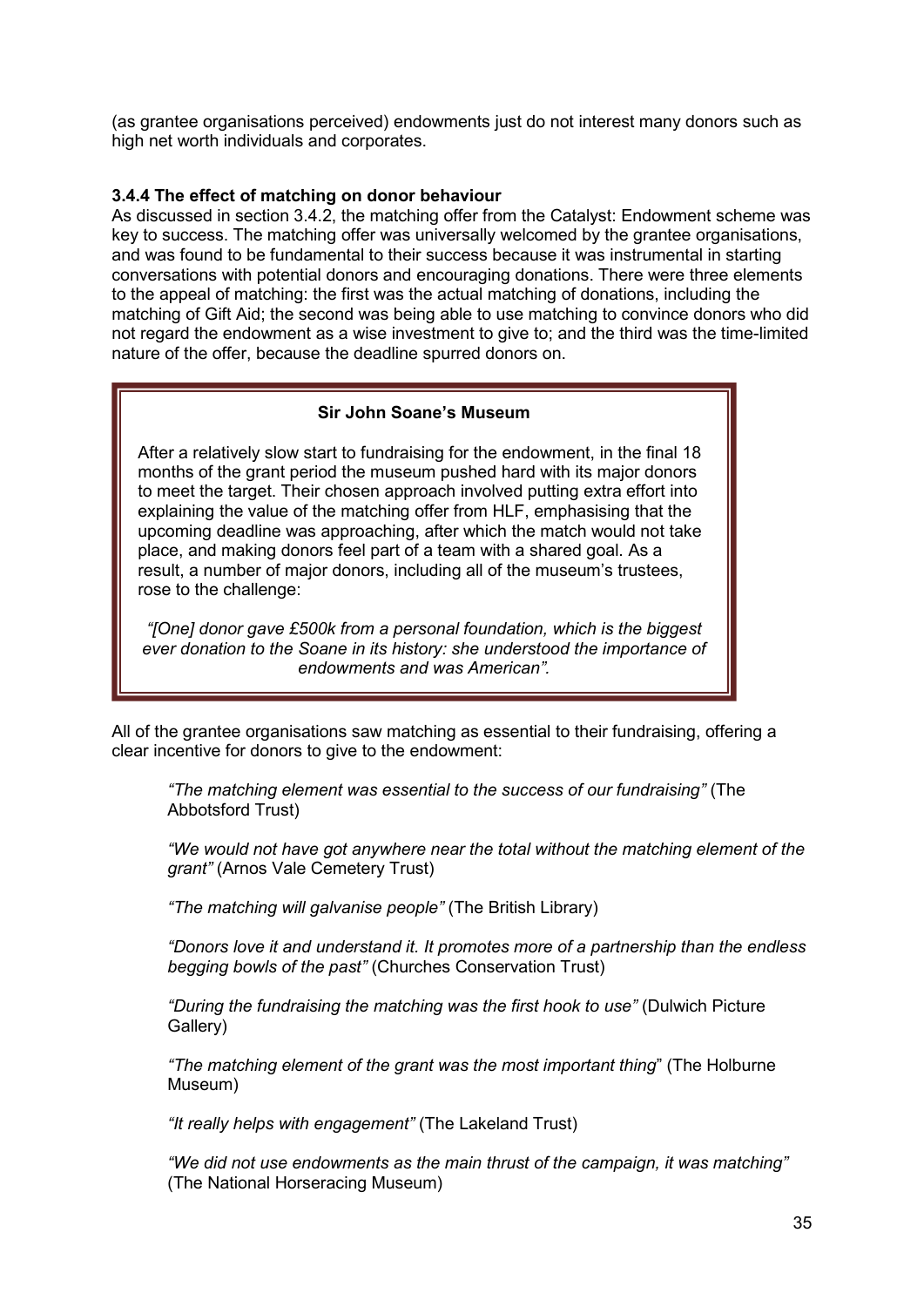(as grantee organisations perceived) endowments just do not interest many donors such as high net worth individuals and corporates.

#### 3.4.4 The effect of matching on donor behaviour

As discussed in section 3.4.2, the matching offer from the Catalyst: Endowment scheme was key to success. The matching offer was universally welcomed by the grantee organisations, and was found to be fundamental to their success because it was instrumental in starting conversations with potential donors and encouraging donations. There were three elements to the appeal of matching: the first was the actual matching of donations, including the matching of Gift Aid; the second was being able to use matching to convince donors who did not regard the endowment as a wise investment to give to; and the third was the time-limited nature of the offer, because the deadline spurred donors on.

> **Sir John Soane's Museum**
>
> After a relatively slow start to fundraising for the endowment, in the final 18 months of the grant period the museum pushed hard with its major donors to meet the target. Their chosen approach involved putting extra effort into explaining the value of the matching offer from HLF, emphasising that the upcoming deadline was approaching, after which the match would not take place, and making donors feel part of a team with a shared goal. As a result, a number of major donors, including all of the museum's trustees, rose to the challenge:
>
> *"[One] donor gave £500k from a personal foundation, which is the biggest ever donation to the Soane in its history: she understood the importance of endowments and was American".*

All of the grantee organisations saw matching as essential to their fundraising, offering a clear incentive for donors to give to the endowment:

> *"The matching element was essential to the success of our fundraising"* (The Abbotsford Trust)
>
> *"We would not have got anywhere near the total without the matching element of the grant"* (Arnos Vale Cemetery Trust)
>
> *"The matching will galvanise people"* (The British Library)
>
> *"Donors love it and understand it. It promotes more of a partnership than the endless begging bowls of the past"* (Churches Conservation Trust)
>
> *"During the fundraising the matching was the first hook to use"* (Dulwich Picture Gallery)
>
> *"The matching element of the grant was the most important thing"* (The Holburne Museum)
>
> *"It really helps with engagement"* (The Lakeland Trust)
>
> *"We did not use endowments as the main thrust of the campaign, it was matching"* (The National Horseracing Museum)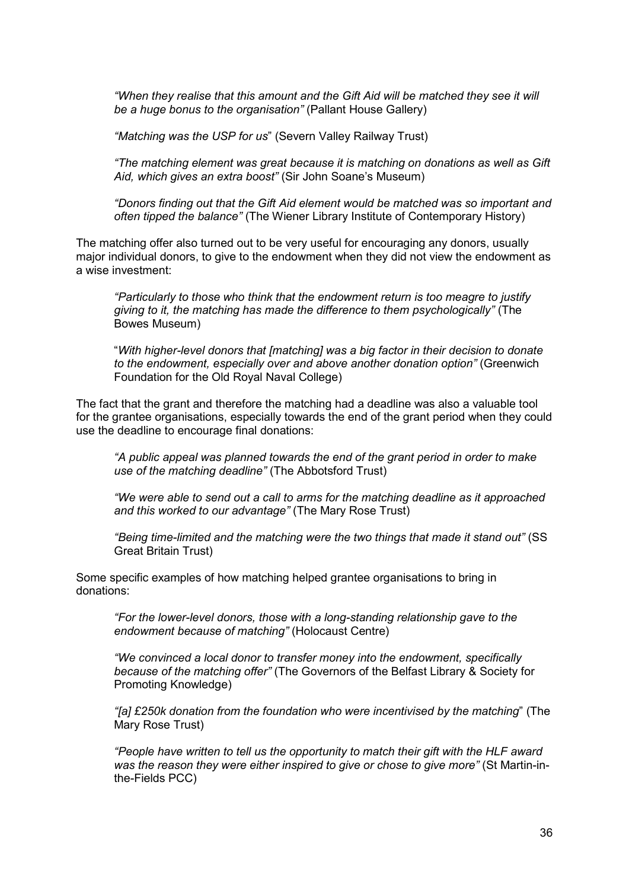> *"When they realise that this amount and the Gift Aid will be matched they see it will be a huge bonus to the organisation"* (Pallant House Gallery)
>
> *"Matching was the USP for us*" (Severn Valley Railway Trust)
>
> *"The matching element was great because it is matching on donations as well as Gift Aid, which gives an extra boost"* (Sir John Soane's Museum)
>
> *"Donors finding out that the Gift Aid element would be matched was so important and often tipped the balance"* (The Wiener Library Institute of Contemporary History)

The matching offer also turned out to be very useful for encouraging any donors, usually major individual donors, to give to the endowment when they did not view the endowment as a wise investment:

> *"Particularly to those who think that the endowment return is too meagre to justify giving to it, the matching has made the difference to them psychologically"* (The Bowes Museum)
>
> "*With higher-level donors that [matching] was a big factor in their decision to donate to the endowment, especially over and above another donation option"* (Greenwich Foundation for the Old Royal Naval College)

The fact that the grant and therefore the matching had a deadline was also a valuable tool for the grantee organisations, especially towards the end of the grant period when they could use the deadline to encourage final donations:

> *"A public appeal was planned towards the end of the grant period in order to make use of the matching deadline"* (The Abbotsford Trust)
>
> *"We were able to send out a call to arms for the matching deadline as it approached and this worked to our advantage"* (The Mary Rose Trust)
>
> *"Being time-limited and the matching were the two things that made it stand out"* (SS Great Britain Trust)

Some specific examples of how matching helped grantee organisations to bring in donations:

> *"For the lower-level donors, those with a long-standing relationship gave to the endowment because of matching"* (Holocaust Centre)
>
> *"We convinced a local donor to transfer money into the endowment, specifically because of the matching offer"* (The Governors of the Belfast Library & Society for Promoting Knowledge)
>
> *"[a] £250k donation from the foundation who were incentivised by the matching*" (The Mary Rose Trust)
>
> *"People have written to tell us the opportunity to match their gift with the HLF award was the reason they were either inspired to give or chose to give more"* (St Martin-in-the-Fields PCC)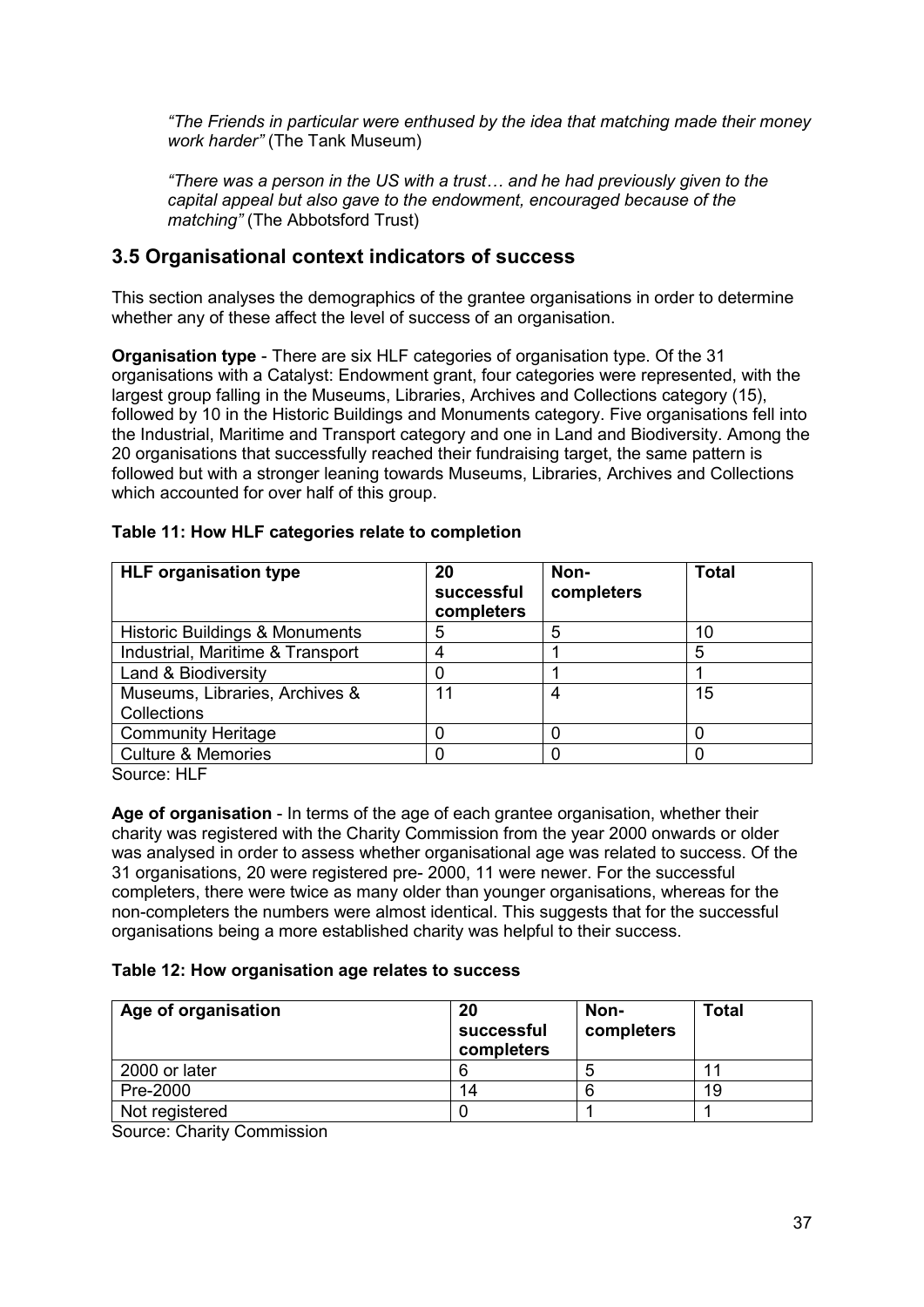*"The Friends in particular were enthused by the idea that matching made their money work harder"* (The Tank Museum)

*"There was a person in the US with a trust… and he had previously given to the capital appeal but also gave to the endowment, encouraged because of the matching"* (The Abbotsford Trust)

## 3.5 Organisational context indicators of success

This section analyses the demographics of the grantee organisations in order to determine whether any of these affect the level of success of an organisation.

**Organisation type** - There are six HLF categories of organisation type. Of the 31 organisations with a Catalyst: Endowment grant, four categories were represented, with the largest group falling in the Museums, Libraries, Archives and Collections category (15), followed by 10 in the Historic Buildings and Monuments category. Five organisations fell into the Industrial, Maritime and Transport category and one in Land and Biodiversity. Among the 20 organisations that successfully reached their fundraising target, the same pattern is followed but with a stronger leaning towards Museums, Libraries, Archives and Collections which accounted for over half of this group.

**Table 11: How HLF categories relate to completion**

| HLF organisation type | 20 successful completers | Non-completers | Total |
| --- | --- | --- | --- |
| Historic Buildings & Monuments | 5 | 5 | 10 |
| Industrial, Maritime & Transport | 4 | 1 | 5 |
| Land & Biodiversity | 0 | 1 | 1 |
| Museums, Libraries, Archives & Collections | 11 | 4 | 15 |
| Community Heritage | 0 | 0 | 0 |
| Culture & Memories | 0 | 0 | 0 |

Source: HLF

**Age of organisation** - In terms of the age of each grantee organisation, whether their charity was registered with the Charity Commission from the year 2000 onwards or older was analysed in order to assess whether organisational age was related to success. Of the 31 organisations, 20 were registered pre- 2000, 11 were newer. For the successful completers, there were twice as many older than younger organisations, whereas for the non-completers the numbers were almost identical. This suggests that for the successful organisations being a more established charity was helpful to their success.

**Table 12: How organisation age relates to success**

| Age of organisation | 20 successful completers | Non-completers | Total |
| --- | --- | --- | --- |
| 2000 or later | 6 | 5 | 11 |
| Pre-2000 | 14 | 6 | 19 |
| Not registered | 0 | 1 | 1 |

Source: Charity Commission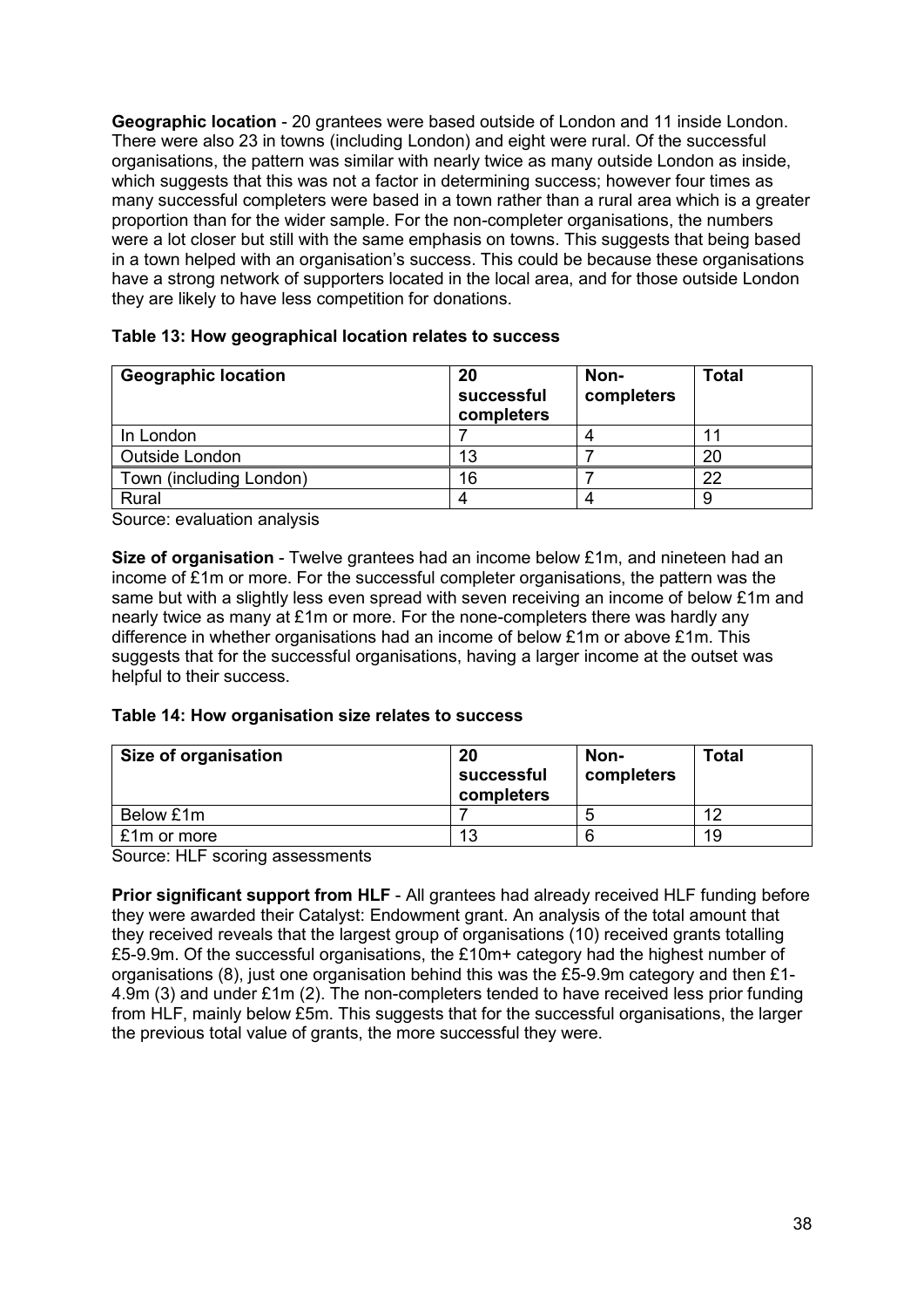**Geographic location** - 20 grantees were based outside of London and 11 inside London. There were also 23 in towns (including London) and eight were rural. Of the successful organisations, the pattern was similar with nearly twice as many outside London as inside, which suggests that this was not a factor in determining success; however four times as many successful completers were based in a town rather than a rural area which is a greater proportion than for the wider sample. For the non-completer organisations, the numbers were a lot closer but still with the same emphasis on towns. This suggests that being based in a town helped with an organisation's success. This could be because these organisations have a strong network of supporters located in the local area, and for those outside London they are likely to have less competition for donations.

**Table 13: How geographical location relates to success**

| Geographic location | 20 successful completers | Non-completers | Total |
|---|---|---|---|
| In London | 7 | 4 | 11 |
| Outside London | 13 | 7 | 20 |
| Town (including London) | 16 | 7 | 22 |
| Rural | 4 | 4 | 9 |

Source: evaluation analysis

**Size of organisation** - Twelve grantees had an income below £1m, and nineteen had an income of £1m or more. For the successful completer organisations, the pattern was the same but with a slightly less even spread with seven receiving an income of below £1m and nearly twice as many at £1m or more. For the none-completers there was hardly any difference in whether organisations had an income of below £1m or above £1m. This suggests that for the successful organisations, having a larger income at the outset was helpful to their success.

**Table 14: How organisation size relates to success**

| Size of organisation | 20 successful completers | Non-completers | Total |
|---|---|---|---|
| Below £1m | 7 | 5 | 12 |
| £1m or more | 13 | 6 | 19 |

Source: HLF scoring assessments

**Prior significant support from HLF** - All grantees had already received HLF funding before they were awarded their Catalyst: Endowment grant. An analysis of the total amount that they received reveals that the largest group of organisations (10) received grants totalling £5-9.9m. Of the successful organisations, the £10m+ category had the highest number of organisations (8), just one organisation behind this was the £5-9.9m category and then £1-4.9m (3) and under £1m (2). The non-completers tended to have received less prior funding from HLF, mainly below £5m. This suggests that for the successful organisations, the larger the previous total value of grants, the more successful they were.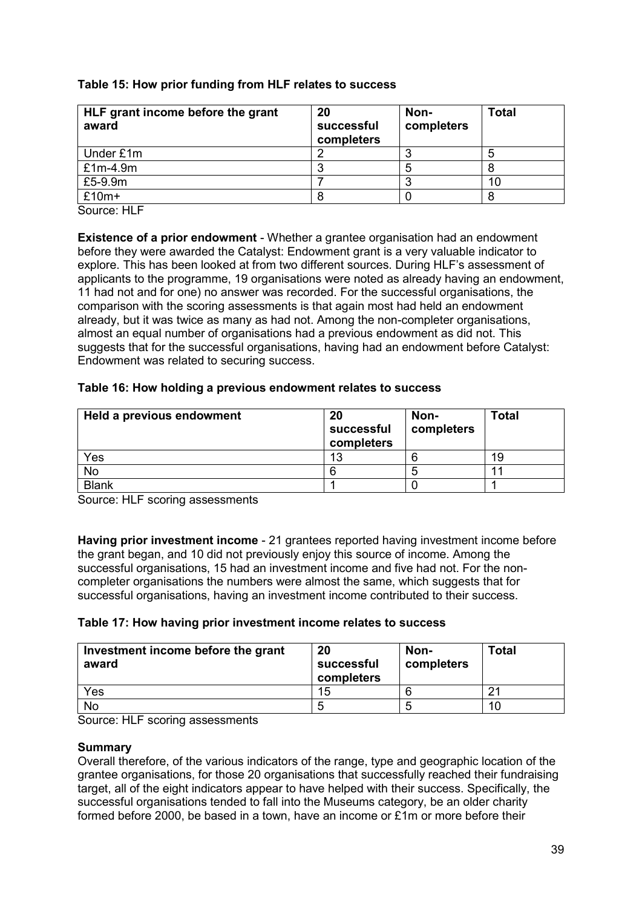**Table 15: How prior funding from HLF relates to success**

| HLF grant income before the grant award | 20 successful completers | Non-completers | Total |
|---|---|---|---|
| Under £1m | 2 | 3 | 5 |
| £1m-4.9m | 3 | 5 | 8 |
| £5-9.9m | 7 | 3 | 10 |
| £10m+ | 8 | 0 | 8 |

Source: HLF

**Existence of a prior endowment** - Whether a grantee organisation had an endowment before they were awarded the Catalyst: Endowment grant is a very valuable indicator to explore. This has been looked at from two different sources. During HLF's assessment of applicants to the programme, 19 organisations were noted as already having an endowment, 11 had not and for one) no answer was recorded. For the successful organisations, the comparison with the scoring assessments is that again most had held an endowment already, but it was twice as many as had not. Among the non-completer organisations, almost an equal number of organisations had a previous endowment as did not. This suggests that for the successful organisations, having had an endowment before Catalyst: Endowment was related to securing success.

**Table 16: How holding a previous endowment relates to success**

| Held a previous endowment | 20 successful completers | Non-completers | Total |
|---|---|---|---|
| Yes | 13 | 6 | 19 |
| No | 6 | 5 | 11 |
| Blank | 1 | 0 | 1 |

Source: HLF scoring assessments

**Having prior investment income** - 21 grantees reported having investment income before the grant began, and 10 did not previously enjoy this source of income. Among the successful organisations, 15 had an investment income and five had not. For the non-completer organisations the numbers were almost the same, which suggests that for successful organisations, having an investment income contributed to their success.

**Table 17: How having prior investment income relates to success**

| Investment income before the grant award | 20 successful completers | Non-completers | Total |
|---|---|---|---|
| Yes | 15 | 6 | 21 |
| No | 5 | 5 | 10 |

Source: HLF scoring assessments

**Summary**

Overall therefore, of the various indicators of the range, type and geographic location of the grantee organisations, for those 20 organisations that successfully reached their fundraising target, all of the eight indicators appear to have helped with their success. Specifically, the successful organisations tended to fall into the Museums category, be an older charity formed before 2000, be based in a town, have an income or £1m or more before their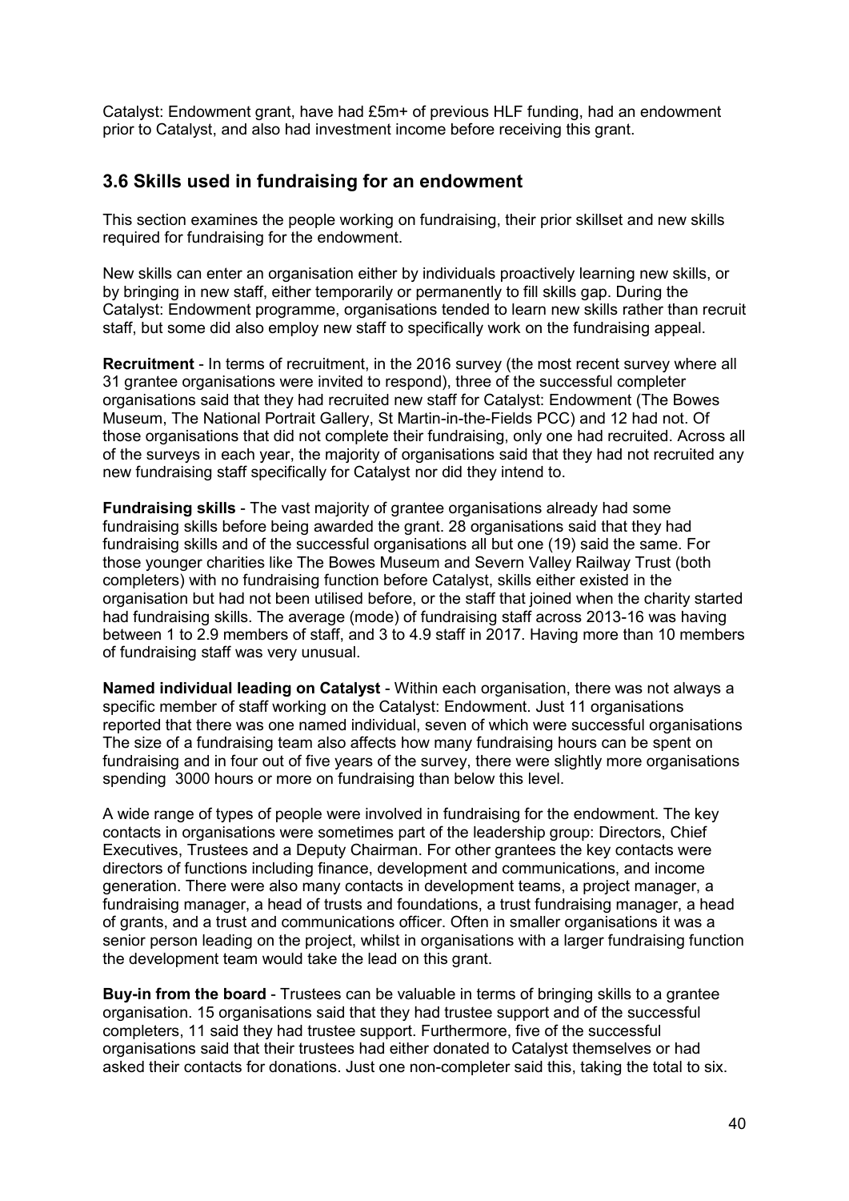Catalyst: Endowment grant, have had £5m+ of previous HLF funding, had an endowment prior to Catalyst, and also had investment income before receiving this grant.

### 3.6 Skills used in fundraising for an endowment

This section examines the people working on fundraising, their prior skillset and new skills required for fundraising for the endowment.

New skills can enter an organisation either by individuals proactively learning new skills, or by bringing in new staff, either temporarily or permanently to fill skills gap. During the Catalyst: Endowment programme, organisations tended to learn new skills rather than recruit staff, but some did also employ new staff to specifically work on the fundraising appeal.

**Recruitment** - In terms of recruitment, in the 2016 survey (the most recent survey where all 31 grantee organisations were invited to respond), three of the successful completer organisations said that they had recruited new staff for Catalyst: Endowment (The Bowes Museum, The National Portrait Gallery, St Martin-in-the-Fields PCC) and 12 had not. Of those organisations that did not complete their fundraising, only one had recruited. Across all of the surveys in each year, the majority of organisations said that they had not recruited any new fundraising staff specifically for Catalyst nor did they intend to.

**Fundraising skills** - The vast majority of grantee organisations already had some fundraising skills before being awarded the grant. 28 organisations said that they had fundraising skills and of the successful organisations all but one (19) said the same. For those younger charities like The Bowes Museum and Severn Valley Railway Trust (both completers) with no fundraising function before Catalyst, skills either existed in the organisation but had not been utilised before, or the staff that joined when the charity started had fundraising skills. The average (mode) of fundraising staff across 2013-16 was having between 1 to 2.9 members of staff, and 3 to 4.9 staff in 2017. Having more than 10 members of fundraising staff was very unusual.

**Named individual leading on Catalyst** - Within each organisation, there was not always a specific member of staff working on the Catalyst: Endowment. Just 11 organisations reported that there was one named individual, seven of which were successful organisations The size of a fundraising team also affects how many fundraising hours can be spent on fundraising and in four out of five years of the survey, there were slightly more organisations spending 3000 hours or more on fundraising than below this level.

A wide range of types of people were involved in fundraising for the endowment. The key contacts in organisations were sometimes part of the leadership group: Directors, Chief Executives, Trustees and a Deputy Chairman. For other grantees the key contacts were directors of functions including finance, development and communications, and income generation. There were also many contacts in development teams, a project manager, a fundraising manager, a head of trusts and foundations, a trust fundraising manager, a head of grants, and a trust and communications officer. Often in smaller organisations it was a senior person leading on the project, whilst in organisations with a larger fundraising function the development team would take the lead on this grant.

**Buy-in from the board** - Trustees can be valuable in terms of bringing skills to a grantee organisation. 15 organisations said that they had trustee support and of the successful completers, 11 said they had trustee support. Furthermore, five of the successful organisations said that their trustees had either donated to Catalyst themselves or had asked their contacts for donations. Just one non-completer said this, taking the total to six.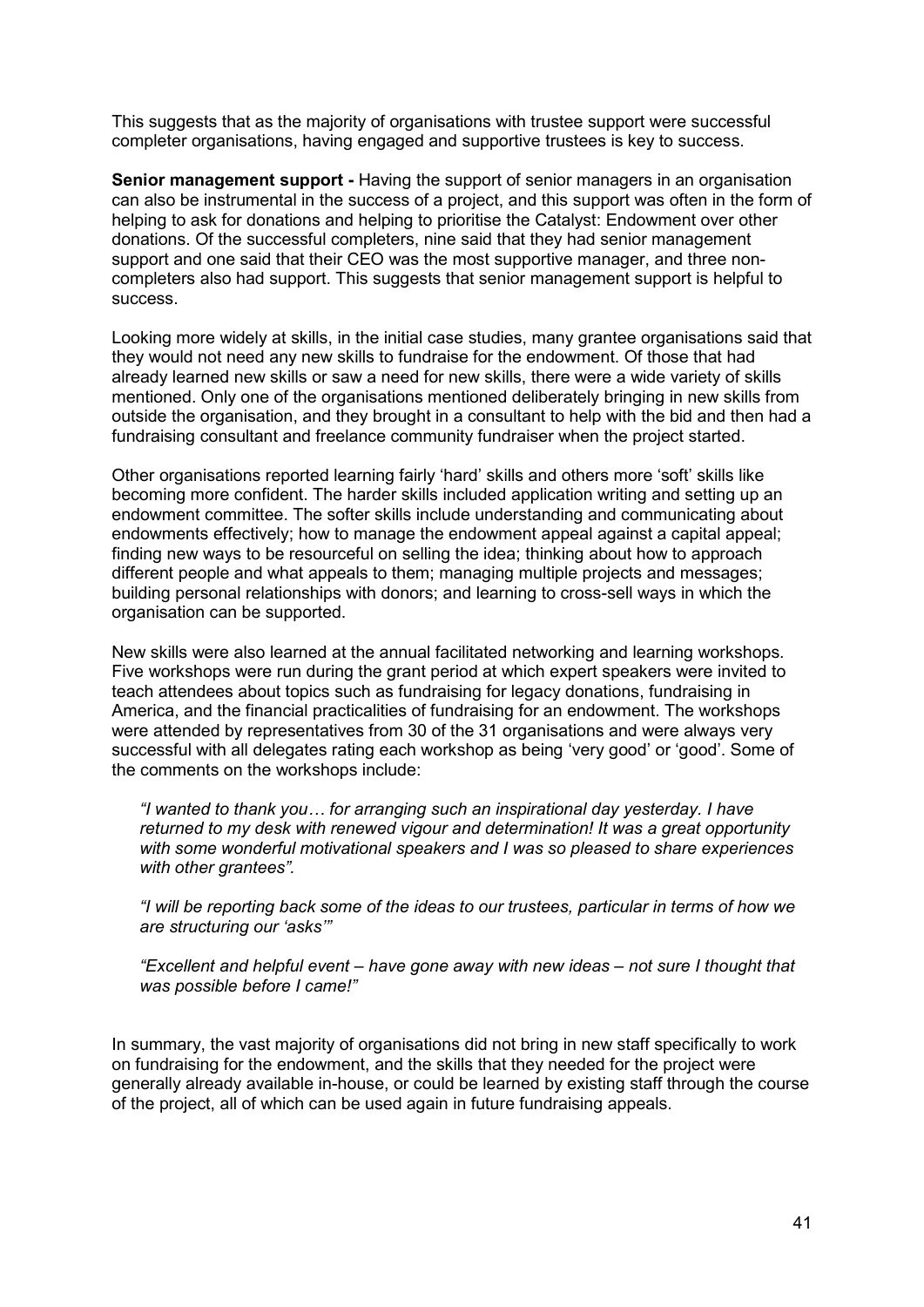This suggests that as the majority of organisations with trustee support were successful completer organisations, having engaged and supportive trustees is key to success.

**Senior management support -** Having the support of senior managers in an organisation can also be instrumental in the success of a project, and this support was often in the form of helping to ask for donations and helping to prioritise the Catalyst: Endowment over other donations. Of the successful completers, nine said that they had senior management support and one said that their CEO was the most supportive manager, and three non-completers also had support. This suggests that senior management support is helpful to success.

Looking more widely at skills, in the initial case studies, many grantee organisations said that they would not need any new skills to fundraise for the endowment. Of those that had already learned new skills or saw a need for new skills, there were a wide variety of skills mentioned. Only one of the organisations mentioned deliberately bringing in new skills from outside the organisation, and they brought in a consultant to help with the bid and then had a fundraising consultant and freelance community fundraiser when the project started.

Other organisations reported learning fairly 'hard' skills and others more 'soft' skills like becoming more confident. The harder skills included application writing and setting up an endowment committee. The softer skills include understanding and communicating about endowments effectively; how to manage the endowment appeal against a capital appeal; finding new ways to be resourceful on selling the idea; thinking about how to approach different people and what appeals to them; managing multiple projects and messages; building personal relationships with donors; and learning to cross-sell ways in which the organisation can be supported.

New skills were also learned at the annual facilitated networking and learning workshops. Five workshops were run during the grant period at which expert speakers were invited to teach attendees about topics such as fundraising for legacy donations, fundraising in America, and the financial practicalities of fundraising for an endowment. The workshops were attended by representatives from 30 of the 31 organisations and were always very successful with all delegates rating each workshop as being 'very good' or 'good'. Some of the comments on the workshops include:

> *"I wanted to thank you… for arranging such an inspirational day yesterday. I have returned to my desk with renewed vigour and determination! It was a great opportunity with some wonderful motivational speakers and I was so pleased to share experiences with other grantees".*
>
> *"I will be reporting back some of the ideas to our trustees, particular in terms of how we are structuring our 'asks'"*
>
> *"Excellent and helpful event – have gone away with new ideas – not sure I thought that was possible before I came!"*

In summary, the vast majority of organisations did not bring in new staff specifically to work on fundraising for the endowment, and the skills that they needed for the project were generally already available in-house, or could be learned by existing staff through the course of the project, all of which can be used again in future fundraising appeals.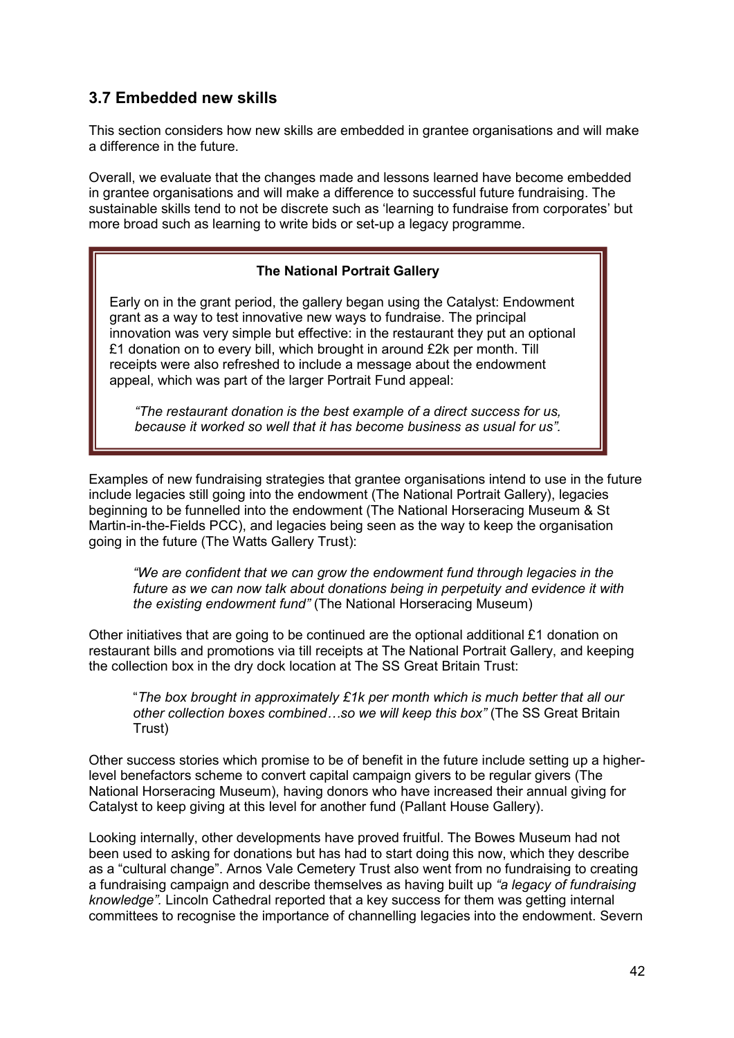## 3.7 Embedded new skills

This section considers how new skills are embedded in grantee organisations and will make a difference in the future.

Overall, we evaluate that the changes made and lessons learned have become embedded in grantee organisations and will make a difference to successful future fundraising. The sustainable skills tend to not be discrete such as 'learning to fundraise from corporates' but more broad such as learning to write bids or set-up a legacy programme.

> **The National Portrait Gallery**
>
> Early on in the grant period, the gallery began using the Catalyst: Endowment grant as a way to test innovative new ways to fundraise. The principal innovation was very simple but effective: in the restaurant they put an optional £1 donation on to every bill, which brought in around £2k per month. Till receipts were also refreshed to include a message about the endowment appeal, which was part of the larger Portrait Fund appeal:
>
> *"The restaurant donation is the best example of a direct success for us, because it worked so well that it has become business as usual for us".*

Examples of new fundraising strategies that grantee organisations intend to use in the future include legacies still going into the endowment (The National Portrait Gallery), legacies beginning to be funnelled into the endowment (The National Horseracing Museum & St Martin-in-the-Fields PCC), and legacies being seen as the way to keep the organisation going in the future (The Watts Gallery Trust):

> *"We are confident that we can grow the endowment fund through legacies in the future as we can now talk about donations being in perpetuity and evidence it with the existing endowment fund"* (The National Horseracing Museum)

Other initiatives that are going to be continued are the optional additional £1 donation on restaurant bills and promotions via till receipts at The National Portrait Gallery, and keeping the collection box in the dry dock location at The SS Great Britain Trust:

> "*The box brought in approximately £1k per month which is much better that all our other collection boxes combined…so we will keep this box"* (The SS Great Britain Trust)

Other success stories which promise to be of benefit in the future include setting up a higher-level benefactors scheme to convert capital campaign givers to be regular givers (The National Horseracing Museum), having donors who have increased their annual giving for Catalyst to keep giving at this level for another fund (Pallant House Gallery).

Looking internally, other developments have proved fruitful. The Bowes Museum had not been used to asking for donations but has had to start doing this now, which they describe as a "cultural change". Arnos Vale Cemetery Trust also went from no fundraising to creating a fundraising campaign and describe themselves as having built up *"a legacy of fundraising knowledge".* Lincoln Cathedral reported that a key success for them was getting internal committees to recognise the importance of channelling legacies into the endowment. Severn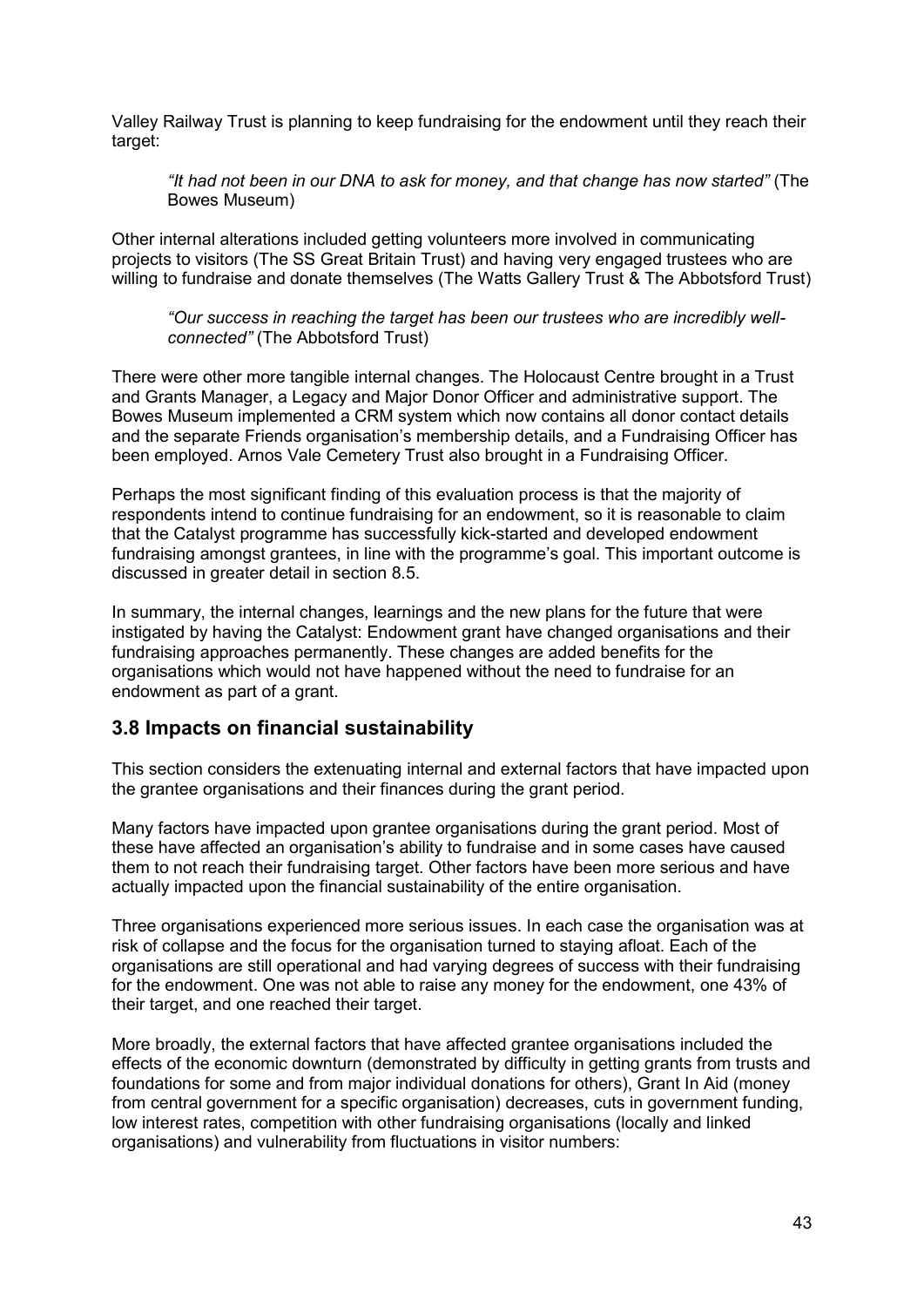Valley Railway Trust is planning to keep fundraising for the endowment until they reach their target:

> *"It had not been in our DNA to ask for money, and that change has now started"* (The Bowes Museum)

Other internal alterations included getting volunteers more involved in communicating projects to visitors (The SS Great Britain Trust) and having very engaged trustees who are willing to fundraise and donate themselves (The Watts Gallery Trust & The Abbotsford Trust)

> *"Our success in reaching the target has been our trustees who are incredibly well-connected"* (The Abbotsford Trust)

There were other more tangible internal changes. The Holocaust Centre brought in a Trust and Grants Manager, a Legacy and Major Donor Officer and administrative support. The Bowes Museum implemented a CRM system which now contains all donor contact details and the separate Friends organisation's membership details, and a Fundraising Officer has been employed. Arnos Vale Cemetery Trust also brought in a Fundraising Officer.

Perhaps the most significant finding of this evaluation process is that the majority of respondents intend to continue fundraising for an endowment, so it is reasonable to claim that the Catalyst programme has successfully kick-started and developed endowment fundraising amongst grantees, in line with the programme's goal. This important outcome is discussed in greater detail in section 8.5.

In summary, the internal changes, learnings and the new plans for the future that were instigated by having the Catalyst: Endowment grant have changed organisations and their fundraising approaches permanently. These changes are added benefits for the organisations which would not have happened without the need to fundraise for an endowment as part of a grant.

## 3.8 Impacts on financial sustainability

This section considers the extenuating internal and external factors that have impacted upon the grantee organisations and their finances during the grant period.

Many factors have impacted upon grantee organisations during the grant period. Most of these have affected an organisation's ability to fundraise and in some cases have caused them to not reach their fundraising target. Other factors have been more serious and have actually impacted upon the financial sustainability of the entire organisation.

Three organisations experienced more serious issues. In each case the organisation was at risk of collapse and the focus for the organisation turned to staying afloat. Each of the organisations are still operational and had varying degrees of success with their fundraising for the endowment. One was not able to raise any money for the endowment, one 43% of their target, and one reached their target.

More broadly, the external factors that have affected grantee organisations included the effects of the economic downturn (demonstrated by difficulty in getting grants from trusts and foundations for some and from major individual donations for others), Grant In Aid (money from central government for a specific organisation) decreases, cuts in government funding, low interest rates, competition with other fundraising organisations (locally and linked organisations) and vulnerability from fluctuations in visitor numbers: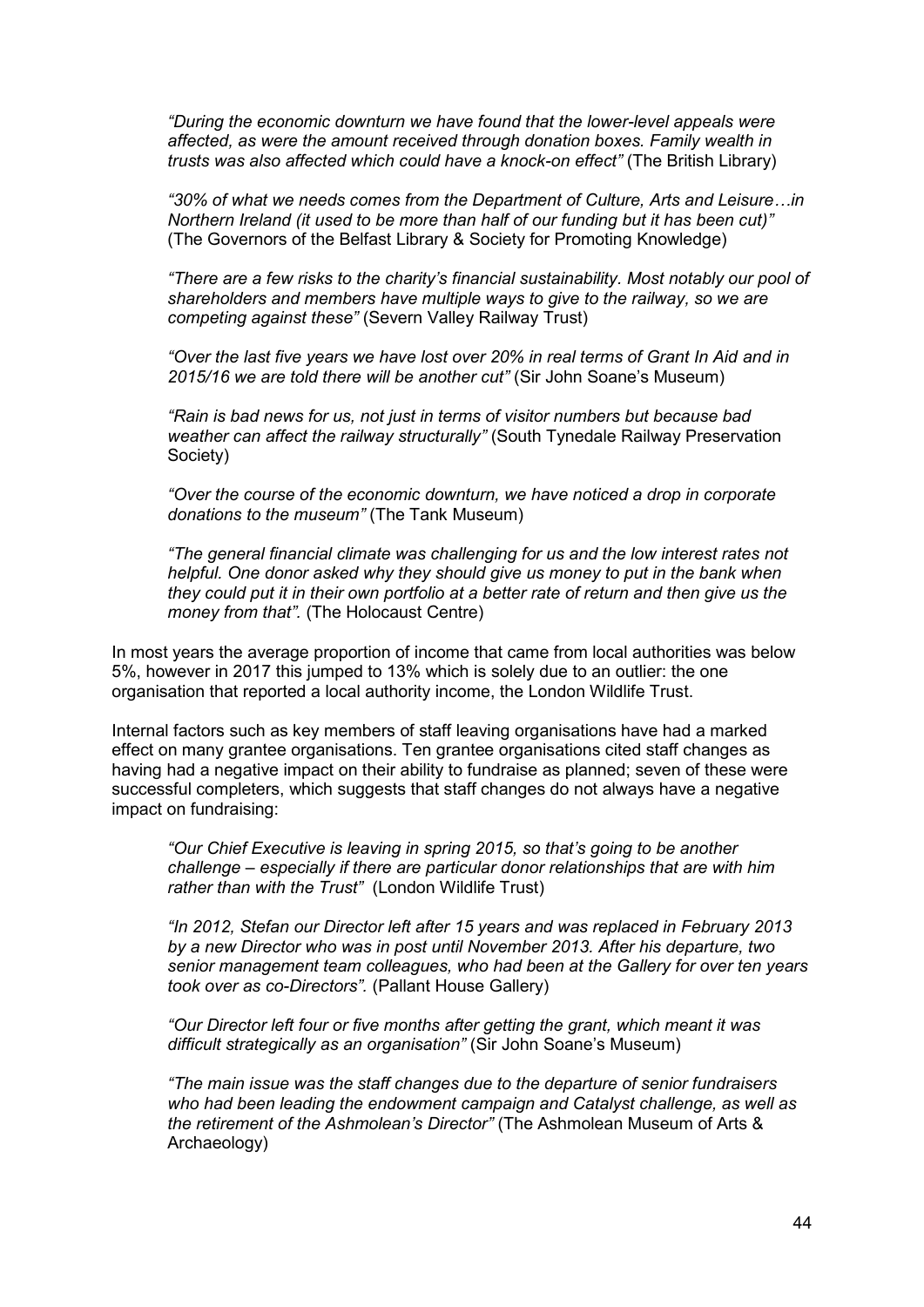*"During the economic downturn we have found that the lower-level appeals were affected, as were the amount received through donation boxes. Family wealth in trusts was also affected which could have a knock-on effect"* (The British Library)

*"30% of what we needs comes from the Department of Culture, Arts and Leisure…in Northern Ireland (it used to be more than half of our funding but it has been cut)"* (The Governors of the Belfast Library & Society for Promoting Knowledge)

*"There are a few risks to the charity's financial sustainability. Most notably our pool of shareholders and members have multiple ways to give to the railway, so we are competing against these"* (Severn Valley Railway Trust)

*"Over the last five years we have lost over 20% in real terms of Grant In Aid and in 2015/16 we are told there will be another cut"* (Sir John Soane's Museum)

*"Rain is bad news for us, not just in terms of visitor numbers but because bad weather can affect the railway structurally"* (South Tynedale Railway Preservation Society)

*"Over the course of the economic downturn, we have noticed a drop in corporate donations to the museum"* (The Tank Museum)

*"The general financial climate was challenging for us and the low interest rates not helpful. One donor asked why they should give us money to put in the bank when they could put it in their own portfolio at a better rate of return and then give us the money from that".* (The Holocaust Centre)

In most years the average proportion of income that came from local authorities was below 5%, however in 2017 this jumped to 13% which is solely due to an outlier: the one organisation that reported a local authority income, the London Wildlife Trust.

Internal factors such as key members of staff leaving organisations have had a marked effect on many grantee organisations. Ten grantee organisations cited staff changes as having had a negative impact on their ability to fundraise as planned; seven of these were successful completers, which suggests that staff changes do not always have a negative impact on fundraising:

*"Our Chief Executive is leaving in spring 2015, so that's going to be another challenge – especially if there are particular donor relationships that are with him rather than with the Trust"* (London Wildlife Trust)

*"In 2012, Stefan our Director left after 15 years and was replaced in February 2013 by a new Director who was in post until November 2013. After his departure, two senior management team colleagues, who had been at the Gallery for over ten years took over as co-Directors".* (Pallant House Gallery)

*"Our Director left four or five months after getting the grant, which meant it was difficult strategically as an organisation"* (Sir John Soane's Museum)

*"The main issue was the staff changes due to the departure of senior fundraisers who had been leading the endowment campaign and Catalyst challenge, as well as the retirement of the Ashmolean's Director"* (The Ashmolean Museum of Arts & Archaeology)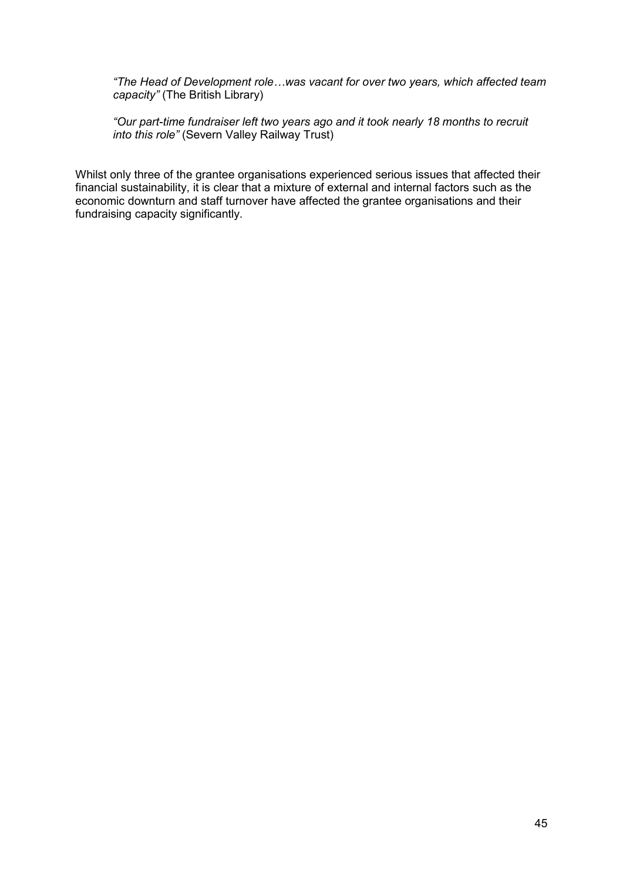> *"The Head of Development role…was vacant for over two years, which affected team capacity"* (The British Library)
>
> *"Our part-time fundraiser left two years ago and it took nearly 18 months to recruit into this role"* (Severn Valley Railway Trust)

Whilst only three of the grantee organisations experienced serious issues that affected their financial sustainability, it is clear that a mixture of external and internal factors such as the economic downturn and staff turnover have affected the grantee organisations and their fundraising capacity significantly.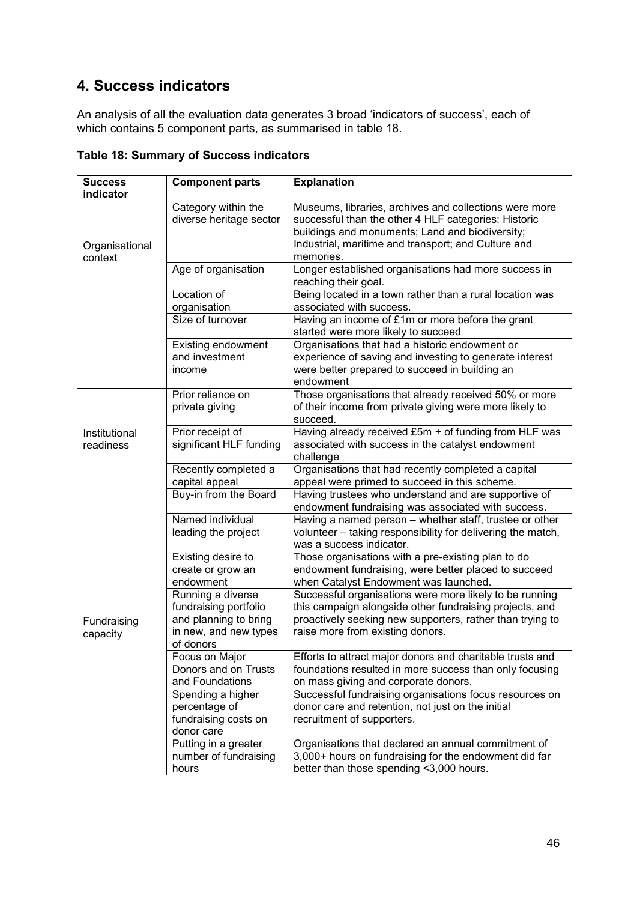## 4. Success indicators

An analysis of all the evaluation data generates 3 broad 'indicators of success', each of which contains 5 component parts, as summarised in table 18.

**Table 18: Summary of Success indicators**

| Success indicator | Component parts | Explanation |
|---|---|---|
| Organisational context | Category within the diverse heritage sector | Museums, libraries, archives and collections were more successful than the other 4 HLF categories: Historic buildings and monuments; Land and biodiversity; Industrial, maritime and transport; and Culture and memories. |
| | Age of organisation | Longer established organisations had more success in reaching their goal. |
| | Location of organisation | Being located in a town rather than a rural location was associated with success. |
| | Size of turnover | Having an income of £1m or more before the grant started were more likely to succeed |
| | Existing endowment and investment income | Organisations that had a historic endowment or experience of saving and investing to generate interest were better prepared to succeed in building an endowment |
| Institutional readiness | Prior reliance on private giving | Those organisations that already received 50% or more of their income from private giving were more likely to succeed. |
| | Prior receipt of significant HLF funding | Having already received £5m + of funding from HLF was associated with success in the catalyst endowment challenge |
| | Recently completed a capital appeal | Organisations that had recently completed a capital appeal were primed to succeed in this scheme. |
| | Buy-in from the Board | Having trustees who understand and are supportive of endowment fundraising was associated with success. |
| | Named individual leading the project | Having a named person – whether staff, trustee or other volunteer – taking responsibility for delivering the match, was a success indicator. |
| Fundraising capacity | Existing desire to create or grow an endowment | Those organisations with a pre-existing plan to do endowment fundraising, were better placed to succeed when Catalyst Endowment was launched. |
| | Running a diverse fundraising portfolio and planning to bring in new, and new types of donors | Successful organisations were more likely to be running this campaign alongside other fundraising projects, and proactively seeking new supporters, rather than trying to raise more from existing donors. |
| | Focus on Major Donors and on Trusts and Foundations | Efforts to attract major donors and charitable trusts and foundations resulted in more success than only focusing on mass giving and corporate donors. |
| | Spending a higher percentage of fundraising costs on donor care | Successful fundraising organisations focus resources on donor care and retention, not just on the initial recruitment of supporters. |
| | Putting in a greater number of fundraising hours | Organisations that declared an annual commitment of 3,000+ hours on fundraising for the endowment did far better than those spending <3,000 hours. |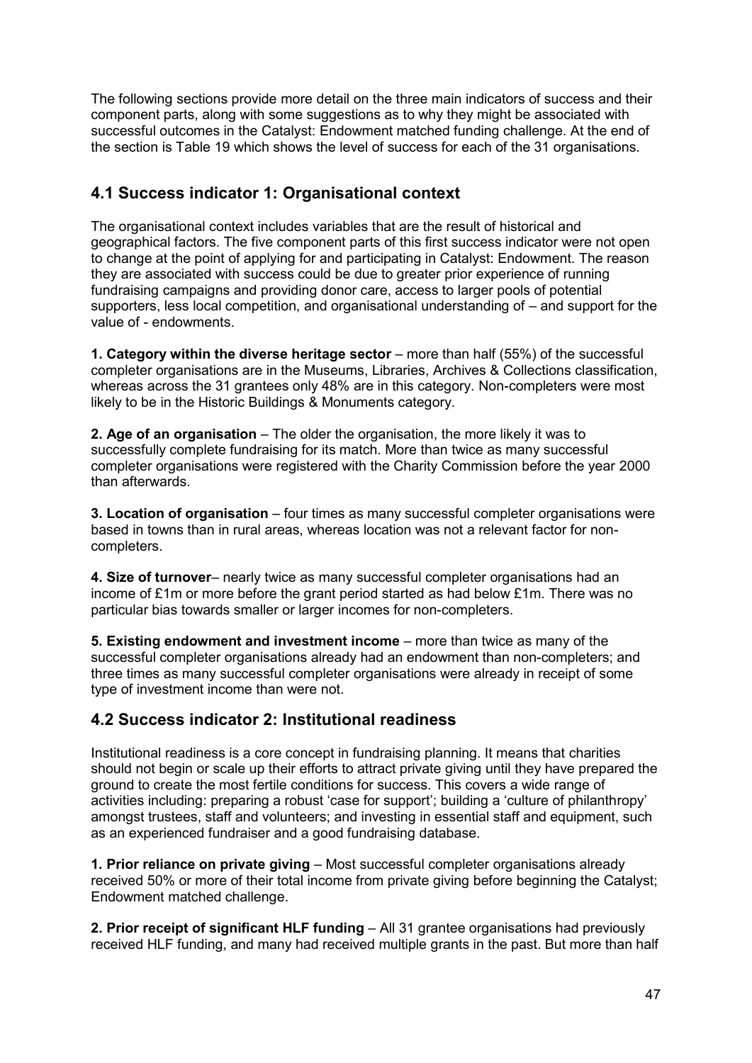The following sections provide more detail on the three main indicators of success and their component parts, along with some suggestions as to why they might be associated with successful outcomes in the Catalyst: Endowment matched funding challenge. At the end of the section is Table 19 which shows the level of success for each of the 31 organisations.

## 4.1 Success indicator 1: Organisational context

The organisational context includes variables that are the result of historical and geographical factors. The five component parts of this first success indicator were not open to change at the point of applying for and participating in Catalyst: Endowment. The reason they are associated with success could be due to greater prior experience of running fundraising campaigns and providing donor care, access to larger pools of potential supporters, less local competition, and organisational understanding of – and support for the value of - endowments.

**1. Category within the diverse heritage sector** – more than half (55%) of the successful completer organisations are in the Museums, Libraries, Archives & Collections classification, whereas across the 31 grantees only 48% are in this category. Non-completers were most likely to be in the Historic Buildings & Monuments category.

**2. Age of an organisation** – The older the organisation, the more likely it was to successfully complete fundraising for its match. More than twice as many successful completer organisations were registered with the Charity Commission before the year 2000 than afterwards.

**3. Location of organisation** – four times as many successful completer organisations were based in towns than in rural areas, whereas location was not a relevant factor for non-completers.

**4. Size of turnover**– nearly twice as many successful completer organisations had an income of £1m or more before the grant period started as had below £1m. There was no particular bias towards smaller or larger incomes for non-completers.

**5. Existing endowment and investment income** – more than twice as many of the successful completer organisations already had an endowment than non-completers; and three times as many successful completer organisations were already in receipt of some type of investment income than were not.

## 4.2 Success indicator 2: Institutional readiness

Institutional readiness is a core concept in fundraising planning. It means that charities should not begin or scale up their efforts to attract private giving until they have prepared the ground to create the most fertile conditions for success. This covers a wide range of activities including: preparing a robust 'case for support'; building a 'culture of philanthropy' amongst trustees, staff and volunteers; and investing in essential staff and equipment, such as an experienced fundraiser and a good fundraising database.

**1. Prior reliance on private giving** – Most successful completer organisations already received 50% or more of their total income from private giving before beginning the Catalyst; Endowment matched challenge.

**2. Prior receipt of significant HLF funding** – All 31 grantee organisations had previously received HLF funding, and many had received multiple grants in the past. But more than half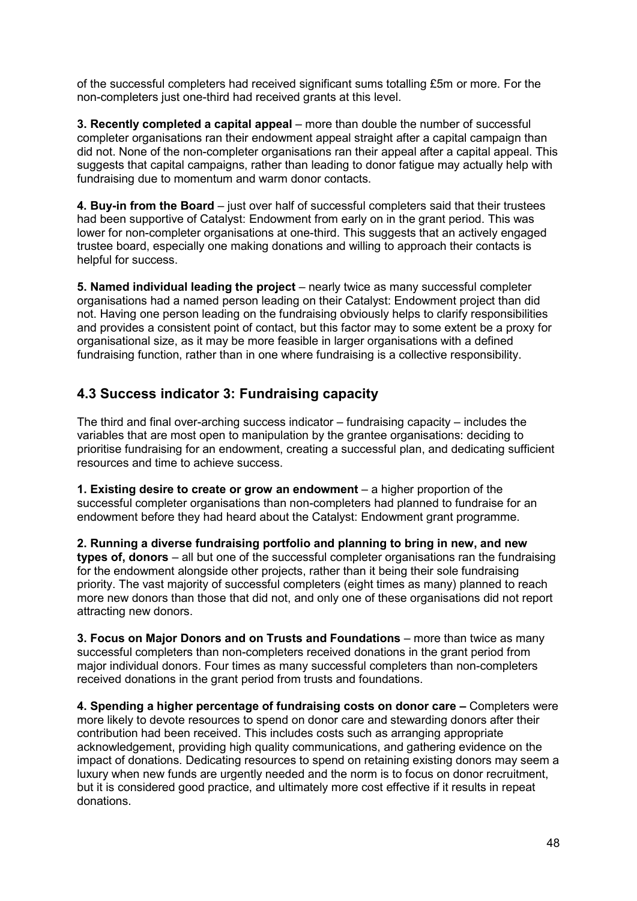of the successful completers had received significant sums totalling £5m or more. For the non-completers just one-third had received grants at this level.

**3. Recently completed a capital appeal** – more than double the number of successful completer organisations ran their endowment appeal straight after a capital campaign than did not. None of the non-completer organisations ran their appeal after a capital appeal. This suggests that capital campaigns, rather than leading to donor fatigue may actually help with fundraising due to momentum and warm donor contacts.

**4. Buy-in from the Board** – just over half of successful completers said that their trustees had been supportive of Catalyst: Endowment from early on in the grant period. This was lower for non-completer organisations at one-third. This suggests that an actively engaged trustee board, especially one making donations and willing to approach their contacts is helpful for success.

**5. Named individual leading the project** – nearly twice as many successful completer organisations had a named person leading on their Catalyst: Endowment project than did not. Having one person leading on the fundraising obviously helps to clarify responsibilities and provides a consistent point of contact, but this factor may to some extent be a proxy for organisational size, as it may be more feasible in larger organisations with a defined fundraising function, rather than in one where fundraising is a collective responsibility.

## 4.3 Success indicator 3: Fundraising capacity

The third and final over-arching success indicator – fundraising capacity – includes the variables that are most open to manipulation by the grantee organisations: deciding to prioritise fundraising for an endowment, creating a successful plan, and dedicating sufficient resources and time to achieve success.

**1. Existing desire to create or grow an endowment** – a higher proportion of the successful completer organisations than non-completers had planned to fundraise for an endowment before they had heard about the Catalyst: Endowment grant programme.

**2. Running a diverse fundraising portfolio and planning to bring in new, and new types of, donors** – all but one of the successful completer organisations ran the fundraising for the endowment alongside other projects, rather than it being their sole fundraising priority. The vast majority of successful completers (eight times as many) planned to reach more new donors than those that did not, and only one of these organisations did not report attracting new donors.

**3. Focus on Major Donors and on Trusts and Foundations** – more than twice as many successful completers than non-completers received donations in the grant period from major individual donors. Four times as many successful completers than non-completers received donations in the grant period from trusts and foundations.

**4. Spending a higher percentage of fundraising costs on donor care –** Completers were more likely to devote resources to spend on donor care and stewarding donors after their contribution had been received. This includes costs such as arranging appropriate acknowledgement, providing high quality communications, and gathering evidence on the impact of donations. Dedicating resources to spend on retaining existing donors may seem a luxury when new funds are urgently needed and the norm is to focus on donor recruitment, but it is considered good practice, and ultimately more cost effective if it results in repeat donations.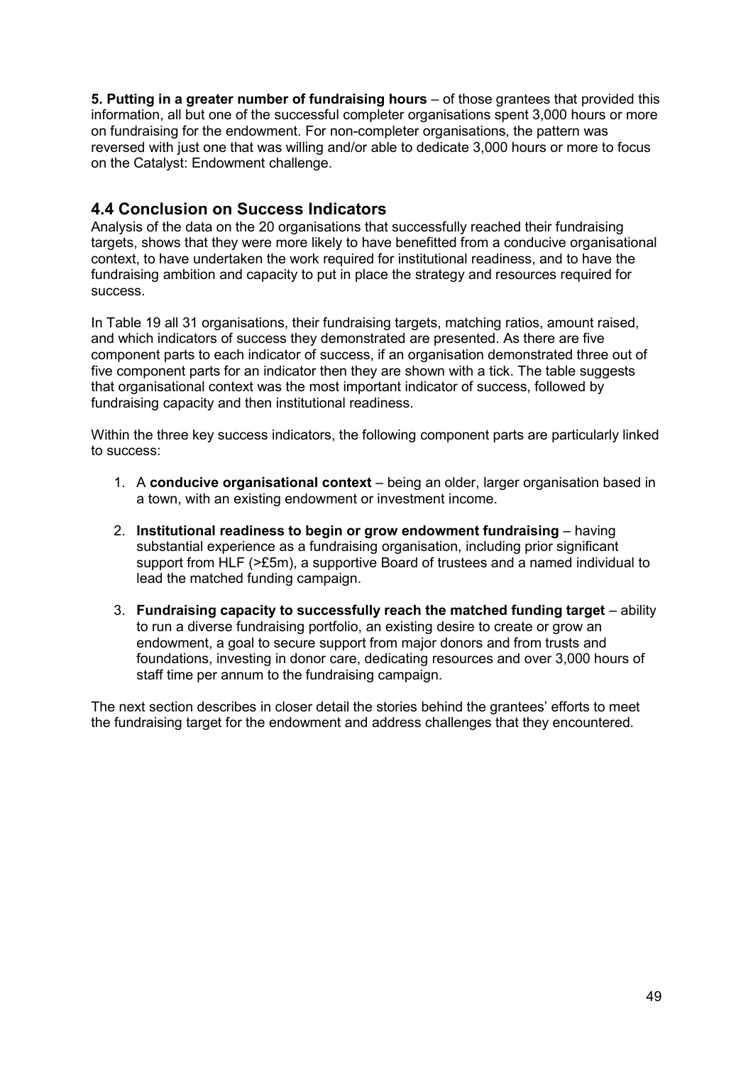**5. Putting in a greater number of fundraising hours** – of those grantees that provided this information, all but one of the successful completer organisations spent 3,000 hours or more on fundraising for the endowment. For non-completer organisations, the pattern was reversed with just one that was willing and/or able to dedicate 3,000 hours or more to focus on the Catalyst: Endowment challenge.

## 4.4 Conclusion on Success Indicators

Analysis of the data on the 20 organisations that successfully reached their fundraising targets, shows that they were more likely to have benefitted from a conducive organisational context, to have undertaken the work required for institutional readiness, and to have the fundraising ambition and capacity to put in place the strategy and resources required for success.

In Table 19 all 31 organisations, their fundraising targets, matching ratios, amount raised, and which indicators of success they demonstrated are presented. As there are five component parts to each indicator of success, if an organisation demonstrated three out of five component parts for an indicator then they are shown with a tick. The table suggests that organisational context was the most important indicator of success, followed by fundraising capacity and then institutional readiness.

Within the three key success indicators, the following component parts are particularly linked to success:

1. A **conducive organisational context** – being an older, larger organisation based in a town, with an existing endowment or investment income.
2. **Institutional readiness to begin or grow endowment fundraising** – having substantial experience as a fundraising organisation, including prior significant support from HLF (>£5m), a supportive Board of trustees and a named individual to lead the matched funding campaign.
3. **Fundraising capacity to successfully reach the matched funding target** – ability to run a diverse fundraising portfolio, an existing desire to create or grow an endowment, a goal to secure support from major donors and from trusts and foundations, investing in donor care, dedicating resources and over 3,000 hours of staff time per annum to the fundraising campaign.

The next section describes in closer detail the stories behind the grantees' efforts to meet the fundraising target for the endowment and address challenges that they encountered.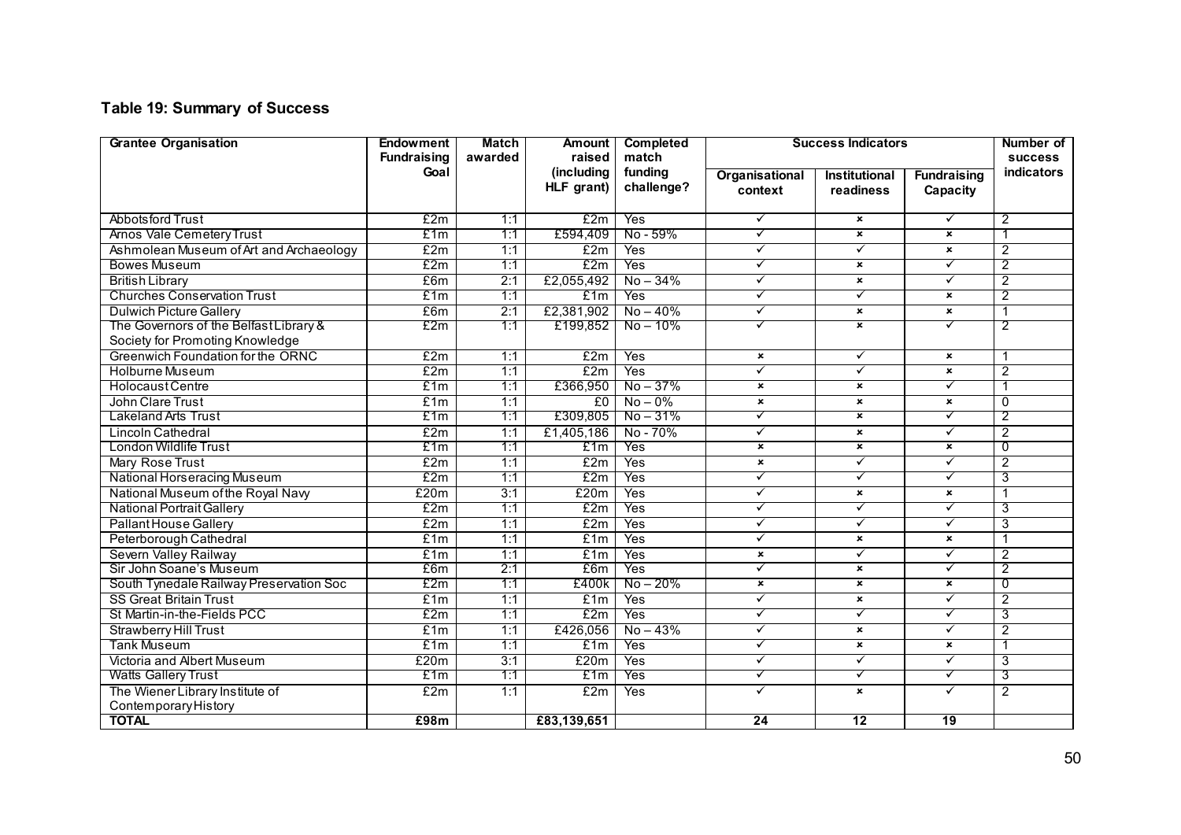**Table 19: Summary of Success**

| Grantee Organisation | Endowment Fundraising Goal | Match awarded | Amount raised (including HLF grant) | Completed match funding challenge? | Success Indicators | | | Number of success indicators |
|---|---|---|---|---|---|---|---|---|
| | | | | | Organisational context | Institutional readiness | Fundraising Capacity | |
| Abbotsford Trust | £2m | 1:1 | £2m | Yes | ✓ | ✗ | ✓ | 2 |
| Arnos Vale Cemetery Trust | £1m | 1:1 | £594,409 | No - 59% | ✓ | ✗ | ✗ | 1 |
| Ashmolean Museum of Art and Archaeology | £2m | 1:1 | £2m | Yes | ✓ | ✓ | ✗ | 2 |
| Bowes Museum | £2m | 1:1 | £2m | Yes | ✓ | ✗ | ✓ | 2 |
| British Library | £6m | 2:1 | £2,055,492 | No – 34% | ✓ | ✗ | ✓ | 2 |
| Churches Conservation Trust | £1m | 1:1 | £1m | Yes | ✓ | ✓ | ✗ | 2 |
| Dulwich Picture Gallery | £6m | 2:1 | £2,381,902 | No – 40% | ✓ | ✗ | ✗ | 1 |
| The Governors of the Belfast Library & Society for Promoting Knowledge | £2m | 1:1 | £199,852 | No – 10% | ✓ | ✗ | ✓ | 2 |
| Greenwich Foundation for the ORNC | £2m | 1:1 | £2m | Yes | ✗ | ✓ | ✗ | 1 |
| Holburne Museum | £2m | 1:1 | £2m | Yes | ✓ | ✓ | ✗ | 2 |
| Holocaust Centre | £1m | 1:1 | £366,950 | No – 37% | ✗ | ✗ | ✓ | 1 |
| John Clare Trust | £1m | 1:1 | £0 | No – 0% | ✗ | ✗ | ✗ | 0 |
| Lakeland Arts Trust | £1m | 1:1 | £309,805 | No – 31% | ✓ | ✗ | ✓ | 2 |
| Lincoln Cathedral | £2m | 1:1 | £1,405,186 | No - 70% | ✓ | ✗ | ✓ | 2 |
| London Wildlife Trust | £1m | 1:1 | £1m | Yes | ✗ | ✗ | ✗ | 0 |
| Mary Rose Trust | £2m | 1:1 | £2m | Yes | ✗ | ✓ | ✓ | 2 |
| National Horseracing Museum | £2m | 1:1 | £2m | Yes | ✓ | ✓ | ✓ | 3 |
| National Museum of the Royal Navy | £20m | 3:1 | £20m | Yes | ✓ | ✗ | ✗ | 1 |
| National Portrait Gallery | £2m | 1:1 | £2m | Yes | ✓ | ✓ | ✓ | 3 |
| Pallant House Gallery | £2m | 1:1 | £2m | Yes | ✓ | ✓ | ✓ | 3 |
| Peterborough Cathedral | £1m | 1:1 | £1m | Yes | ✓ | ✗ | ✗ | 1 |
| Severn Valley Railway | £1m | 1:1 | £1m | Yes | ✗ | ✓ | ✓ | 2 |
| Sir John Soane's Museum | £6m | 2:1 | £6m | Yes | ✓ | ✗ | ✓ | 2 |
| South Tynedale Railway Preservation Soc | £2m | 1:1 | £400k | No – 20% | ✗ | ✗ | ✗ | 0 |
| SS Great Britain Trust | £1m | 1:1 | £1m | Yes | ✓ | ✗ | ✓ | 2 |
| St Martin-in-the-Fields PCC | £2m | 1:1 | £2m | Yes | ✓ | ✓ | ✓ | 3 |
| Strawberry Hill Trust | £1m | 1:1 | £426,056 | No – 43% | ✓ | ✗ | ✓ | 2 |
| Tank Museum | £1m | 1:1 | £1m | Yes | ✓ | ✗ | ✗ | 1 |
| Victoria and Albert Museum | £20m | 3:1 | £20m | Yes | ✓ | ✓ | ✓ | 3 |
| Watts Gallery Trust | £1m | 1:1 | £1m | Yes | ✓ | ✓ | ✓ | 3 |
| The Wiener Library Institute of Contemporary History | £2m | 1:1 | £2m | Yes | ✓ | ✗ | ✓ | 2 |
| **TOTAL** | **£98m** | | **£83,139,651** | | **24** | **12** | **19** | |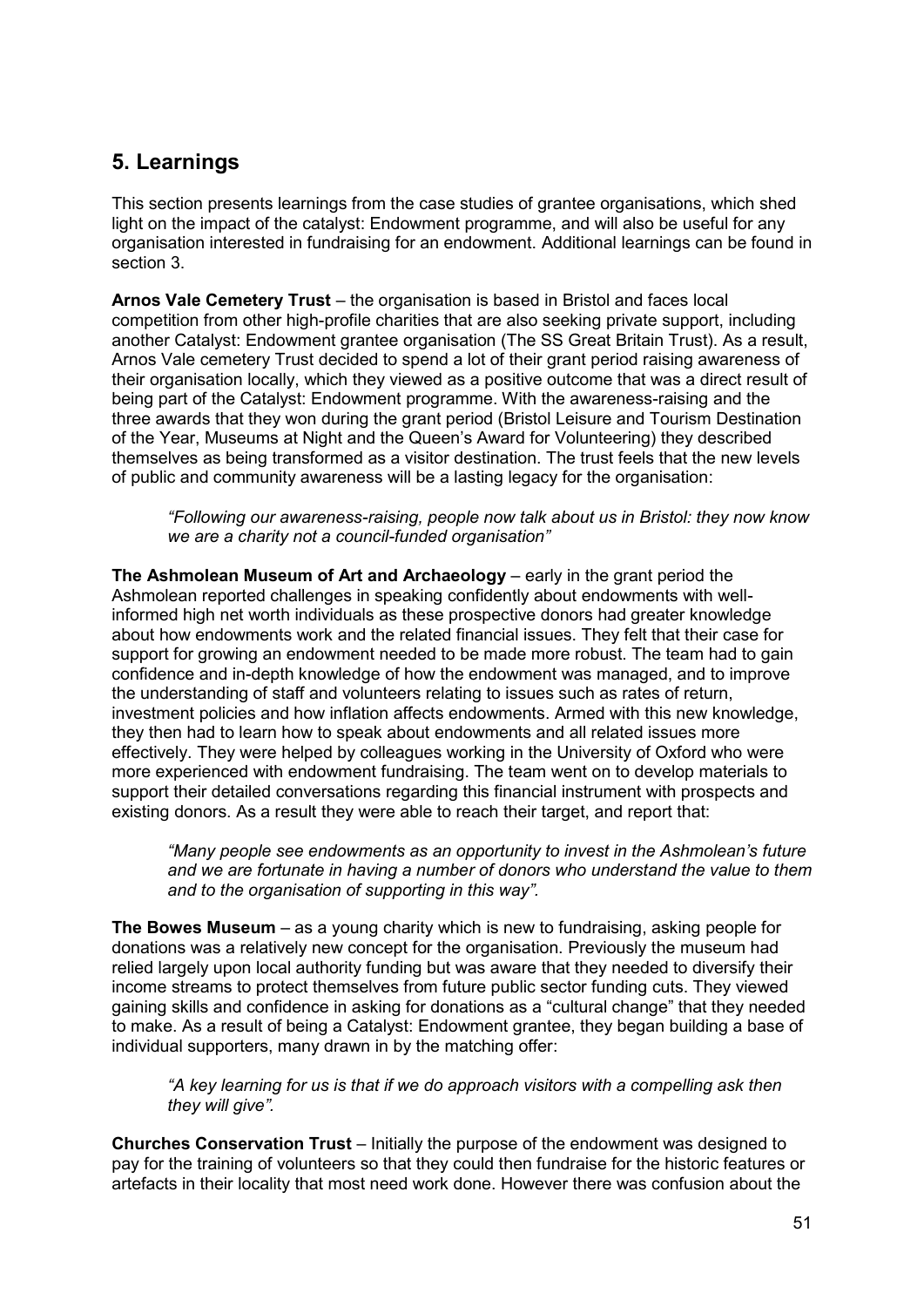## 5. Learnings

This section presents learnings from the case studies of grantee organisations, which shed light on the impact of the catalyst: Endowment programme, and will also be useful for any organisation interested in fundraising for an endowment. Additional learnings can be found in section 3.

**Arnos Vale Cemetery Trust** – the organisation is based in Bristol and faces local competition from other high-profile charities that are also seeking private support, including another Catalyst: Endowment grantee organisation (The SS Great Britain Trust). As a result, Arnos Vale cemetery Trust decided to spend a lot of their grant period raising awareness of their organisation locally, which they viewed as a positive outcome that was a direct result of being part of the Catalyst: Endowment programme. With the awareness-raising and the three awards that they won during the grant period (Bristol Leisure and Tourism Destination of the Year, Museums at Night and the Queen's Award for Volunteering) they described themselves as being transformed as a visitor destination. The trust feels that the new levels of public and community awareness will be a lasting legacy for the organisation:

> *"Following our awareness-raising, people now talk about us in Bristol: they now know we are a charity not a council-funded organisation"*

**The Ashmolean Museum of Art and Archaeology** – early in the grant period the Ashmolean reported challenges in speaking confidently about endowments with well-informed high net worth individuals as these prospective donors had greater knowledge about how endowments work and the related financial issues. They felt that their case for support for growing an endowment needed to be made more robust. The team had to gain confidence and in-depth knowledge of how the endowment was managed, and to improve the understanding of staff and volunteers relating to issues such as rates of return, investment policies and how inflation affects endowments. Armed with this new knowledge, they then had to learn how to speak about endowments and all related issues more effectively. They were helped by colleagues working in the University of Oxford who were more experienced with endowment fundraising. The team went on to develop materials to support their detailed conversations regarding this financial instrument with prospects and existing donors. As a result they were able to reach their target, and report that:

> *"Many people see endowments as an opportunity to invest in the Ashmolean's future and we are fortunate in having a number of donors who understand the value to them and to the organisation of supporting in this way".*

**The Bowes Museum** – as a young charity which is new to fundraising, asking people for donations was a relatively new concept for the organisation. Previously the museum had relied largely upon local authority funding but was aware that they needed to diversify their income streams to protect themselves from future public sector funding cuts. They viewed gaining skills and confidence in asking for donations as a "cultural change" that they needed to make. As a result of being a Catalyst: Endowment grantee, they began building a base of individual supporters, many drawn in by the matching offer:

> *"A key learning for us is that if we do approach visitors with a compelling ask then they will give".*

**Churches Conservation Trust** – Initially the purpose of the endowment was designed to pay for the training of volunteers so that they could then fundraise for the historic features or artefacts in their locality that most need work done. However there was confusion about the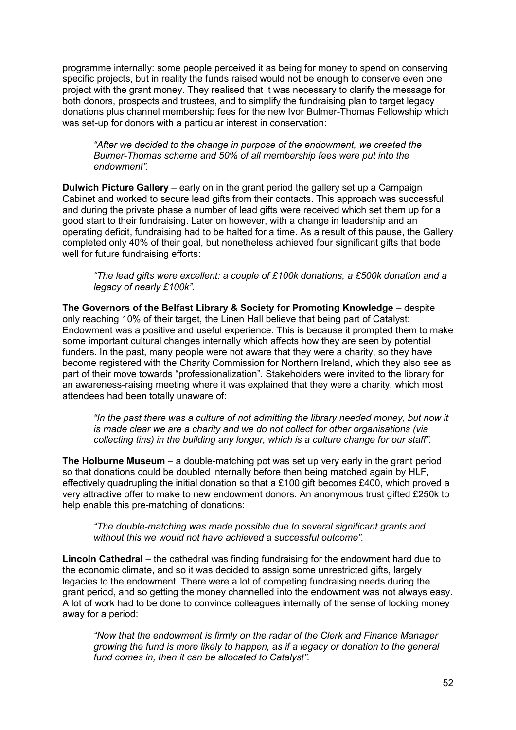programme internally: some people perceived it as being for money to spend on conserving specific projects, but in reality the funds raised would not be enough to conserve even one project with the grant money. They realised that it was necessary to clarify the message for both donors, prospects and trustees, and to simplify the fundraising plan to target legacy donations plus channel membership fees for the new Ivor Bulmer-Thomas Fellowship which was set-up for donors with a particular interest in conservation:

> *"After we decided to the change in purpose of the endowment, we created the Bulmer-Thomas scheme and 50% of all membership fees were put into the endowment".*

**Dulwich Picture Gallery** – early on in the grant period the gallery set up a Campaign Cabinet and worked to secure lead gifts from their contacts. This approach was successful and during the private phase a number of lead gifts were received which set them up for a good start to their fundraising. Later on however, with a change in leadership and an operating deficit, fundraising had to be halted for a time. As a result of this pause, the Gallery completed only 40% of their goal, but nonetheless achieved four significant gifts that bode well for future fundraising efforts:

> *"The lead gifts were excellent: a couple of £100k donations, a £500k donation and a legacy of nearly £100k".*

**The Governors of the Belfast Library & Society for Promoting Knowledge** – despite only reaching 10% of their target, the Linen Hall believe that being part of Catalyst: Endowment was a positive and useful experience. This is because it prompted them to make some important cultural changes internally which affects how they are seen by potential funders. In the past, many people were not aware that they were a charity, so they have become registered with the Charity Commission for Northern Ireland, which they also see as part of their move towards "professionalization". Stakeholders were invited to the library for an awareness-raising meeting where it was explained that they were a charity, which most attendees had been totally unaware of:

> *"In the past there was a culture of not admitting the library needed money, but now it is made clear we are a charity and we do not collect for other organisations (via collecting tins) in the building any longer, which is a culture change for our staff".*

**The Holburne Museum** – a double-matching pot was set up very early in the grant period so that donations could be doubled internally before then being matched again by HLF, effectively quadrupling the initial donation so that a £100 gift becomes £400, which proved a very attractive offer to make to new endowment donors. An anonymous trust gifted £250k to help enable this pre-matching of donations:

> *"The double-matching was made possible due to several significant grants and without this we would not have achieved a successful outcome".*

**Lincoln Cathedral** – the cathedral was finding fundraising for the endowment hard due to the economic climate, and so it was decided to assign some unrestricted gifts, largely legacies to the endowment. There were a lot of competing fundraising needs during the grant period, and so getting the money channelled into the endowment was not always easy. A lot of work had to be done to convince colleagues internally of the sense of locking money away for a period:

> *"Now that the endowment is firmly on the radar of the Clerk and Finance Manager growing the fund is more likely to happen, as if a legacy or donation to the general fund comes in, then it can be allocated to Catalyst".*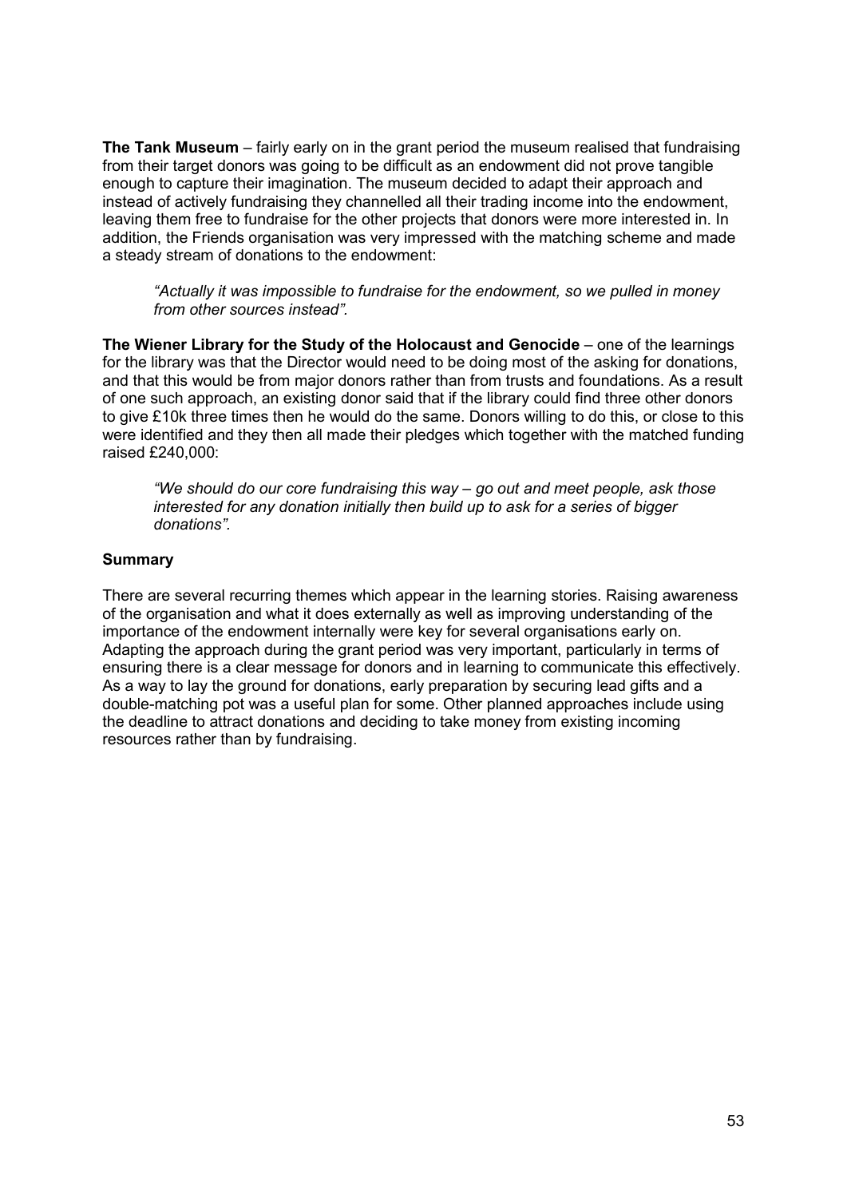**The Tank Museum** – fairly early on in the grant period the museum realised that fundraising from their target donors was going to be difficult as an endowment did not prove tangible enough to capture their imagination. The museum decided to adapt their approach and instead of actively fundraising they channelled all their trading income into the endowment, leaving them free to fundraise for the other projects that donors were more interested in. In addition, the Friends organisation was very impressed with the matching scheme and made a steady stream of donations to the endowment:

> *"Actually it was impossible to fundraise for the endowment, so we pulled in money from other sources instead".*

**The Wiener Library for the Study of the Holocaust and Genocide** – one of the learnings for the library was that the Director would need to be doing most of the asking for donations, and that this would be from major donors rather than from trusts and foundations. As a result of one such approach, an existing donor said that if the library could find three other donors to give £10k three times then he would do the same. Donors willing to do this, or close to this were identified and they then all made their pledges which together with the matched funding raised £240,000:

> *"We should do our core fundraising this way – go out and meet people, ask those interested for any donation initially then build up to ask for a series of bigger donations".*

### Summary

There are several recurring themes which appear in the learning stories. Raising awareness of the organisation and what it does externally as well as improving understanding of the importance of the endowment internally were key for several organisations early on. Adapting the approach during the grant period was very important, particularly in terms of ensuring there is a clear message for donors and in learning to communicate this effectively. As a way to lay the ground for donations, early preparation by securing lead gifts and a double-matching pot was a useful plan for some. Other planned approaches include using the deadline to attract donations and deciding to take money from existing incoming resources rather than by fundraising.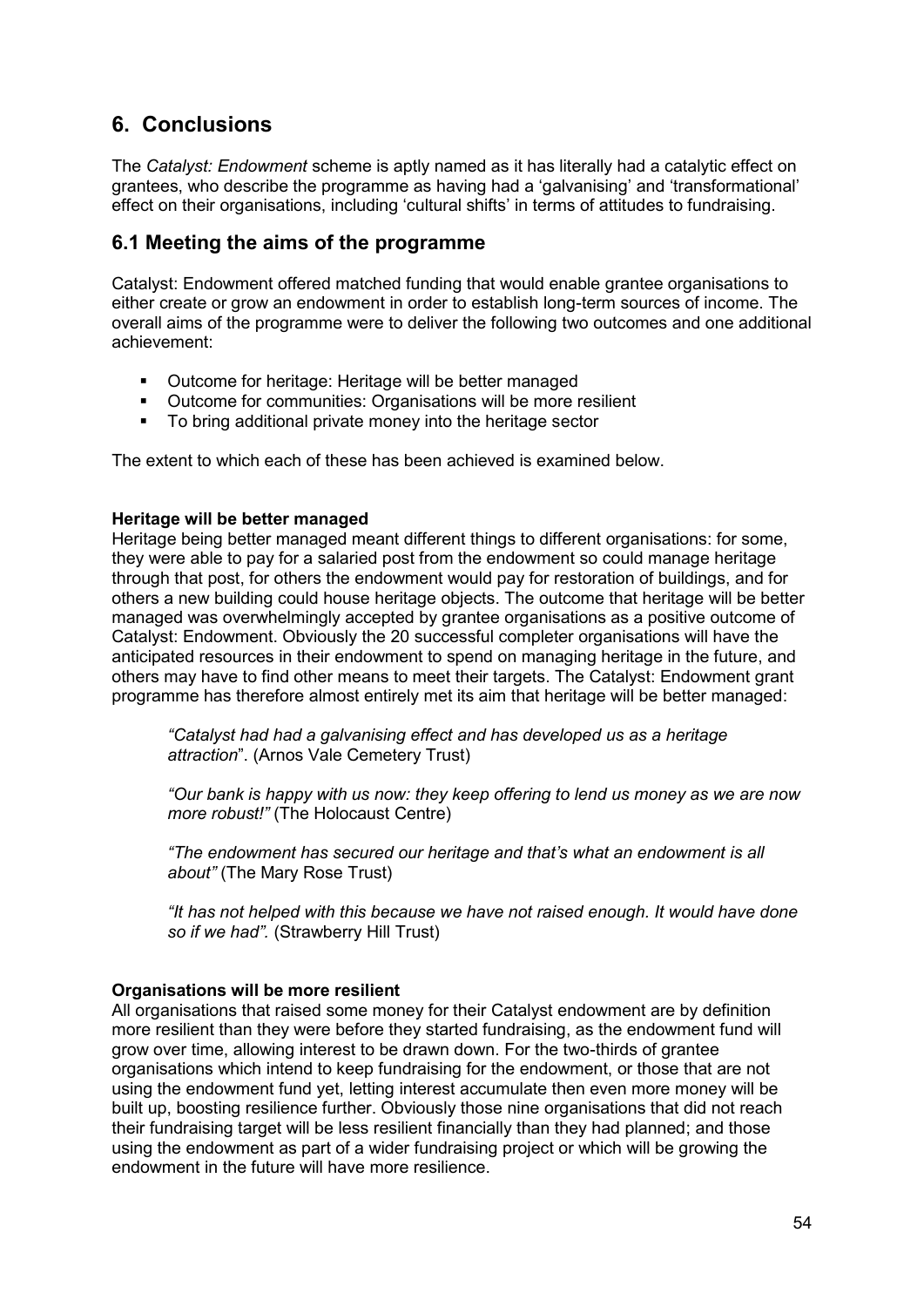## 6. Conclusions

The *Catalyst: Endowment* scheme is aptly named as it has literally had a catalytic effect on grantees, who describe the programme as having had a 'galvanising' and 'transformational' effect on their organisations, including 'cultural shifts' in terms of attitudes to fundraising.

### 6.1 Meeting the aims of the programme

Catalyst: Endowment offered matched funding that would enable grantee organisations to either create or grow an endowment in order to establish long-term sources of income. The overall aims of the programme were to deliver the following two outcomes and one additional achievement:

- Outcome for heritage: Heritage will be better managed
- Outcome for communities: Organisations will be more resilient
- To bring additional private money into the heritage sector

The extent to which each of these has been achieved is examined below.

**Heritage will be better managed**

Heritage being better managed meant different things to different organisations: for some, they were able to pay for a salaried post from the endowment so could manage heritage through that post, for others the endowment would pay for restoration of buildings, and for others a new building could house heritage objects. The outcome that heritage will be better managed was overwhelmingly accepted by grantee organisations as a positive outcome of Catalyst: Endowment. Obviously the 20 successful completer organisations will have the anticipated resources in their endowment to spend on managing heritage in the future, and others may have to find other means to meet their targets. The Catalyst: Endowment grant programme has therefore almost entirely met its aim that heritage will be better managed:

> *"Catalyst had had a galvanising effect and has developed us as a heritage attraction*". (Arnos Vale Cemetery Trust)
>
> *"Our bank is happy with us now: they keep offering to lend us money as we are now more robust!"* (The Holocaust Centre)
>
> *"The endowment has secured our heritage and that's what an endowment is all about"* (The Mary Rose Trust)
>
> *"It has not helped with this because we have not raised enough. It would have done so if we had".* (Strawberry Hill Trust)

**Organisations will be more resilient**

All organisations that raised some money for their Catalyst endowment are by definition more resilient than they were before they started fundraising, as the endowment fund will grow over time, allowing interest to be drawn down. For the two-thirds of grantee organisations which intend to keep fundraising for the endowment, or those that are not using the endowment fund yet, letting interest accumulate then even more money will be built up, boosting resilience further. Obviously those nine organisations that did not reach their fundraising target will be less resilient financially than they had planned; and those using the endowment as part of a wider fundraising project or which will be growing the endowment in the future will have more resilience.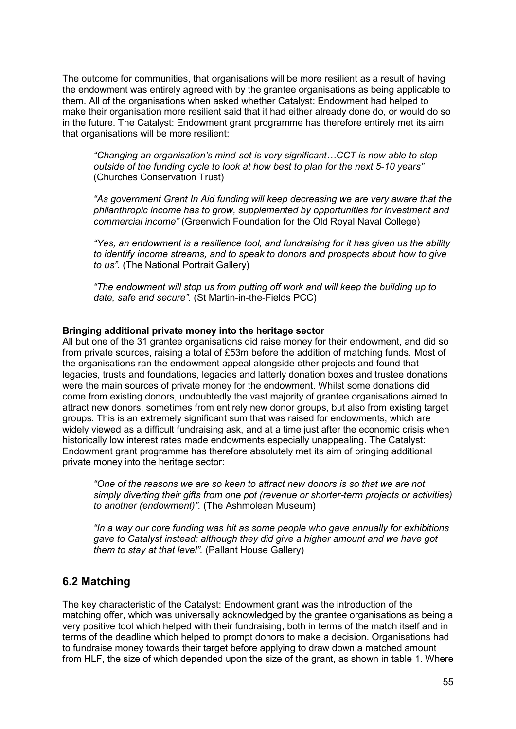The outcome for communities, that organisations will be more resilient as a result of having the endowment was entirely agreed with by the grantee organisations as being applicable to them. All of the organisations when asked whether Catalyst: Endowment had helped to make their organisation more resilient said that it had either already done do, or would do so in the future. The Catalyst: Endowment grant programme has therefore entirely met its aim that organisations will be more resilient:

> *"Changing an organisation's mind-set is very significant…CCT is now able to step outside of the funding cycle to look at how best to plan for the next 5-10 years"* (Churches Conservation Trust)
>
> *"As government Grant In Aid funding will keep decreasing we are very aware that the philanthropic income has to grow, supplemented by opportunities for investment and commercial income"* (Greenwich Foundation for the Old Royal Naval College)
>
> *"Yes, an endowment is a resilience tool, and fundraising for it has given us the ability to identify income streams, and to speak to donors and prospects about how to give to us".* (The National Portrait Gallery)
>
> *"The endowment will stop us from putting off work and will keep the building up to date, safe and secure".* (St Martin-in-the-Fields PCC)

**Bringing additional private money into the heritage sector**

All but one of the 31 grantee organisations did raise money for their endowment, and did so from private sources, raising a total of £53m before the addition of matching funds. Most of the organisations ran the endowment appeal alongside other projects and found that legacies, trusts and foundations, legacies and latterly donation boxes and trustee donations were the main sources of private money for the endowment. Whilst some donations did come from existing donors, undoubtedly the vast majority of grantee organisations aimed to attract new donors, sometimes from entirely new donor groups, but also from existing target groups. This is an extremely significant sum that was raised for endowments, which are widely viewed as a difficult fundraising ask, and at a time just after the economic crisis when historically low interest rates made endowments especially unappealing. The Catalyst: Endowment grant programme has therefore absolutely met its aim of bringing additional private money into the heritage sector:

> *"One of the reasons we are so keen to attract new donors is so that we are not simply diverting their gifts from one pot (revenue or shorter-term projects or activities) to another (endowment)".* (The Ashmolean Museum)
>
> *"In a way our core funding was hit as some people who gave annually for exhibitions gave to Catalyst instead; although they did give a higher amount and we have got them to stay at that level".* (Pallant House Gallery)

## 6.2 Matching

The key characteristic of the Catalyst: Endowment grant was the introduction of the matching offer, which was universally acknowledged by the grantee organisations as being a very positive tool which helped with their fundraising, both in terms of the match itself and in terms of the deadline which helped to prompt donors to make a decision. Organisations had to fundraise money towards their target before applying to draw down a matched amount from HLF, the size of which depended upon the size of the grant, as shown in table 1. Where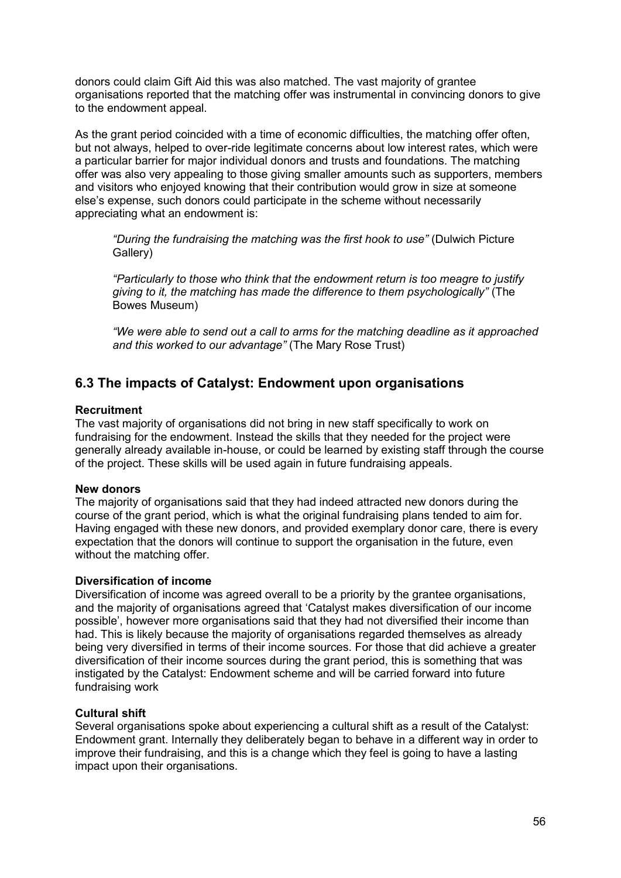donors could claim Gift Aid this was also matched. The vast majority of grantee organisations reported that the matching offer was instrumental in convincing donors to give to the endowment appeal.

As the grant period coincided with a time of economic difficulties, the matching offer often, but not always, helped to over-ride legitimate concerns about low interest rates, which were a particular barrier for major individual donors and trusts and foundations. The matching offer was also very appealing to those giving smaller amounts such as supporters, members and visitors who enjoyed knowing that their contribution would grow in size at someone else's expense, such donors could participate in the scheme without necessarily appreciating what an endowment is:

> *"During the fundraising the matching was the first hook to use"* (Dulwich Picture Gallery)
>
> *"Particularly to those who think that the endowment return is too meagre to justify giving to it, the matching has made the difference to them psychologically"* (The Bowes Museum)
>
> *"We were able to send out a call to arms for the matching deadline as it approached and this worked to our advantage"* (The Mary Rose Trust)

## 6.3 The impacts of Catalyst: Endowment upon organisations

**Recruitment**
The vast majority of organisations did not bring in new staff specifically to work on fundraising for the endowment. Instead the skills that they needed for the project were generally already available in-house, or could be learned by existing staff through the course of the project. These skills will be used again in future fundraising appeals.

**New donors**
The majority of organisations said that they had indeed attracted new donors during the course of the grant period, which is what the original fundraising plans tended to aim for. Having engaged with these new donors, and provided exemplary donor care, there is every expectation that the donors will continue to support the organisation in the future, even without the matching offer.

**Diversification of income**
Diversification of income was agreed overall to be a priority by the grantee organisations, and the majority of organisations agreed that 'Catalyst makes diversification of our income possible', however more organisations said that they had not diversified their income than had. This is likely because the majority of organisations regarded themselves as already being very diversified in terms of their income sources. For those that did achieve a greater diversification of their income sources during the grant period, this is something that was instigated by the Catalyst: Endowment scheme and will be carried forward into future fundraising work

**Cultural shift**
Several organisations spoke about experiencing a cultural shift as a result of the Catalyst: Endowment grant. Internally they deliberately began to behave in a different way in order to improve their fundraising, and this is a change which they feel is going to have a lasting impact upon their organisations.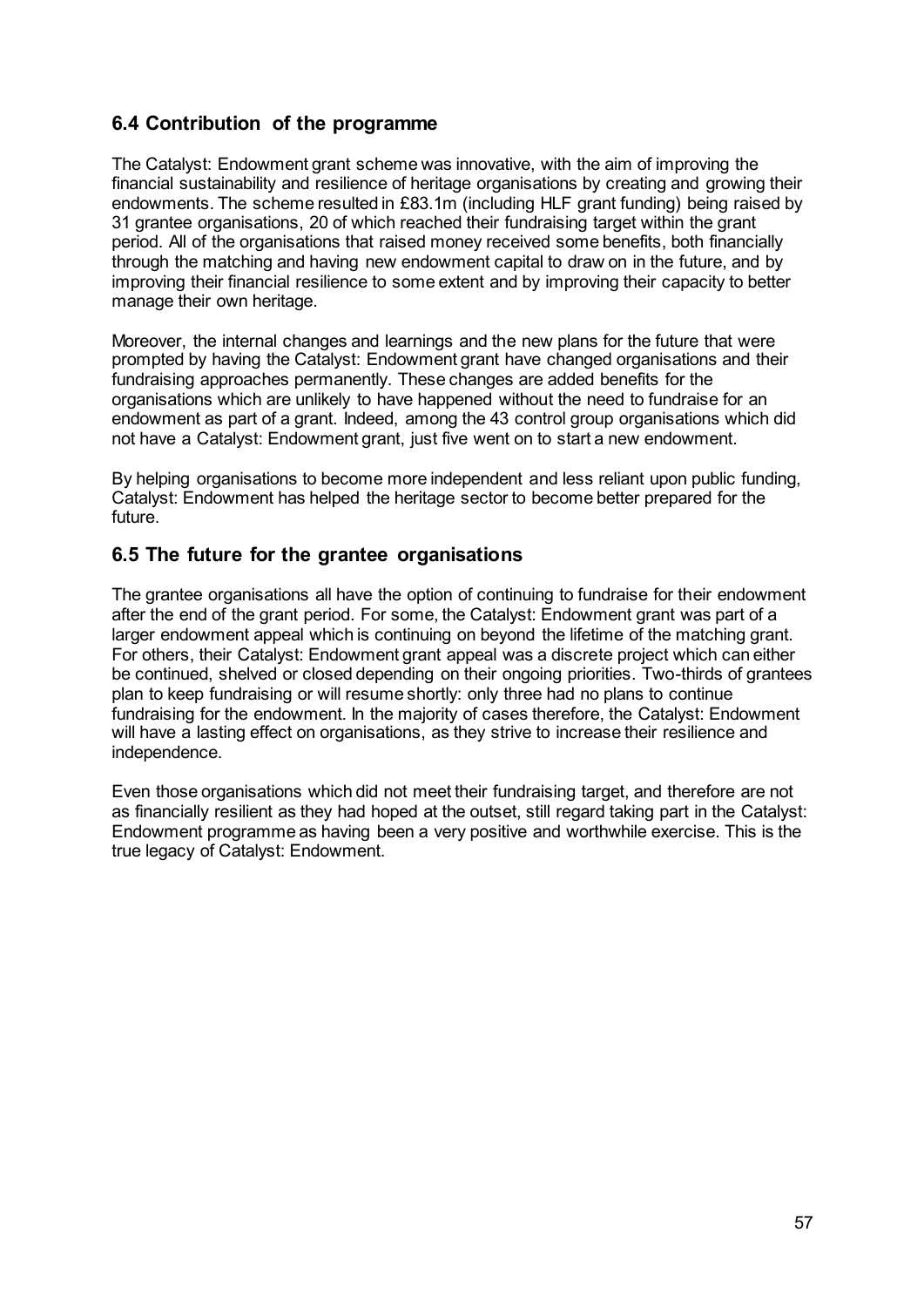## 6.4 Contribution of the programme

The Catalyst: Endowment grant scheme was innovative, with the aim of improving the financial sustainability and resilience of heritage organisations by creating and growing their endowments. The scheme resulted in £83.1m (including HLF grant funding) being raised by 31 grantee organisations, 20 of which reached their fundraising target within the grant period. All of the organisations that raised money received some benefits, both financially through the matching and having new endowment capital to draw on in the future, and by improving their financial resilience to some extent and by improving their capacity to better manage their own heritage.

Moreover, the internal changes and learnings and the new plans for the future that were prompted by having the Catalyst: Endowment grant have changed organisations and their fundraising approaches permanently. These changes are added benefits for the organisations which are unlikely to have happened without the need to fundraise for an endowment as part of a grant. Indeed, among the 43 control group organisations which did not have a Catalyst: Endowment grant, just five went on to start a new endowment.

By helping organisations to become more independent and less reliant upon public funding, Catalyst: Endowment has helped the heritage sector to become better prepared for the future.

## 6.5 The future for the grantee organisations

The grantee organisations all have the option of continuing to fundraise for their endowment after the end of the grant period. For some, the Catalyst: Endowment grant was part of a larger endowment appeal which is continuing on beyond the lifetime of the matching grant. For others, their Catalyst: Endowment grant appeal was a discrete project which can either be continued, shelved or closed depending on their ongoing priorities. Two-thirds of grantees plan to keep fundraising or will resume shortly: only three had no plans to continue fundraising for the endowment. In the majority of cases therefore, the Catalyst: Endowment will have a lasting effect on organisations, as they strive to increase their resilience and independence.

Even those organisations which did not meet their fundraising target, and therefore are not as financially resilient as they had hoped at the outset, still regard taking part in the Catalyst: Endowment programme as having been a very positive and worthwhile exercise. This is the true legacy of Catalyst: Endowment.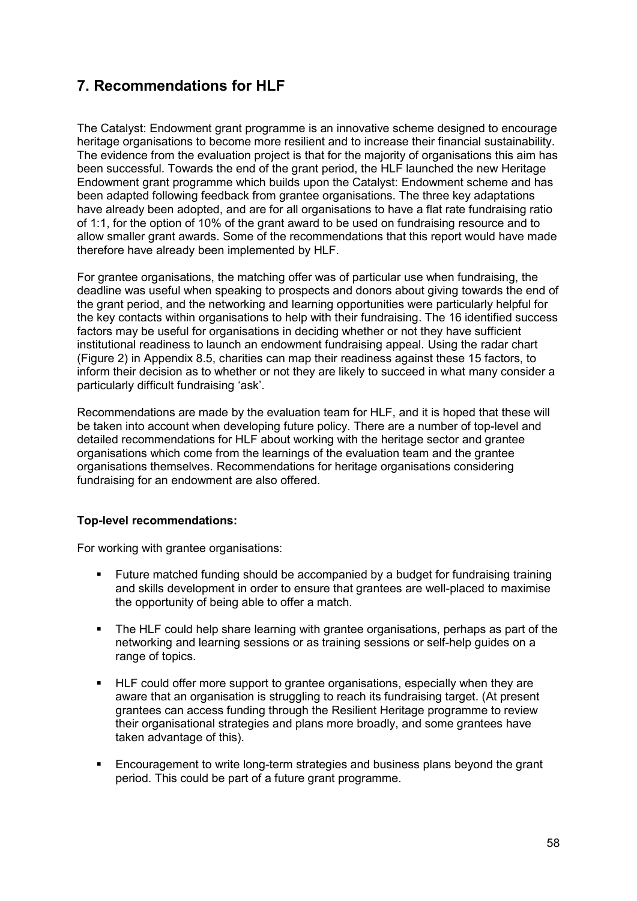## 7. Recommendations for HLF

The Catalyst: Endowment grant programme is an innovative scheme designed to encourage heritage organisations to become more resilient and to increase their financial sustainability. The evidence from the evaluation project is that for the majority of organisations this aim has been successful. Towards the end of the grant period, the HLF launched the new Heritage Endowment grant programme which builds upon the Catalyst: Endowment scheme and has been adapted following feedback from grantee organisations. The three key adaptations have already been adopted, and are for all organisations to have a flat rate fundraising ratio of 1:1, for the option of 10% of the grant award to be used on fundraising resource and to allow smaller grant awards. Some of the recommendations that this report would have made therefore have already been implemented by HLF.

For grantee organisations, the matching offer was of particular use when fundraising, the deadline was useful when speaking to prospects and donors about giving towards the end of the grant period, and the networking and learning opportunities were particularly helpful for the key contacts within organisations to help with their fundraising. The 16 identified success factors may be useful for organisations in deciding whether or not they have sufficient institutional readiness to launch an endowment fundraising appeal. Using the radar chart (Figure 2) in Appendix 8.5, charities can map their readiness against these 15 factors, to inform their decision as to whether or not they are likely to succeed in what many consider a particularly difficult fundraising 'ask'.

Recommendations are made by the evaluation team for HLF, and it is hoped that these will be taken into account when developing future policy. There are a number of top-level and detailed recommendations for HLF about working with the heritage sector and grantee organisations which come from the learnings of the evaluation team and the grantee organisations themselves. Recommendations for heritage organisations considering fundraising for an endowment are also offered.

**Top-level recommendations:**

For working with grantee organisations:

- Future matched funding should be accompanied by a budget for fundraising training and skills development in order to ensure that grantees are well-placed to maximise the opportunity of being able to offer a match.
- The HLF could help share learning with grantee organisations, perhaps as part of the networking and learning sessions or as training sessions or self-help guides on a range of topics.
- HLF could offer more support to grantee organisations, especially when they are aware that an organisation is struggling to reach its fundraising target. (At present grantees can access funding through the Resilient Heritage programme to review their organisational strategies and plans more broadly, and some grantees have taken advantage of this).
- Encouragement to write long-term strategies and business plans beyond the grant period. This could be part of a future grant programme.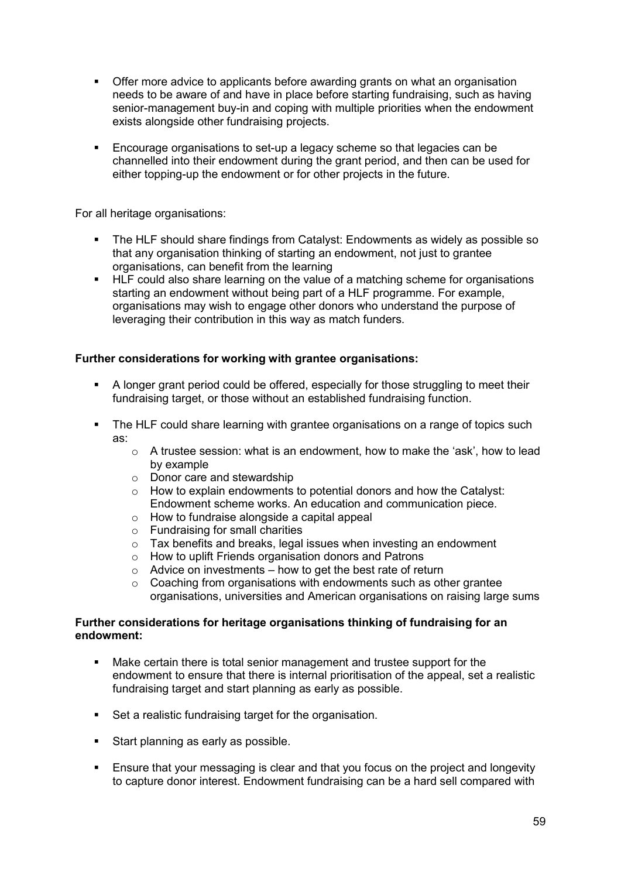- Offer more advice to applicants before awarding grants on what an organisation needs to be aware of and have in place before starting fundraising, such as having senior-management buy-in and coping with multiple priorities when the endowment exists alongside other fundraising projects.

- Encourage organisations to set-up a legacy scheme so that legacies can be channelled into their endowment during the grant period, and then can be used for either topping-up the endowment or for other projects in the future.

For all heritage organisations:

- The HLF should share findings from Catalyst: Endowments as widely as possible so that any organisation thinking of starting an endowment, not just to grantee organisations, can benefit from the learning
- HLF could also share learning on the value of a matching scheme for organisations starting an endowment without being part of a HLF programme. For example, organisations may wish to engage other donors who understand the purpose of leveraging their contribution in this way as match funders.

**Further considerations for working with grantee organisations:**

- A longer grant period could be offered, especially for those struggling to meet their fundraising target, or those without an established fundraising function.

- The HLF could share learning with grantee organisations on a range of topics such as:
  - A trustee session: what is an endowment, how to make the 'ask', how to lead by example
  - Donor care and stewardship
  - How to explain endowments to potential donors and how the Catalyst: Endowment scheme works. An education and communication piece.
  - How to fundraise alongside a capital appeal
  - Fundraising for small charities
  - Tax benefits and breaks, legal issues when investing an endowment
  - How to uplift Friends organisation donors and Patrons
  - Advice on investments – how to get the best rate of return
  - Coaching from organisations with endowments such as other grantee organisations, universities and American organisations on raising large sums

**Further considerations for heritage organisations thinking of fundraising for an endowment:**

- Make certain there is total senior management and trustee support for the endowment to ensure that there is internal prioritisation of the appeal, set a realistic fundraising target and start planning as early as possible.

- Set a realistic fundraising target for the organisation.

- Start planning as early as possible.

- Ensure that your messaging is clear and that you focus on the project and longevity to capture donor interest. Endowment fundraising can be a hard sell compared with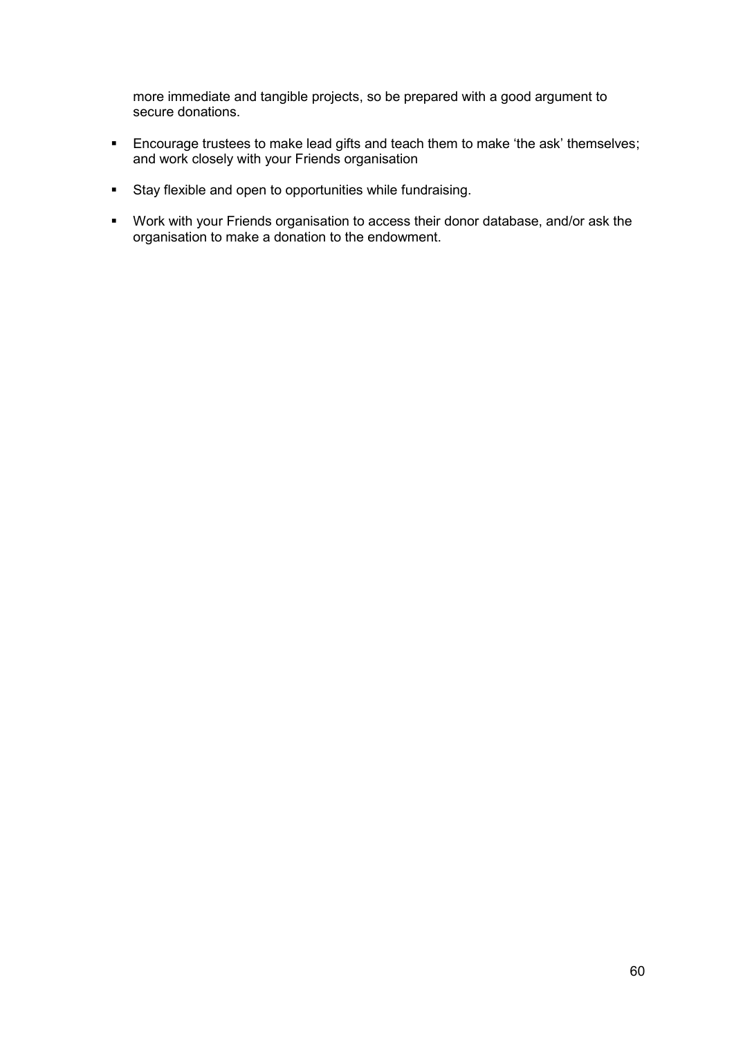more immediate and tangible projects, so be prepared with a good argument to secure donations.

- Encourage trustees to make lead gifts and teach them to make 'the ask' themselves; and work closely with your Friends organisation
- Stay flexible and open to opportunities while fundraising.
- Work with your Friends organisation to access their donor database, and/or ask the organisation to make a donation to the endowment.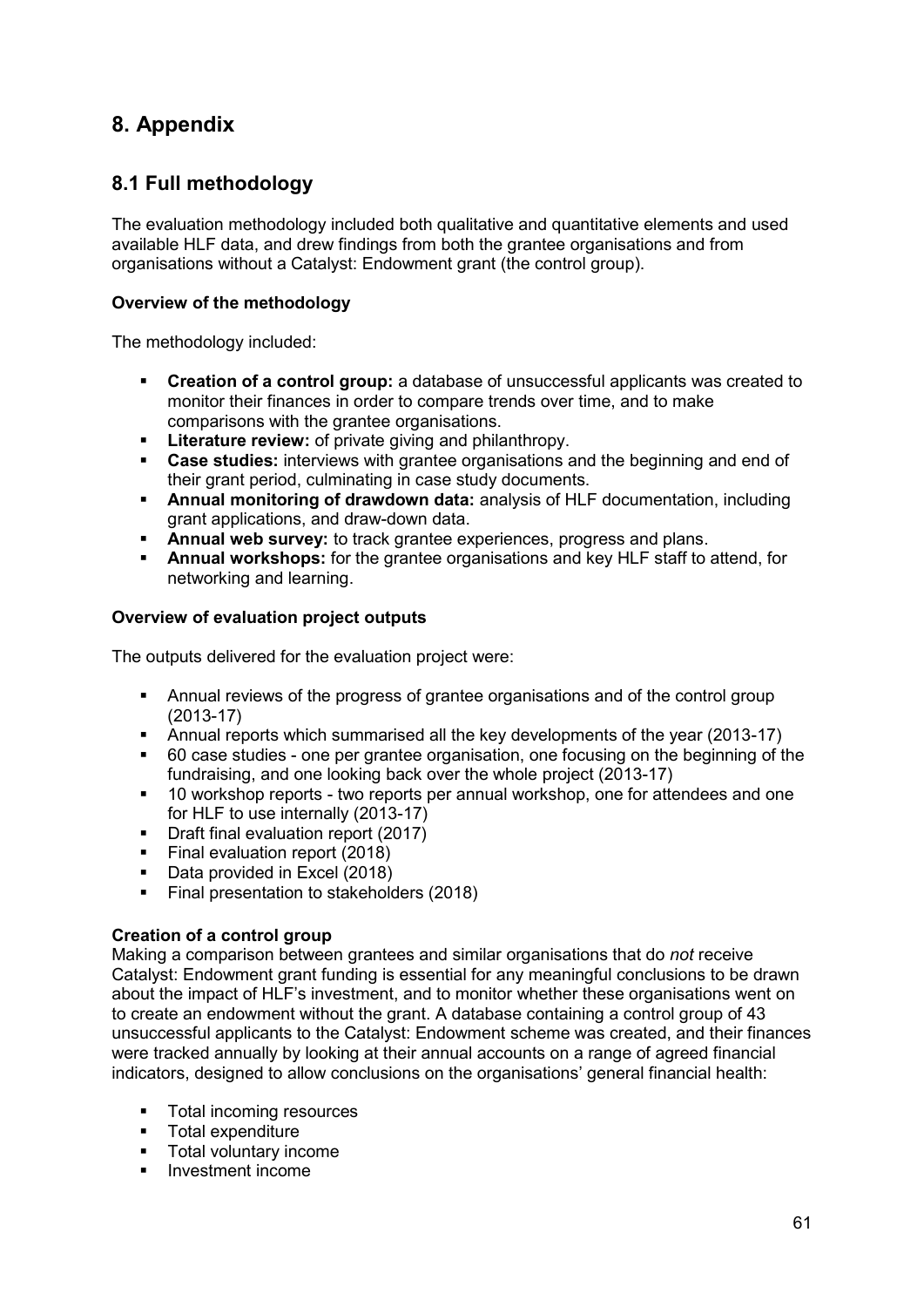# 8. Appendix

## 8.1 Full methodology

The evaluation methodology included both qualitative and quantitative elements and used available HLF data, and drew findings from both the grantee organisations and from organisations without a Catalyst: Endowment grant (the control group).

**Overview of the methodology**

The methodology included:

- **Creation of a control group:** a database of unsuccessful applicants was created to monitor their finances in order to compare trends over time, and to make comparisons with the grantee organisations.
- **Literature review:** of private giving and philanthropy.
- **Case studies:** interviews with grantee organisations and the beginning and end of their grant period, culminating in case study documents.
- **Annual monitoring of drawdown data:** analysis of HLF documentation, including grant applications, and draw-down data.
- **Annual web survey:** to track grantee experiences, progress and plans.
- **Annual workshops:** for the grantee organisations and key HLF staff to attend, for networking and learning.

**Overview of evaluation project outputs**

The outputs delivered for the evaluation project were:

- Annual reviews of the progress of grantee organisations and of the control group (2013-17)
- Annual reports which summarised all the key developments of the year (2013-17)
- 60 case studies - one per grantee organisation, one focusing on the beginning of the fundraising, and one looking back over the whole project (2013-17)
- 10 workshop reports - two reports per annual workshop, one for attendees and one for HLF to use internally (2013-17)
- Draft final evaluation report (2017)
- Final evaluation report (2018)
- Data provided in Excel (2018)
- Final presentation to stakeholders (2018)

**Creation of a control group**

Making a comparison between grantees and similar organisations that do *not* receive Catalyst: Endowment grant funding is essential for any meaningful conclusions to be drawn about the impact of HLF's investment, and to monitor whether these organisations went on to create an endowment without the grant. A database containing a control group of 43 unsuccessful applicants to the Catalyst: Endowment scheme was created, and their finances were tracked annually by looking at their annual accounts on a range of agreed financial indicators, designed to allow conclusions on the organisations' general financial health:

- Total incoming resources
- Total expenditure
- Total voluntary income
- Investment income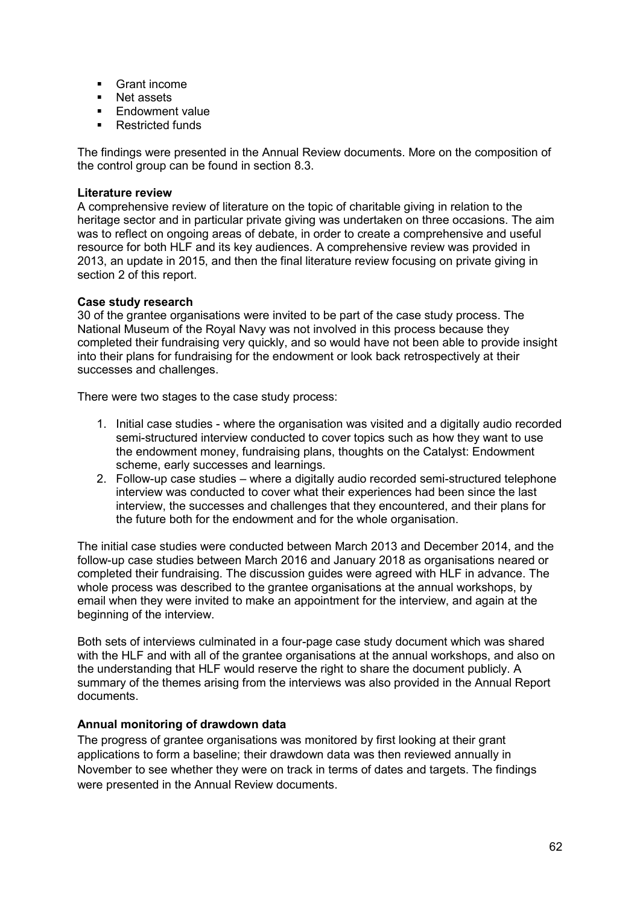- Grant income
- Net assets
- Endowment value
- Restricted funds

The findings were presented in the Annual Review documents. More on the composition of the control group can be found in section 8.3.

**Literature review**

A comprehensive review of literature on the topic of charitable giving in relation to the heritage sector and in particular private giving was undertaken on three occasions. The aim was to reflect on ongoing areas of debate, in order to create a comprehensive and useful resource for both HLF and its key audiences. A comprehensive review was provided in 2013, an update in 2015, and then the final literature review focusing on private giving in section 2 of this report.

**Case study research**

30 of the grantee organisations were invited to be part of the case study process. The National Museum of the Royal Navy was not involved in this process because they completed their fundraising very quickly, and so would have not been able to provide insight into their plans for fundraising for the endowment or look back retrospectively at their successes and challenges.

There were two stages to the case study process:

1. Initial case studies - where the organisation was visited and a digitally audio recorded semi-structured interview conducted to cover topics such as how they want to use the endowment money, fundraising plans, thoughts on the Catalyst: Endowment scheme, early successes and learnings.
2. Follow-up case studies – where a digitally audio recorded semi-structured telephone interview was conducted to cover what their experiences had been since the last interview, the successes and challenges that they encountered, and their plans for the future both for the endowment and for the whole organisation.

The initial case studies were conducted between March 2013 and December 2014, and the follow-up case studies between March 2016 and January 2018 as organisations neared or completed their fundraising. The discussion guides were agreed with HLF in advance. The whole process was described to the grantee organisations at the annual workshops, by email when they were invited to make an appointment for the interview, and again at the beginning of the interview.

Both sets of interviews culminated in a four-page case study document which was shared with the HLF and with all of the grantee organisations at the annual workshops, and also on the understanding that HLF would reserve the right to share the document publicly. A summary of the themes arising from the interviews was also provided in the Annual Report documents.

**Annual monitoring of drawdown data**

The progress of grantee organisations was monitored by first looking at their grant applications to form a baseline; their drawdown data was then reviewed annually in November to see whether they were on track in terms of dates and targets. The findings were presented in the Annual Review documents.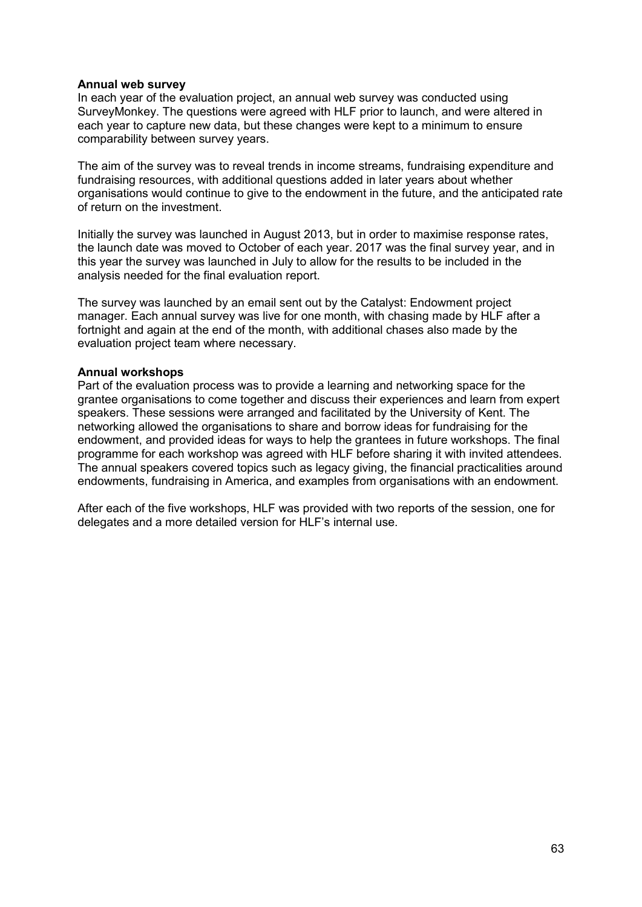**Annual web survey**

In each year of the evaluation project, an annual web survey was conducted using SurveyMonkey. The questions were agreed with HLF prior to launch, and were altered in each year to capture new data, but these changes were kept to a minimum to ensure comparability between survey years.

The aim of the survey was to reveal trends in income streams, fundraising expenditure and fundraising resources, with additional questions added in later years about whether organisations would continue to give to the endowment in the future, and the anticipated rate of return on the investment.

Initially the survey was launched in August 2013, but in order to maximise response rates, the launch date was moved to October of each year. 2017 was the final survey year, and in this year the survey was launched in July to allow for the results to be included in the analysis needed for the final evaluation report.

The survey was launched by an email sent out by the Catalyst: Endowment project manager. Each annual survey was live for one month, with chasing made by HLF after a fortnight and again at the end of the month, with additional chases also made by the evaluation project team where necessary.

**Annual workshops**

Part of the evaluation process was to provide a learning and networking space for the grantee organisations to come together and discuss their experiences and learn from expert speakers. These sessions were arranged and facilitated by the University of Kent. The networking allowed the organisations to share and borrow ideas for fundraising for the endowment, and provided ideas for ways to help the grantees in future workshops. The final programme for each workshop was agreed with HLF before sharing it with invited attendees. The annual speakers covered topics such as legacy giving, the financial practicalities around endowments, fundraising in America, and examples from organisations with an endowment.

After each of the five workshops, HLF was provided with two reports of the session, one for delegates and a more detailed version for HLF's internal use.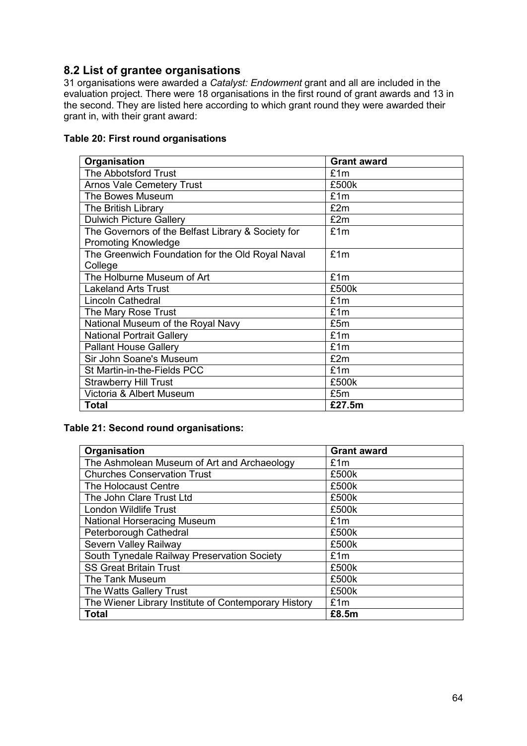## 8.2 List of grantee organisations

31 organisations were awarded a *Catalyst: Endowment* grant and all are included in the evaluation project. There were 18 organisations in the first round of grant awards and 13 in the second. They are listed here according to which grant round they were awarded their grant in, with their grant award:

**Table 20: First round organisations**

| Organisation | Grant award |
|---|---|
| The Abbotsford Trust | £1m |
| Arnos Vale Cemetery Trust | £500k |
| The Bowes Museum | £1m |
| The British Library | £2m |
| Dulwich Picture Gallery | £2m |
| The Governors of the Belfast Library & Society for Promoting Knowledge | £1m |
| The Greenwich Foundation for the Old Royal Naval College | £1m |
| The Holburne Museum of Art | £1m |
| Lakeland Arts Trust | £500k |
| Lincoln Cathedral | £1m |
| The Mary Rose Trust | £1m |
| National Museum of the Royal Navy | £5m |
| National Portrait Gallery | £1m |
| Pallant House Gallery | £1m |
| Sir John Soane's Museum | £2m |
| St Martin-in-the-Fields PCC | £1m |
| Strawberry Hill Trust | £500k |
| Victoria & Albert Museum | £5m |
| **Total** | **£27.5m** |

**Table 21: Second round organisations:**

| Organisation | Grant award |
|---|---|
| The Ashmolean Museum of Art and Archaeology | £1m |
| Churches Conservation Trust | £500k |
| The Holocaust Centre | £500k |
| The John Clare Trust Ltd | £500k |
| London Wildlife Trust | £500k |
| National Horseracing Museum | £1m |
| Peterborough Cathedral | £500k |
| Severn Valley Railway | £500k |
| South Tynedale Railway Preservation Society | £1m |
| SS Great Britain Trust | £500k |
| The Tank Museum | £500k |
| The Watts Gallery Trust | £500k |
| The Wiener Library Institute of Contemporary History | £1m |
| **Total** | **£8.5m** |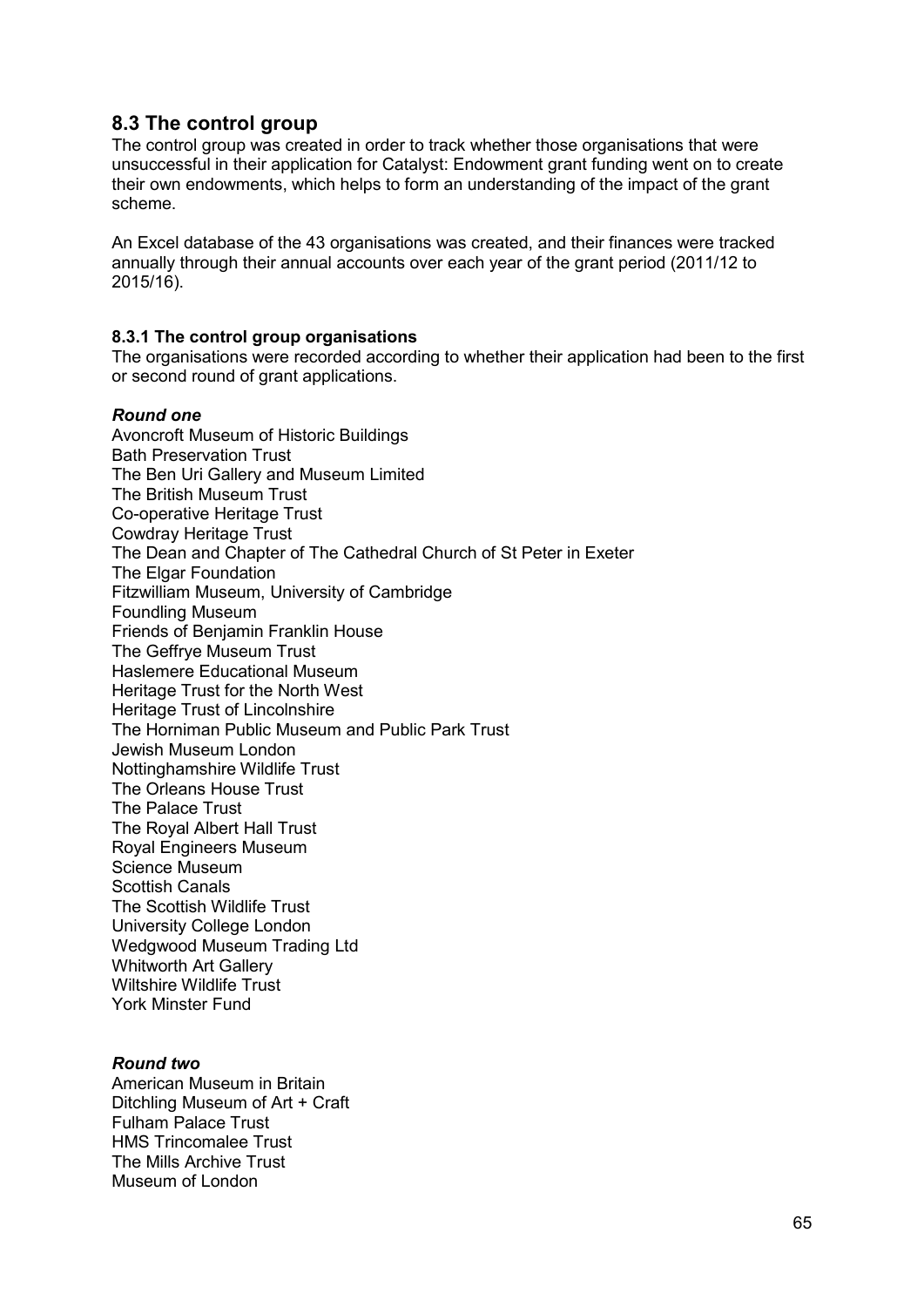## 8.3 The control group

The control group was created in order to track whether those organisations that were unsuccessful in their application for Catalyst: Endowment grant funding went on to create their own endowments, which helps to form an understanding of the impact of the grant scheme.

An Excel database of the 43 organisations was created, and their finances were tracked annually through their annual accounts over each year of the grant period (2011/12 to 2015/16).

### 8.3.1 The control group organisations

The organisations were recorded according to whether their application had been to the first or second round of grant applications.

***Round one***

Avoncroft Museum of Historic Buildings
Bath Preservation Trust
The Ben Uri Gallery and Museum Limited
The British Museum Trust
Co-operative Heritage Trust
Cowdray Heritage Trust
The Dean and Chapter of The Cathedral Church of St Peter in Exeter
The Elgar Foundation
Fitzwilliam Museum, University of Cambridge
Foundling Museum
Friends of Benjamin Franklin House
The Geffrye Museum Trust
Haslemere Educational Museum
Heritage Trust for the North West
Heritage Trust of Lincolnshire
The Horniman Public Museum and Public Park Trust
Jewish Museum London
Nottinghamshire Wildlife Trust
The Orleans House Trust
The Palace Trust
The Royal Albert Hall Trust
Royal Engineers Museum
Science Museum
Scottish Canals
The Scottish Wildlife Trust
University College London
Wedgwood Museum Trading Ltd
Whitworth Art Gallery
Wiltshire Wildlife Trust
York Minster Fund

***Round two***

American Museum in Britain
Ditchling Museum of Art + Craft
Fulham Palace Trust
HMS Trincomalee Trust
The Mills Archive Trust
Museum of London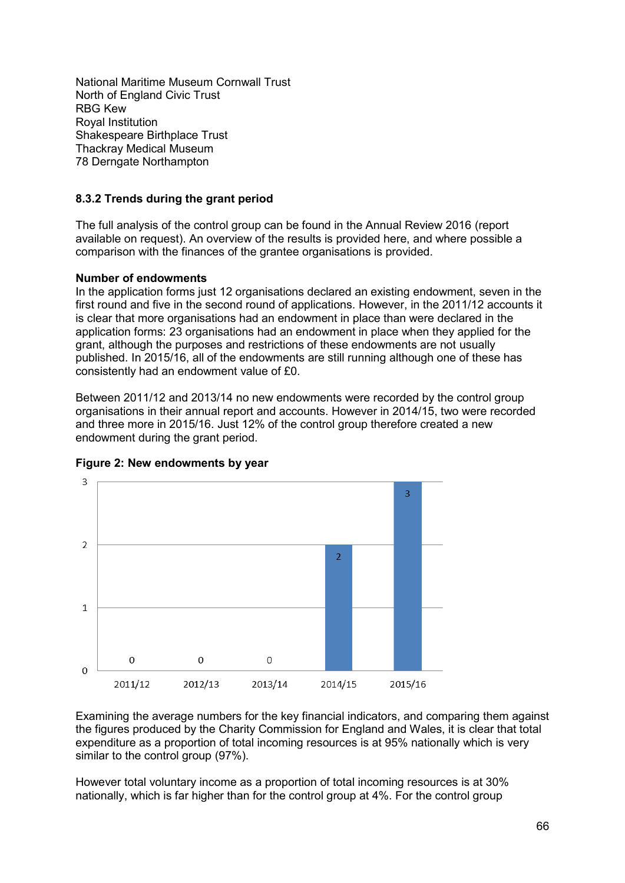National Maritime Museum Cornwall Trust
North of England Civic Trust
RBG Kew
Royal Institution
Shakespeare Birthplace Trust
Thackray Medical Museum
78 Derngate Northampton

### 8.3.2 Trends during the grant period

The full analysis of the control group can be found in the Annual Review 2016 (report available on request). An overview of the results is provided here, and where possible a comparison with the finances of the grantee organisations is provided.

**Number of endowments**

In the application forms just 12 organisations declared an existing endowment, seven in the first round and five in the second round of applications. However, in the 2011/12 accounts it is clear that more organisations had an endowment in place than were declared in the application forms: 23 organisations had an endowment in place when they applied for the grant, although the purposes and restrictions of these endowments are not usually published. In 2015/16, all of the endowments are still running although one of these has consistently had an endowment value of £0.

Between 2011/12 and 2013/14 no new endowments were recorded by the control group organisations in their annual report and accounts. However in 2014/15, two were recorded and three more in 2015/16. Just 12% of the control group therefore created a new endowment during the grant period.

**Figure 2: New endowments by year**

| Year | New endowments |
| --- | --- |
| 2011/12 | 0 |
| 2012/13 | 0 |
| 2013/14 | 0 |
| 2014/15 | 2 |
| 2015/16 | 3 |

Examining the average numbers for the key financial indicators, and comparing them against the figures produced by the Charity Commission for England and Wales, it is clear that total expenditure as a proportion of total incoming resources is at 95% nationally which is very similar to the control group (97%).

However total voluntary income as a proportion of total incoming resources is at 30% nationally, which is far higher than for the control group at 4%. For the control group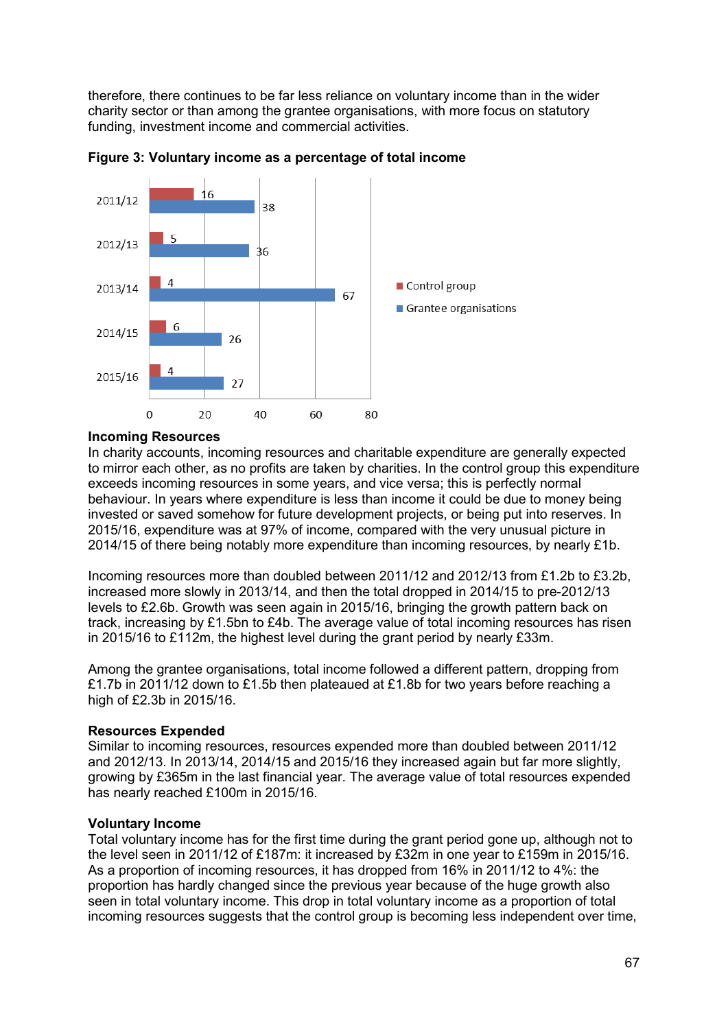therefore, there continues to be far less reliance on voluntary income than in the wider charity sector or than among the grantee organisations, with more focus on statutory funding, investment income and commercial activities.

**Figure 3: Voluntary income as a percentage of total income**

| Year | Control group | Grantee organisations |
|---|---|---|
| 2011/12 | 16 | 38 |
| 2012/13 | 5 | 36 |
| 2013/14 | 4 | 67 |
| 2014/15 | 6 | 26 |
| 2015/16 | 4 | 27 |

**Incoming Resources**

In charity accounts, incoming resources and charitable expenditure are generally expected to mirror each other, as no profits are taken by charities. In the control group this expenditure exceeds incoming resources in some years, and vice versa; this is perfectly normal behaviour. In years where expenditure is less than income it could be due to money being invested or saved somehow for future development projects, or being put into reserves. In 2015/16, expenditure was at 97% of income, compared with the very unusual picture in 2014/15 of there being notably more expenditure than incoming resources, by nearly £1b.

Incoming resources more than doubled between 2011/12 and 2012/13 from £1.2b to £3.2b, increased more slowly in 2013/14, and then the total dropped in 2014/15 to pre-2012/13 levels to £2.6b. Growth was seen again in 2015/16, bringing the growth pattern back on track, increasing by £1.5bn to £4b. The average value of total incoming resources has risen in 2015/16 to £112m, the highest level during the grant period by nearly £33m.

Among the grantee organisations, total income followed a different pattern, dropping from £1.7b in 2011/12 down to £1.5b then plateaued at £1.8b for two years before reaching a high of £2.3b in 2015/16.

**Resources Expended**

Similar to incoming resources, resources expended more than doubled between 2011/12 and 2012/13. In 2013/14, 2014/15 and 2015/16 they increased again but far more slightly, growing by £365m in the last financial year. The average value of total resources expended has nearly reached £100m in 2015/16.

**Voluntary Income**

Total voluntary income has for the first time during the grant period gone up, although not to the level seen in 2011/12 of £187m: it increased by £32m in one year to £159m in 2015/16. As a proportion of incoming resources, it has dropped from 16% in 2011/12 to 4%: the proportion has hardly changed since the previous year because of the huge growth also seen in total voluntary income. This drop in total voluntary income as a proportion of total incoming resources suggests that the control group is becoming less independent over time,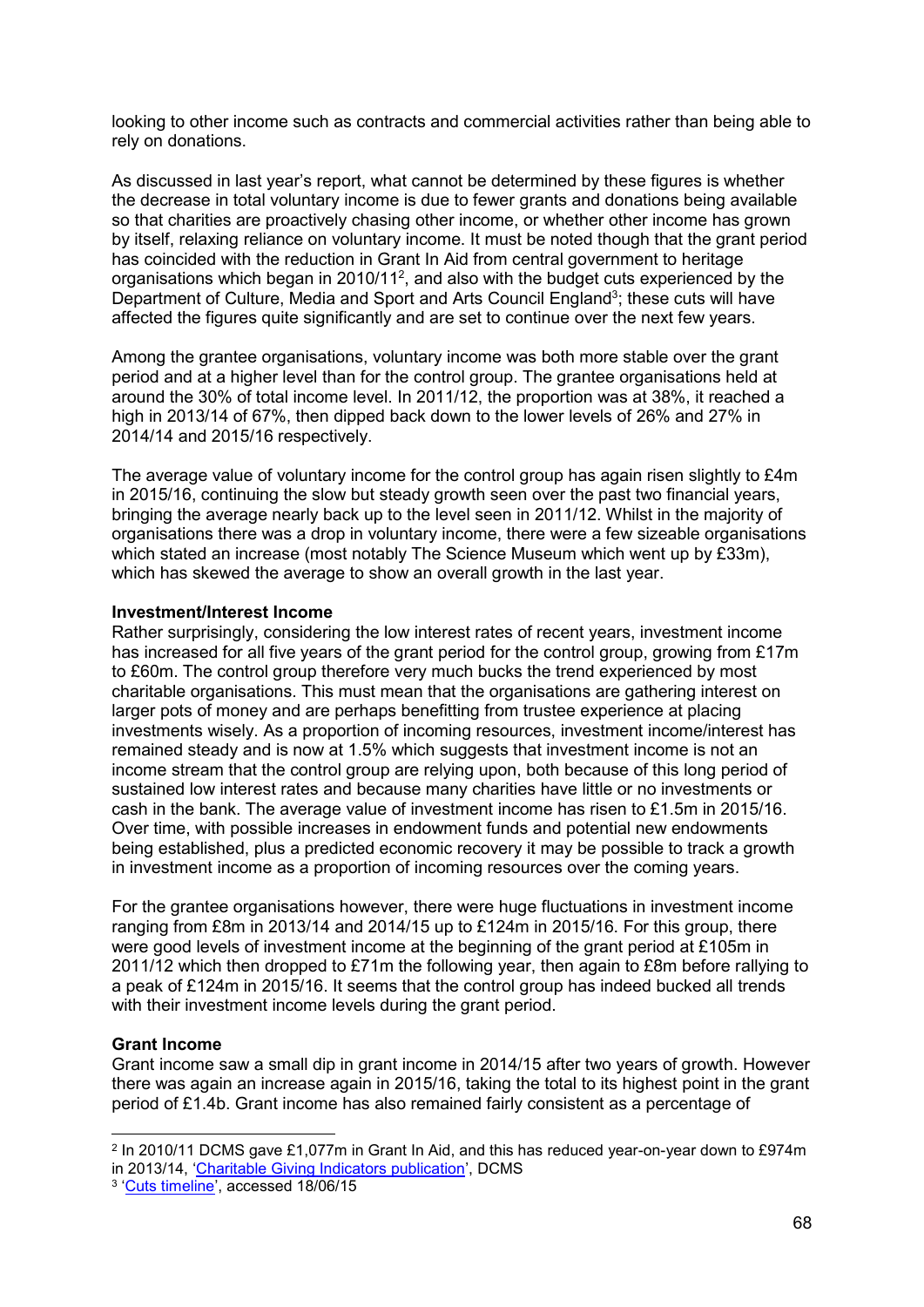looking to other income such as contracts and commercial activities rather than being able to rely on donations.

As discussed in last year's report, what cannot be determined by these figures is whether the decrease in total voluntary income is due to fewer grants and donations being available so that charities are proactively chasing other income, or whether other income has grown by itself, relaxing reliance on voluntary income. It must be noted though that the grant period has coincided with the reduction in Grant In Aid from central government to heritage organisations which began in 2010/11[2], and also with the budget cuts experienced by the Department of Culture, Media and Sport and Arts Council England[3]; these cuts will have affected the figures quite significantly and are set to continue over the next few years.

Among the grantee organisations, voluntary income was both more stable over the grant period and at a higher level than for the control group. The grantee organisations held at around the 30% of total income level. In 2011/12, the proportion was at 38%, it reached a high in 2013/14 of 67%, then dipped back down to the lower levels of 26% and 27% in 2014/14 and 2015/16 respectively.

The average value of voluntary income for the control group has again risen slightly to £4m in 2015/16, continuing the slow but steady growth seen over the past two financial years, bringing the average nearly back up to the level seen in 2011/12. Whilst in the majority of organisations there was a drop in voluntary income, there were a few sizeable organisations which stated an increase (most notably The Science Museum which went up by £33m), which has skewed the average to show an overall growth in the last year.

**Investment/Interest Income**

Rather surprisingly, considering the low interest rates of recent years, investment income has increased for all five years of the grant period for the control group, growing from £17m to £60m. The control group therefore very much bucks the trend experienced by most charitable organisations. This must mean that the organisations are gathering interest on larger pots of money and are perhaps benefitting from trustee experience at placing investments wisely. As a proportion of incoming resources, investment income/interest has remained steady and is now at 1.5% which suggests that investment income is not an income stream that the control group are relying upon, both because of this long period of sustained low interest rates and because many charities have little or no investments or cash in the bank. The average value of investment income has risen to £1.5m in 2015/16. Over time, with possible increases in endowment funds and potential new endowments being established, plus a predicted economic recovery it may be possible to track a growth in investment income as a proportion of incoming resources over the coming years.

For the grantee organisations however, there were huge fluctuations in investment income ranging from £8m in 2013/14 and 2014/15 up to £124m in 2015/16. For this group, there were good levels of investment income at the beginning of the grant period at £105m in 2011/12 which then dropped to £71m the following year, then again to £8m before rallying to a peak of £124m in 2015/16. It seems that the control group has indeed bucked all trends with their investment income levels during the grant period.

**Grant Income**

Grant income saw a small dip in grant income in 2014/15 after two years of growth. However there was again an increase again in 2015/16, taking the total to its highest point in the grant period of £1.4b. Grant income has also remained fairly consistent as a percentage of

---

[2] In 2010/11 DCMS gave £1,077m in Grant In Aid, and this has reduced year-on-year down to £974m in 2013/14, 'Charitable Giving Indicators publication', DCMS

[3] 'Cuts timeline', accessed 18/06/15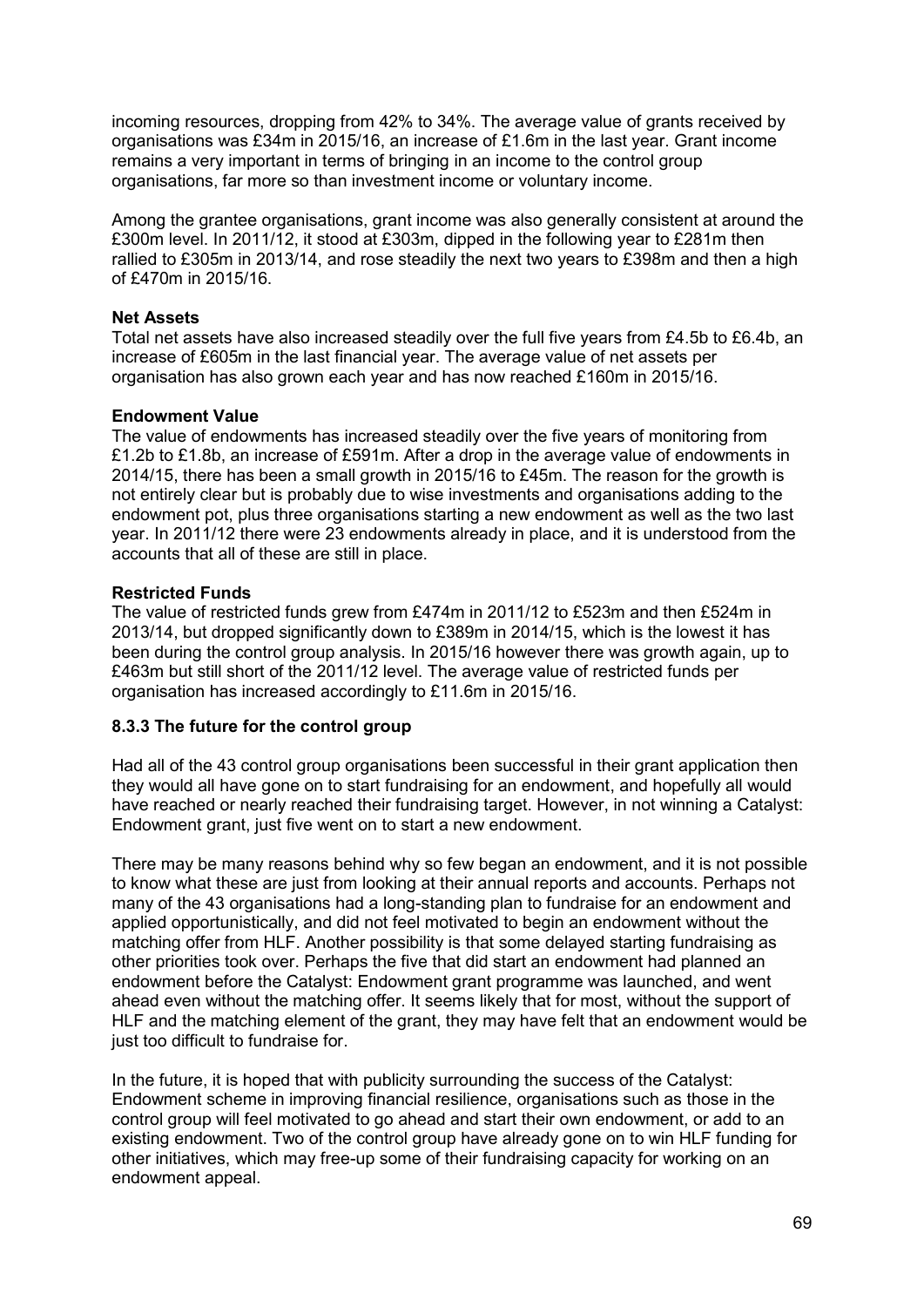incoming resources, dropping from 42% to 34%. The average value of grants received by organisations was £34m in 2015/16, an increase of £1.6m in the last year. Grant income remains a very important in terms of bringing in an income to the control group organisations, far more so than investment income or voluntary income.

Among the grantee organisations, grant income was also generally consistent at around the £300m level. In 2011/12, it stood at £303m, dipped in the following year to £281m then rallied to £305m in 2013/14, and rose steadily the next two years to £398m and then a high of £470m in 2015/16.

**Net Assets**

Total net assets have also increased steadily over the full five years from £4.5b to £6.4b, an increase of £605m in the last financial year. The average value of net assets per organisation has also grown each year and has now reached £160m in 2015/16.

**Endowment Value**

The value of endowments has increased steadily over the five years of monitoring from £1.2b to £1.8b, an increase of £591m. After a drop in the average value of endowments in 2014/15, there has been a small growth in 2015/16 to £45m. The reason for the growth is not entirely clear but is probably due to wise investments and organisations adding to the endowment pot, plus three organisations starting a new endowment as well as the two last year. In 2011/12 there were 23 endowments already in place, and it is understood from the accounts that all of these are still in place.

**Restricted Funds**

The value of restricted funds grew from £474m in 2011/12 to £523m and then £524m in 2013/14, but dropped significantly down to £389m in 2014/15, which is the lowest it has been during the control group analysis. In 2015/16 however there was growth again, up to £463m but still short of the 2011/12 level. The average value of restricted funds per organisation has increased accordingly to £11.6m in 2015/16.

### 8.3.3 The future for the control group

Had all of the 43 control group organisations been successful in their grant application then they would all have gone on to start fundraising for an endowment, and hopefully all would have reached or nearly reached their fundraising target. However, in not winning a Catalyst: Endowment grant, just five went on to start a new endowment.

There may be many reasons behind why so few began an endowment, and it is not possible to know what these are just from looking at their annual reports and accounts. Perhaps not many of the 43 organisations had a long-standing plan to fundraise for an endowment and applied opportunistically, and did not feel motivated to begin an endowment without the matching offer from HLF. Another possibility is that some delayed starting fundraising as other priorities took over. Perhaps the five that did start an endowment had planned an endowment before the Catalyst: Endowment grant programme was launched, and went ahead even without the matching offer. It seems likely that for most, without the support of HLF and the matching element of the grant, they may have felt that an endowment would be just too difficult to fundraise for.

In the future, it is hoped that with publicity surrounding the success of the Catalyst: Endowment scheme in improving financial resilience, organisations such as those in the control group will feel motivated to go ahead and start their own endowment, or add to an existing endowment. Two of the control group have already gone on to win HLF funding for other initiatives, which may free-up some of their fundraising capacity for working on an endowment appeal.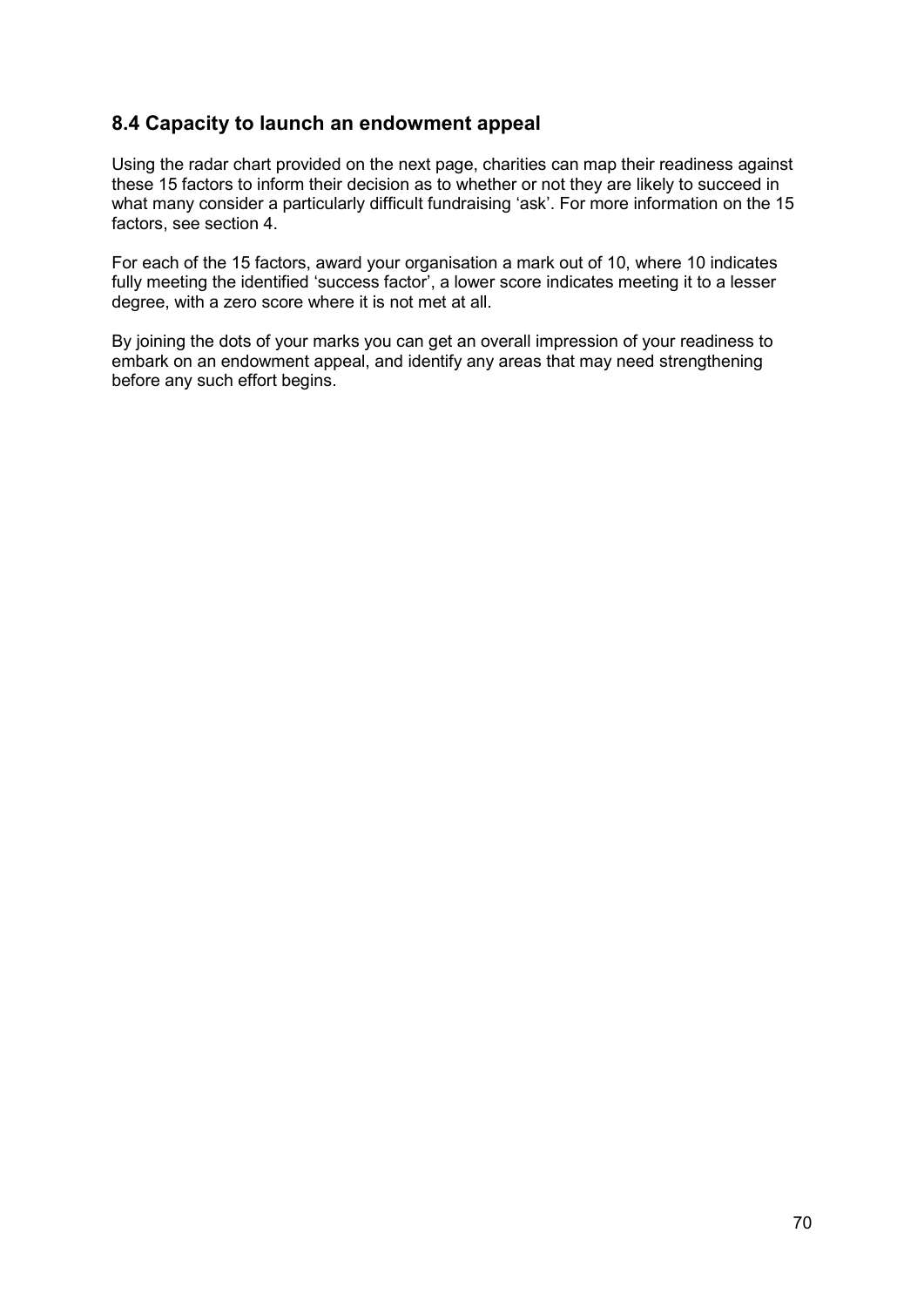## 8.4 Capacity to launch an endowment appeal

Using the radar chart provided on the next page, charities can map their readiness against these 15 factors to inform their decision as to whether or not they are likely to succeed in what many consider a particularly difficult fundraising 'ask'. For more information on the 15 factors, see section 4.

For each of the 15 factors, award your organisation a mark out of 10, where 10 indicates fully meeting the identified 'success factor', a lower score indicates meeting it to a lesser degree, with a zero score where it is not met at all.

By joining the dots of your marks you can get an overall impression of your readiness to embark on an endowment appeal, and identify any areas that may need strengthening before any such effort begins.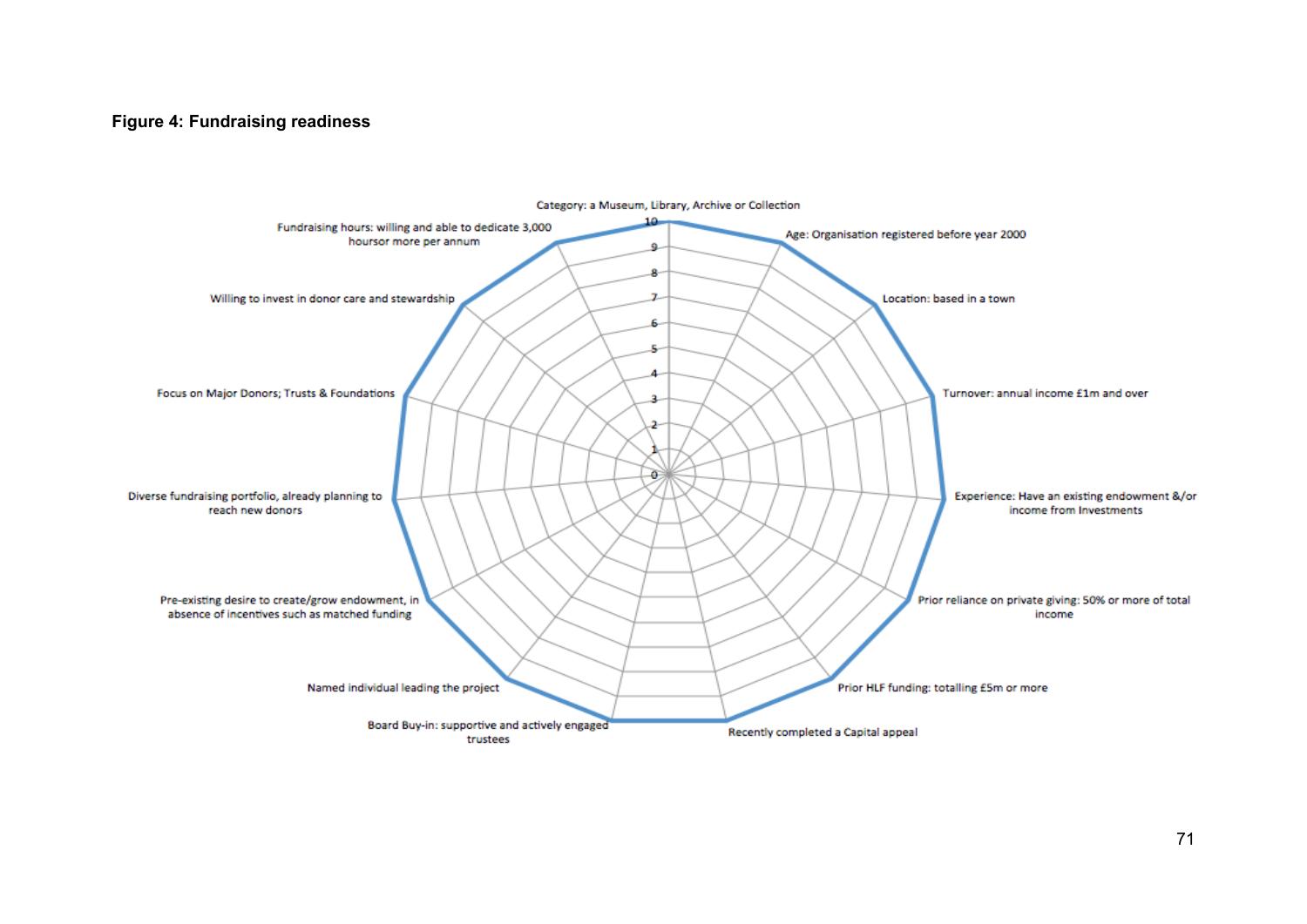**Figure 4: Fundraising readiness**

Category: a Museum, Library, Archive or Collection

Age: Organisation registered before year 2000

Location: based in a town

Turnover: annual income £1m and over

Experience: Have an existing endowment &/or income from Investments

Prior reliance on private giving: 50% or more of total income

Prior HLF funding: totalling £5m or more

Recently completed a Capital appeal

Board Buy-in: supportive and actively engaged trustees

Named individual leading the project

Pre-existing desire to create/grow endowment, in absence of incentives such as matched funding

Diverse fundraising portfolio, already planning to reach new donors

Focus on Major Donors; Trusts & Foundations

Willing to invest in donor care and stewardship

Fundraising hours: willing and able to dedicate 3,000 hoursor more per annum

10
9
8
7
6
5
4
3
2
1
0